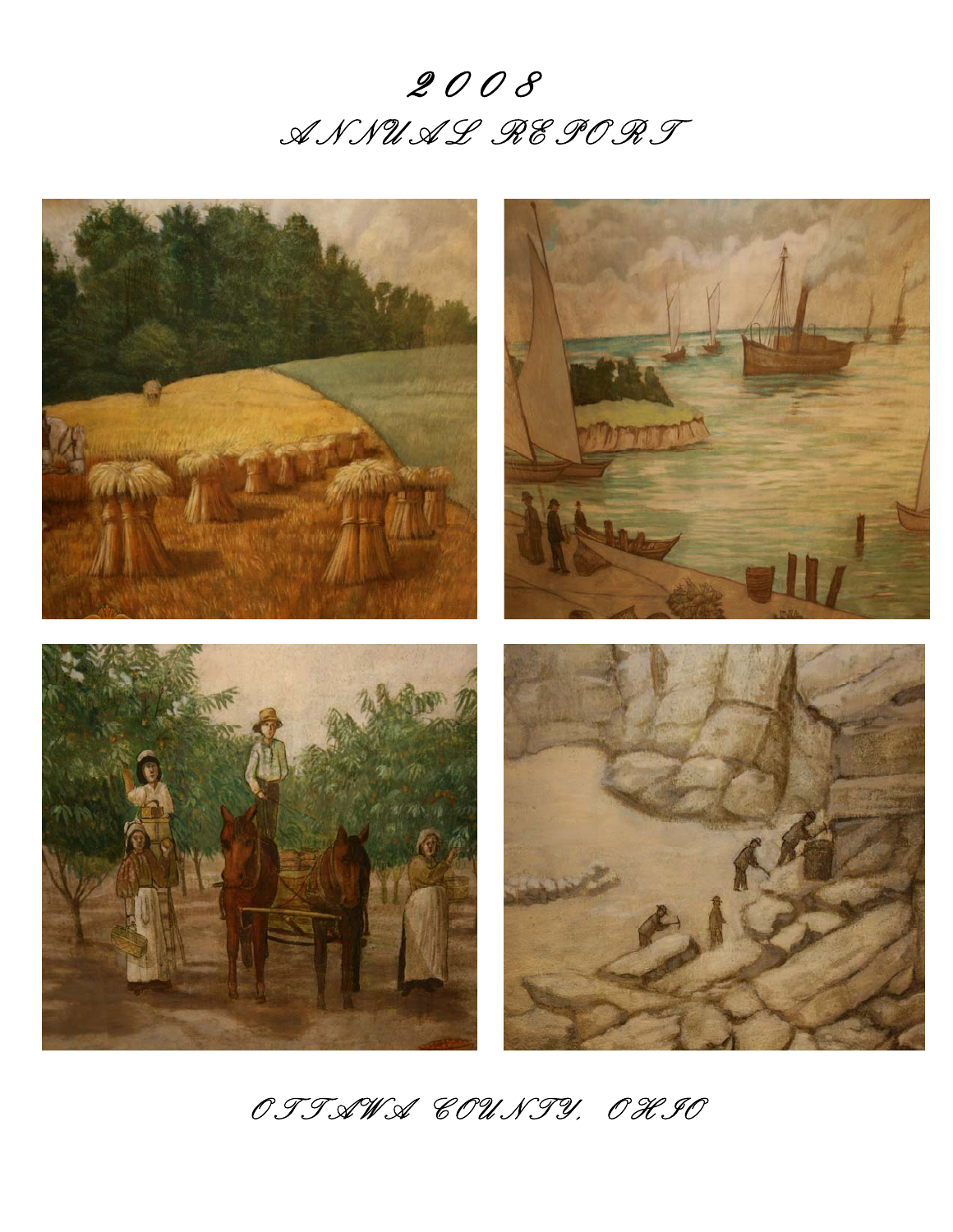# 2008
# ANNUAL REPORT

OTTAWA COUNTY, OHIO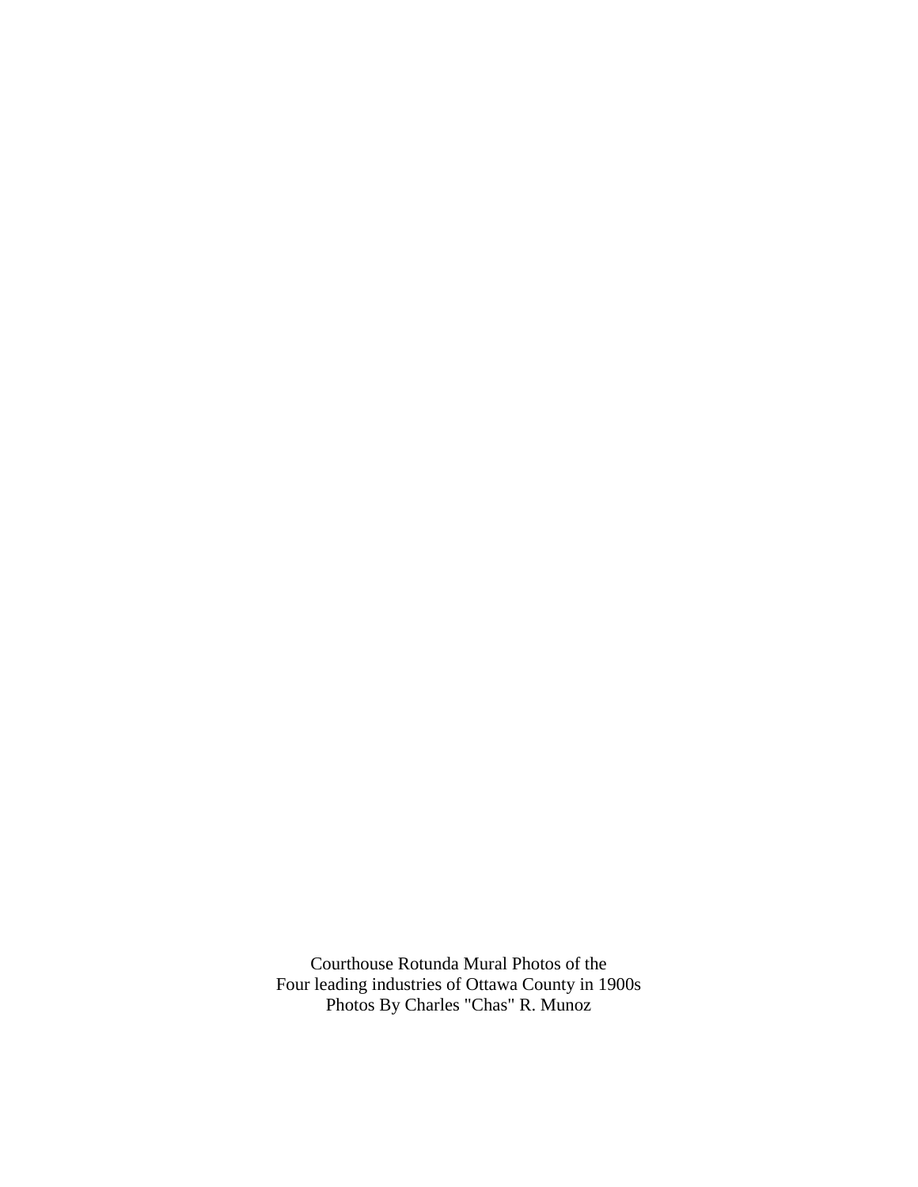Courthouse Rotunda Mural Photos of the
Four leading industries of Ottawa County in 1900s
Photos By Charles "Chas" R. Munoz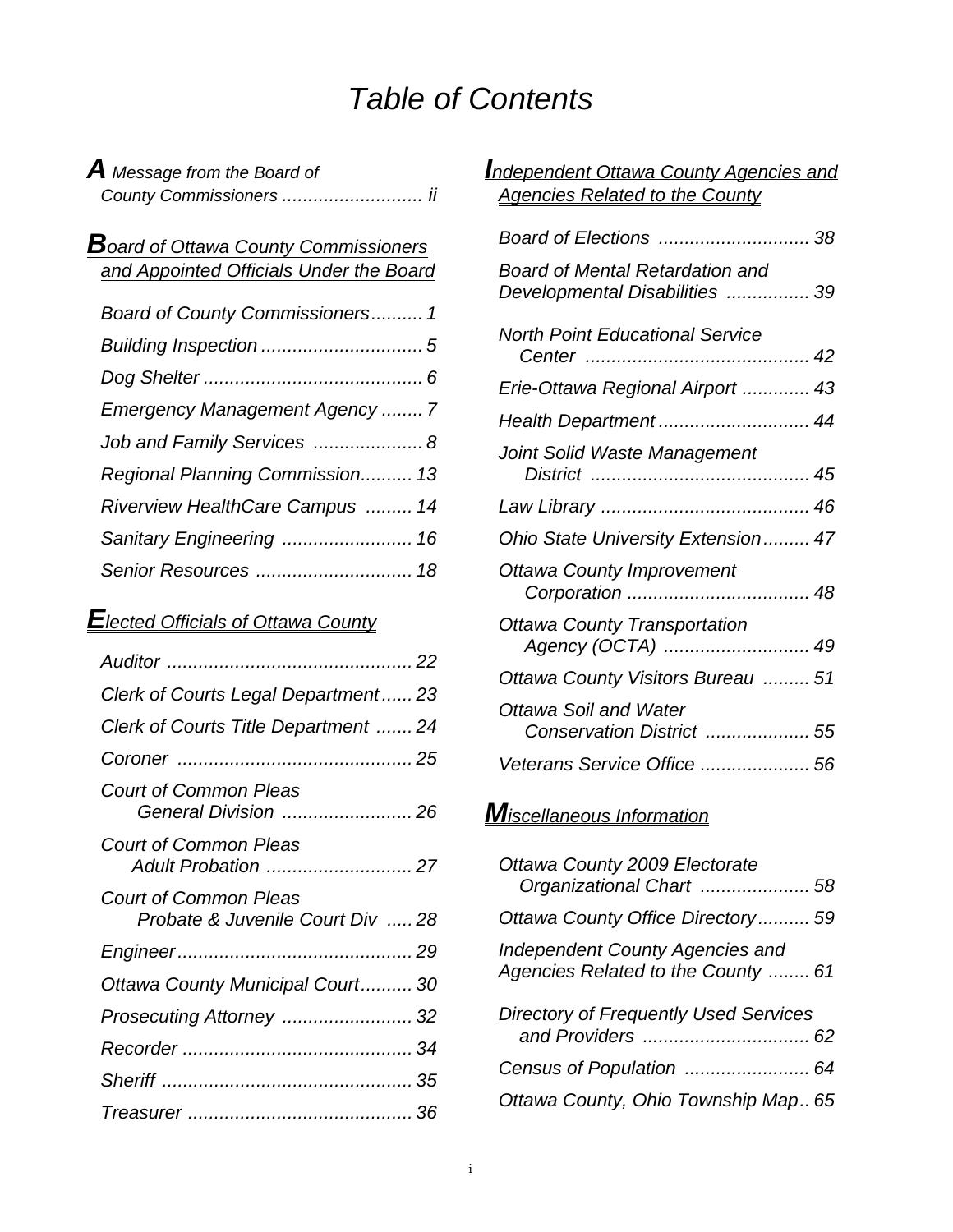# *Table of Contents*

***A** Message from the Board of County Commissioners* ........................... *ii*

## ***B**oard of Ottawa County Commissioners and Appointed Officials Under the Board*

- *Board of County Commissioners* .......... *1*
- *Building Inspection* ............................... *5*
- *Dog Shelter* .......................................... *6*
- *Emergency Management Agency* ........ *7*
- *Job and Family Services* ..................... *8*
- *Regional Planning Commission* .......... *13*
- *Riverview HealthCare Campus* ......... *14*
- *Sanitary Engineering* ......................... *16*
- *Senior Resources* .............................. *18*

## ***E**lected Officials of Ottawa County*

- *Auditor* ............................................... *22*
- *Clerk of Courts Legal Department* ...... *23*
- *Clerk of Courts Title Department* ....... *24*
- *Coroner* ............................................. *25*
- *Court of Common Pleas General Division* ......................... *26*
- *Court of Common Pleas Adult Probation* ............................ *27*
- *Court of Common Pleas Probate & Juvenile Court Div* ..... *28*
- *Engineer* ............................................. *29*
- *Ottawa County Municipal Court* .......... *30*
- *Prosecuting Attorney* ......................... *32*
- *Recorder* ............................................ *34*
- *Sheriff* ................................................ *35*
- *Treasurer* ........................................... *36*

## ***I**ndependent Ottawa County Agencies and Agencies Related to the County*

- *Board of Elections* ............................. *38*
- *Board of Mental Retardation and Developmental Disabilities* ................ *39*
- *North Point Educational Service Center* ........................................... *42*
- *Erie-Ottawa Regional Airport* ............. *43*
- *Health Department* ............................. *44*
- *Joint Solid Waste Management District* .......................................... *45*
- *Law Library* ........................................ *46*
- *Ohio State University Extension* ......... *47*
- *Ottawa County Improvement Corporation* ................................... *48*
- *Ottawa County Transportation Agency (OCTA)* ............................ *49*
- *Ottawa County Visitors Bureau* ......... *51*
- *Ottawa Soil and Water Conservation District* .................... *55*
- *Veterans Service Office* ..................... *56*

## ***M**iscellaneous Information*

- *Ottawa County 2009 Electorate Organizational Chart* ..................... *58*
- *Ottawa County Office Directory* .......... *59*
- *Independent County Agencies and Agencies Related to the County* ........ *61*
- *Directory of Frequently Used Services and Providers* ................................ *62*
- *Census of Population* ........................ *64*
- *Ottawa County, Ohio Township Map* .. *65*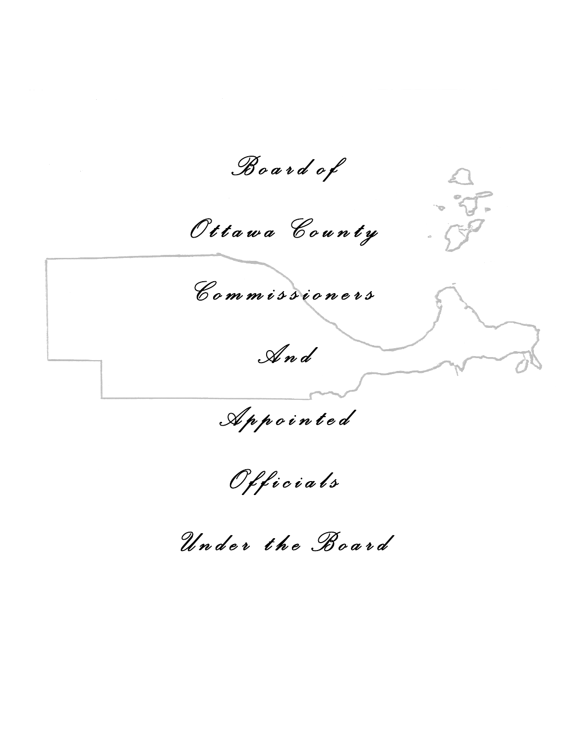# Board of Ottawa County Commissioners And Appointed Officials Under the Board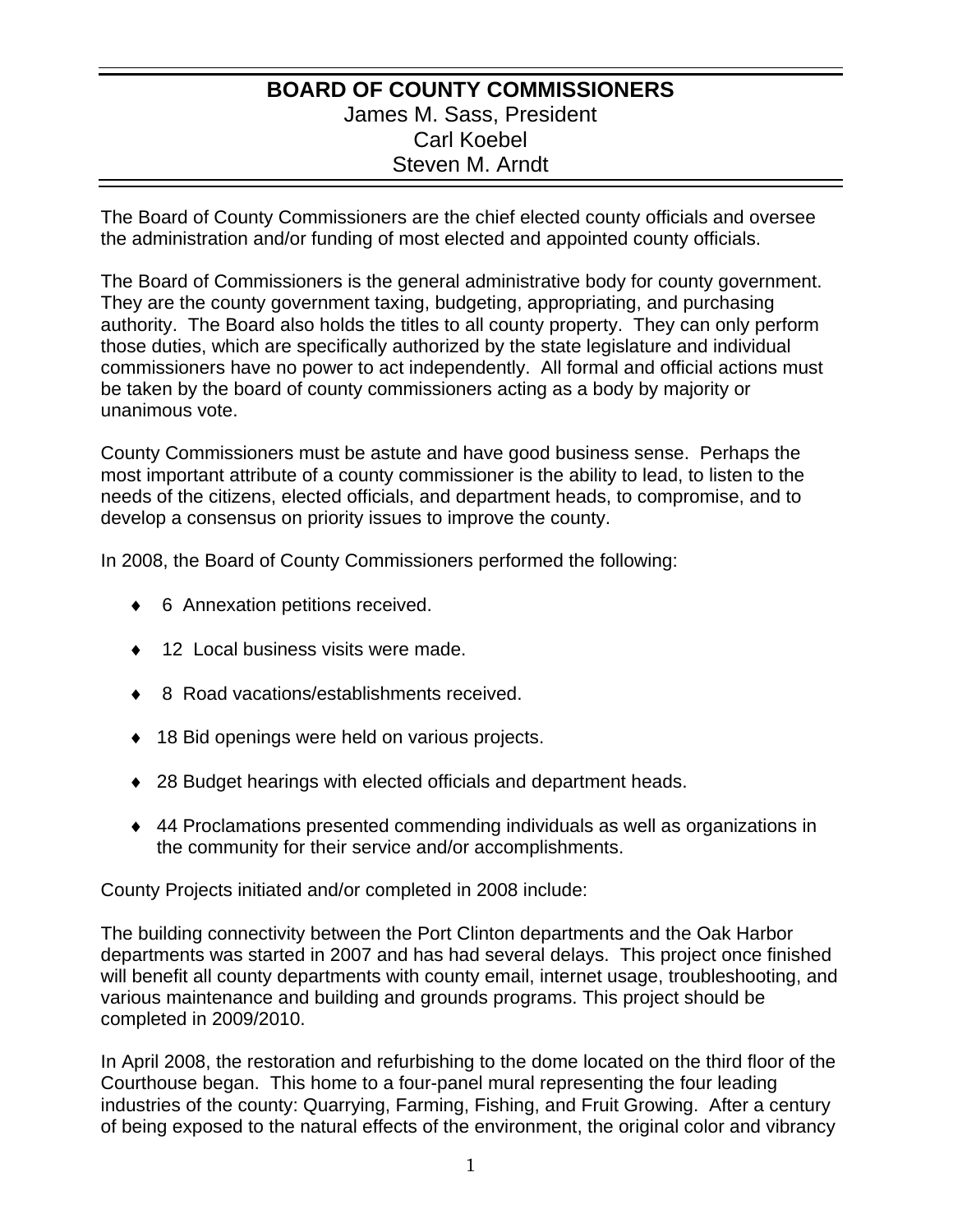# BOARD OF COUNTY COMMISSIONERS

James M. Sass, President
Carl Koebel
Steven M. Arndt

The Board of County Commissioners are the chief elected county officials and oversee the administration and/or funding of most elected and appointed county officials.

The Board of Commissioners is the general administrative body for county government. They are the county government taxing, budgeting, appropriating, and purchasing authority. The Board also holds the titles to all county property. They can only perform those duties, which are specifically authorized by the state legislature and individual commissioners have no power to act independently. All formal and official actions must be taken by the board of county commissioners acting as a body by majority or unanimous vote.

County Commissioners must be astute and have good business sense. Perhaps the most important attribute of a county commissioner is the ability to lead, to listen to the needs of the citizens, elected officials, and department heads, to compromise, and to develop a consensus on priority issues to improve the county.

In 2008, the Board of County Commissioners performed the following:

- 6 Annexation petitions received.
- 12 Local business visits were made.
- 8 Road vacations/establishments received.
- 18 Bid openings were held on various projects.
- 28 Budget hearings with elected officials and department heads.
- 44 Proclamations presented commending individuals as well as organizations in the community for their service and/or accomplishments.

County Projects initiated and/or completed in 2008 include:

The building connectivity between the Port Clinton departments and the Oak Harbor departments was started in 2007 and has had several delays. This project once finished will benefit all county departments with county email, internet usage, troubleshooting, and various maintenance and building and grounds programs. This project should be completed in 2009/2010.

In April 2008, the restoration and refurbishing to the dome located on the third floor of the Courthouse began. This home to a four-panel mural representing the four leading industries of the county: Quarrying, Farming, Fishing, and Fruit Growing. After a century of being exposed to the natural effects of the environment, the original color and vibrancy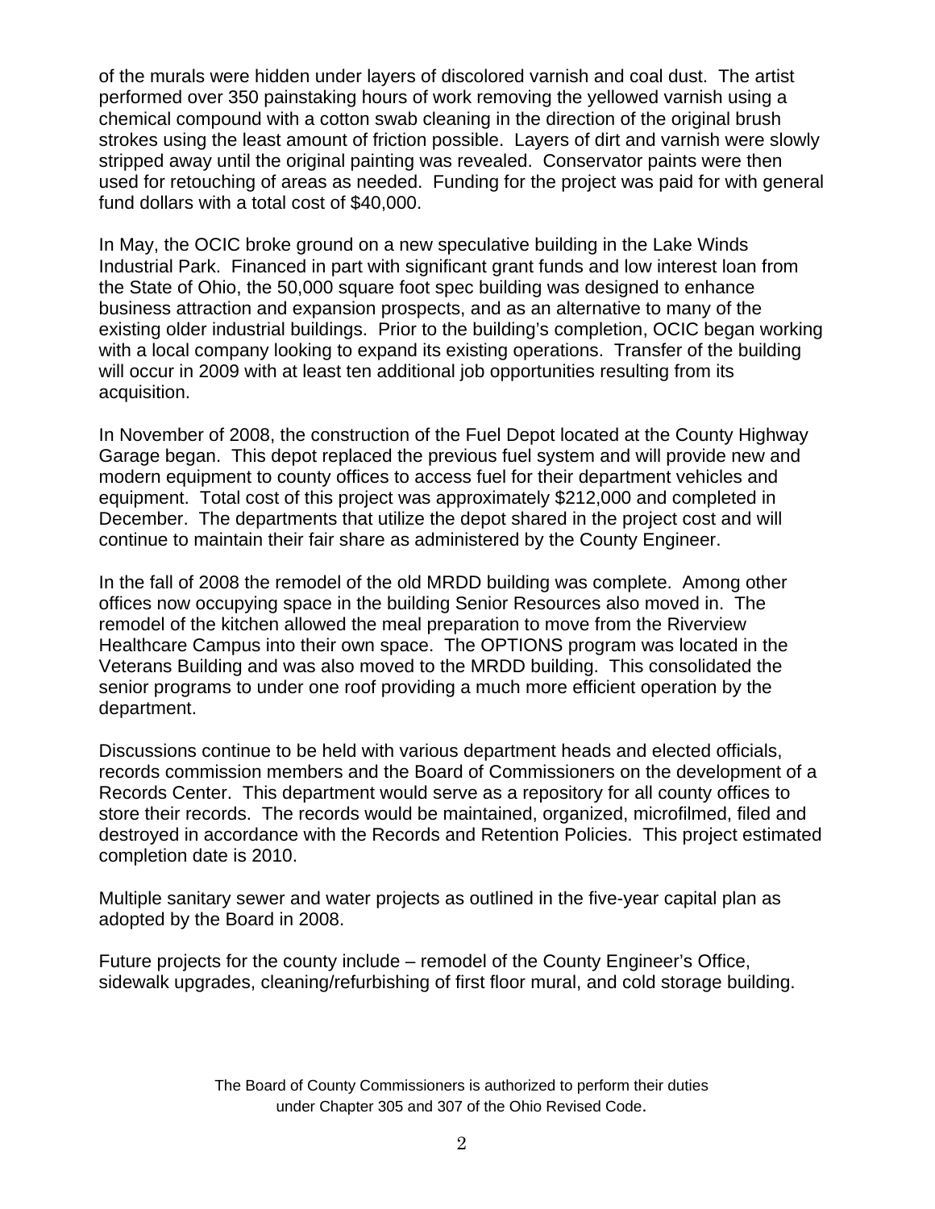of the murals were hidden under layers of discolored varnish and coal dust. The artist performed over 350 painstaking hours of work removing the yellowed varnish using a chemical compound with a cotton swab cleaning in the direction of the original brush strokes using the least amount of friction possible. Layers of dirt and varnish were slowly stripped away until the original painting was revealed. Conservator paints were then used for retouching of areas as needed. Funding for the project was paid for with general fund dollars with a total cost of $40,000.

In May, the OCIC broke ground on a new speculative building in the Lake Winds Industrial Park. Financed in part with significant grant funds and low interest loan from the State of Ohio, the 50,000 square foot spec building was designed to enhance business attraction and expansion prospects, and as an alternative to many of the existing older industrial buildings. Prior to the building's completion, OCIC began working with a local company looking to expand its existing operations. Transfer of the building will occur in 2009 with at least ten additional job opportunities resulting from its acquisition.

In November of 2008, the construction of the Fuel Depot located at the County Highway Garage began. This depot replaced the previous fuel system and will provide new and modern equipment to county offices to access fuel for their department vehicles and equipment. Total cost of this project was approximately $212,000 and completed in December. The departments that utilize the depot shared in the project cost and will continue to maintain their fair share as administered by the County Engineer.

In the fall of 2008 the remodel of the old MRDD building was complete. Among other offices now occupying space in the building Senior Resources also moved in. The remodel of the kitchen allowed the meal preparation to move from the Riverview Healthcare Campus into their own space. The OPTIONS program was located in the Veterans Building and was also moved to the MRDD building. This consolidated the senior programs to under one roof providing a much more efficient operation by the department.

Discussions continue to be held with various department heads and elected officials, records commission members and the Board of Commissioners on the development of a Records Center. This department would serve as a repository for all county offices to store their records. The records would be maintained, organized, microfilmed, filed and destroyed in accordance with the Records and Retention Policies. This project estimated completion date is 2010.

Multiple sanitary sewer and water projects as outlined in the five-year capital plan as adopted by the Board in 2008.

Future projects for the county include – remodel of the County Engineer's Office, sidewalk upgrades, cleaning/refurbishing of first floor mural, and cold storage building.

The Board of County Commissioners is authorized to perform their duties under Chapter 305 and 307 of the Ohio Revised Code.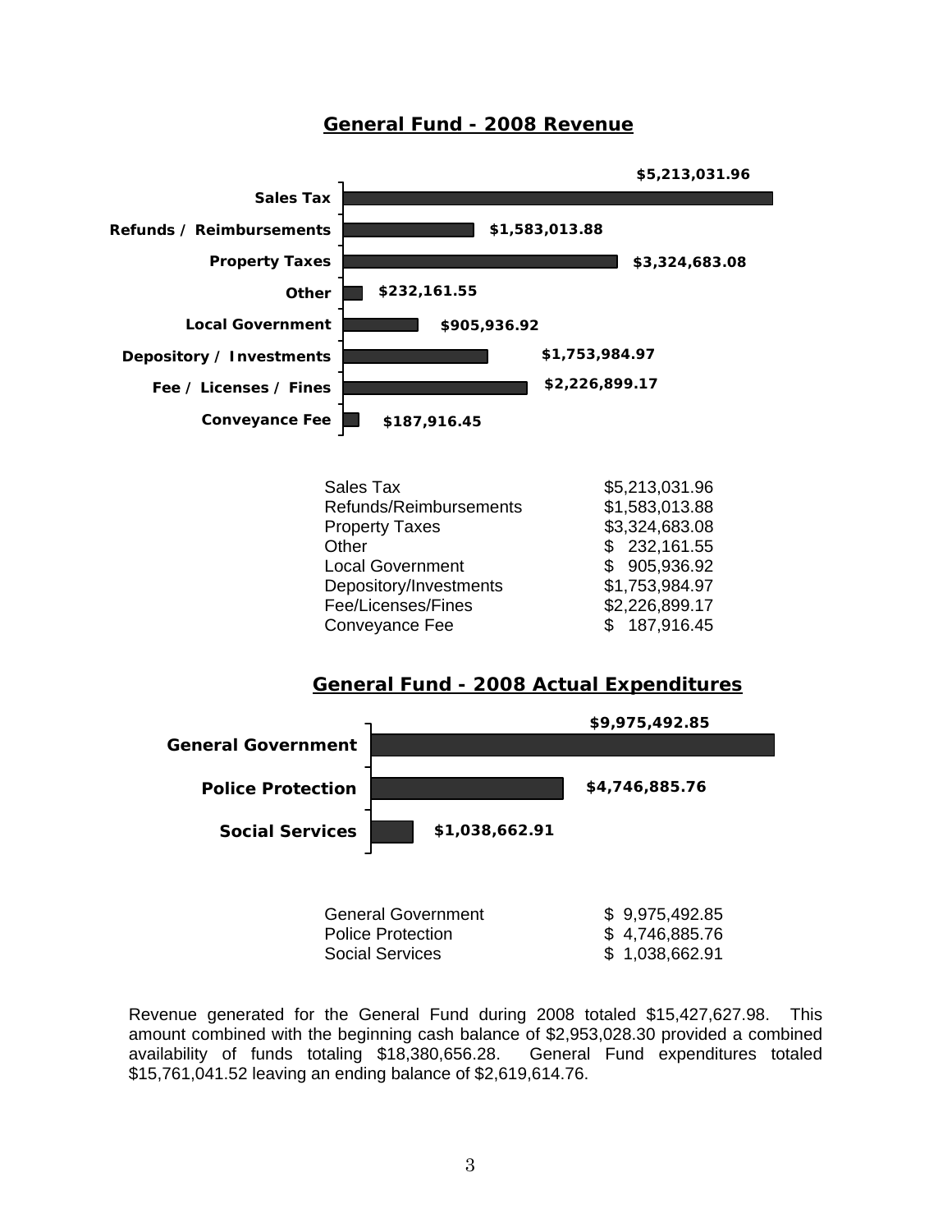## General Fund - 2008 Revenue

| Category | Amount |
|---|---|
| Sales Tax | $5,213,031.96 |
| Refunds / Reimbursements | $1,583,013.88 |
| Property Taxes | $3,324,683.08 |
| Other | $232,161.55 |
| Local Government | $905,936.92 |
| Depository / Investments | $1,753,984.97 |
| Fee / Licenses / Fines | $2,226,899.17 |
| Conveyance Fee | $187,916.45 |

| | |
|---|---|
| Sales Tax | $5,213,031.96 |
| Refunds/Reimbursements | $1,583,013.88 |
| Property Taxes | $3,324,683.08 |
| Other | $ 232,161.55 |
| Local Government | $ 905,936.92 |
| Depository/Investments | $1,753,984.97 |
| Fee/Licenses/Fines | $2,226,899.17 |
| Conveyance Fee | $ 187,916.45 |

## General Fund - 2008 Actual Expenditures

| Category | Amount |
|---|---|
| General Government | $9,975,492.85 |
| Police Protection | $4,746,885.76 |
| Social Services | $1,038,662.91 |

| | |
|---|---|
| General Government | $ 9,975,492.85 |
| Police Protection | $ 4,746,885.76 |
| Social Services | $ 1,038,662.91 |

Revenue generated for the General Fund during 2008 totaled $15,427,627.98. This amount combined with the beginning cash balance of $2,953,028.30 provided a combined availability of funds totaling $18,380,656.28. General Fund expenditures totaled $15,761,041.52 leaving an ending balance of $2,619,614.76.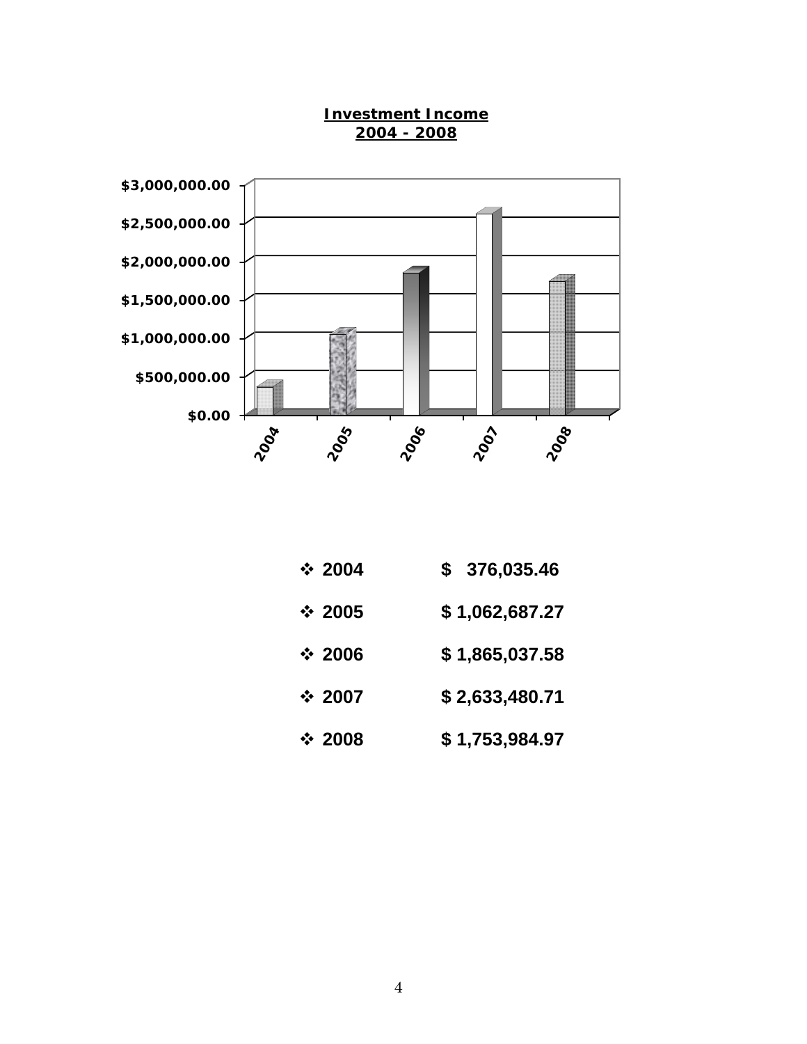**Investment Income**
**2004 - 2008**

- **2004** **$ 376,035.46**
- **2005** **$ 1,062,687.27**
- **2006** **$ 1,865,037.58**
- **2007** **$ 2,633,480.71**
- **2008** **$ 1,753,984.97**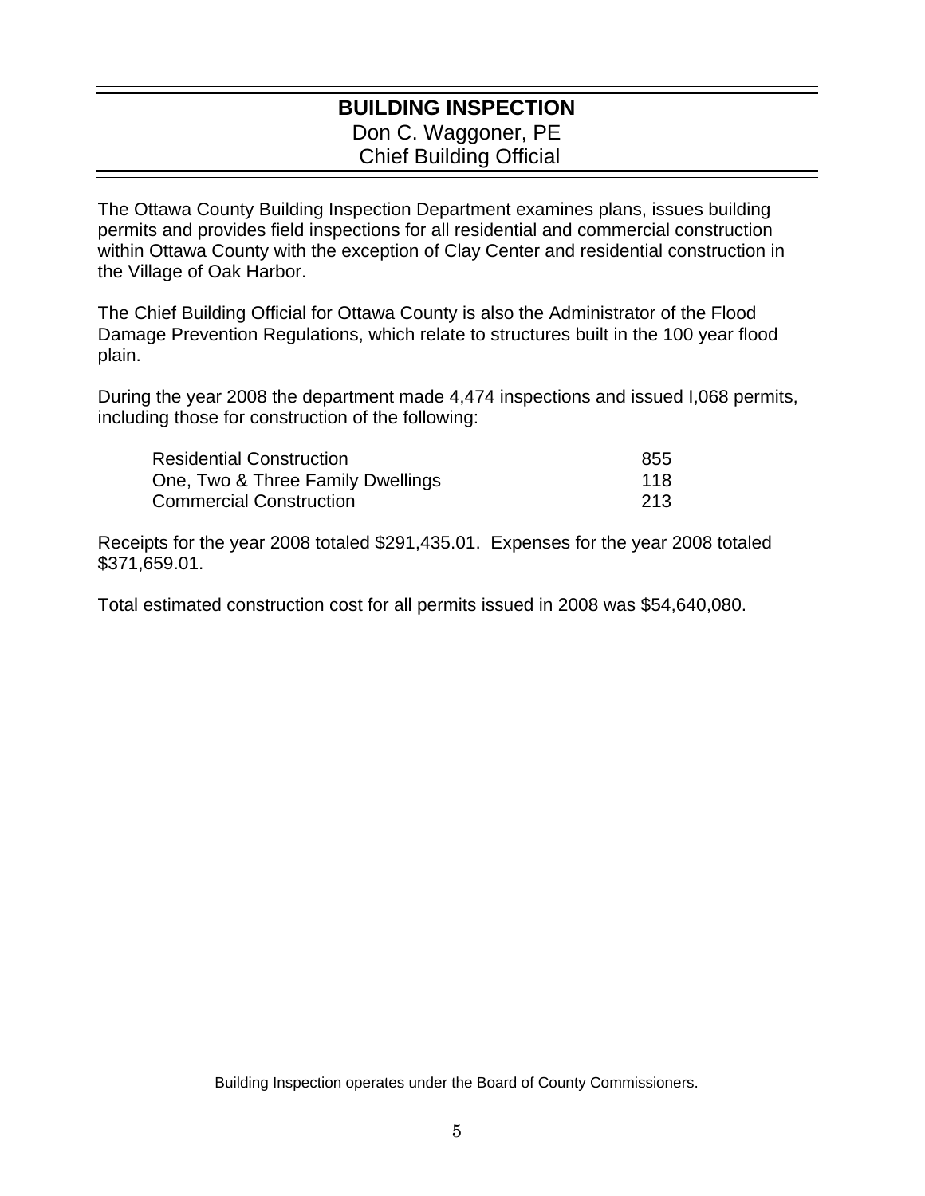## BUILDING INSPECTION

Don C. Waggoner, PE
Chief Building Official

The Ottawa County Building Inspection Department examines plans, issues building permits and provides field inspections for all residential and commercial construction within Ottawa County with the exception of Clay Center and residential construction in the Village of Oak Harbor.

The Chief Building Official for Ottawa County is also the Administrator of the Flood Damage Prevention Regulations, which relate to structures built in the 100 year flood plain.

During the year 2008 the department made 4,474 inspections and issued I,068 permits, including those for construction of the following:

| | |
|---|---|
| Residential Construction | 855 |
| One, Two & Three Family Dwellings | 118 |
| Commercial Construction | 213 |

Receipts for the year 2008 totaled $291,435.01. Expenses for the year 2008 totaled $371,659.01.

Total estimated construction cost for all permits issued in 2008 was $54,640,080.

Building Inspection operates under the Board of County Commissioners.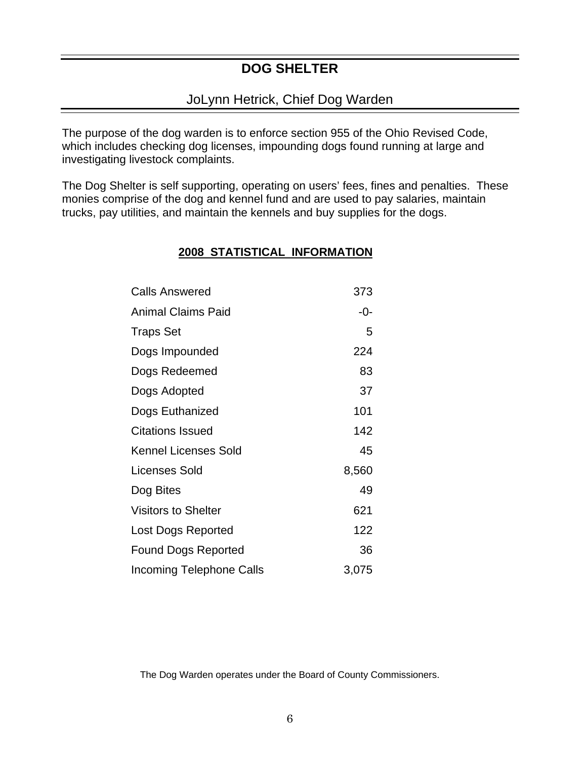# DOG SHELTER

## JoLynn Hetrick, Chief Dog Warden

The purpose of the dog warden is to enforce section 955 of the Ohio Revised Code, which includes checking dog licenses, impounding dogs found running at large and investigating livestock complaints.

The Dog Shelter is self supporting, operating on users' fees, fines and penalties. These monies comprise of the dog and kennel fund and are used to pay salaries, maintain trucks, pay utilities, and maintain the kennels and buy supplies for the dogs.

### 2008 STATISTICAL INFORMATION

| | |
|---|---:|
| Calls Answered | 373 |
| Animal Claims Paid | -0- |
| Traps Set | 5 |
| Dogs Impounded | 224 |
| Dogs Redeemed | 83 |
| Dogs Adopted | 37 |
| Dogs Euthanized | 101 |
| Citations Issued | 142 |
| Kennel Licenses Sold | 45 |
| Licenses Sold | 8,560 |
| Dog Bites | 49 |
| Visitors to Shelter | 621 |
| Lost Dogs Reported | 122 |
| Found Dogs Reported | 36 |
| Incoming Telephone Calls | 3,075 |

The Dog Warden operates under the Board of County Commissioners.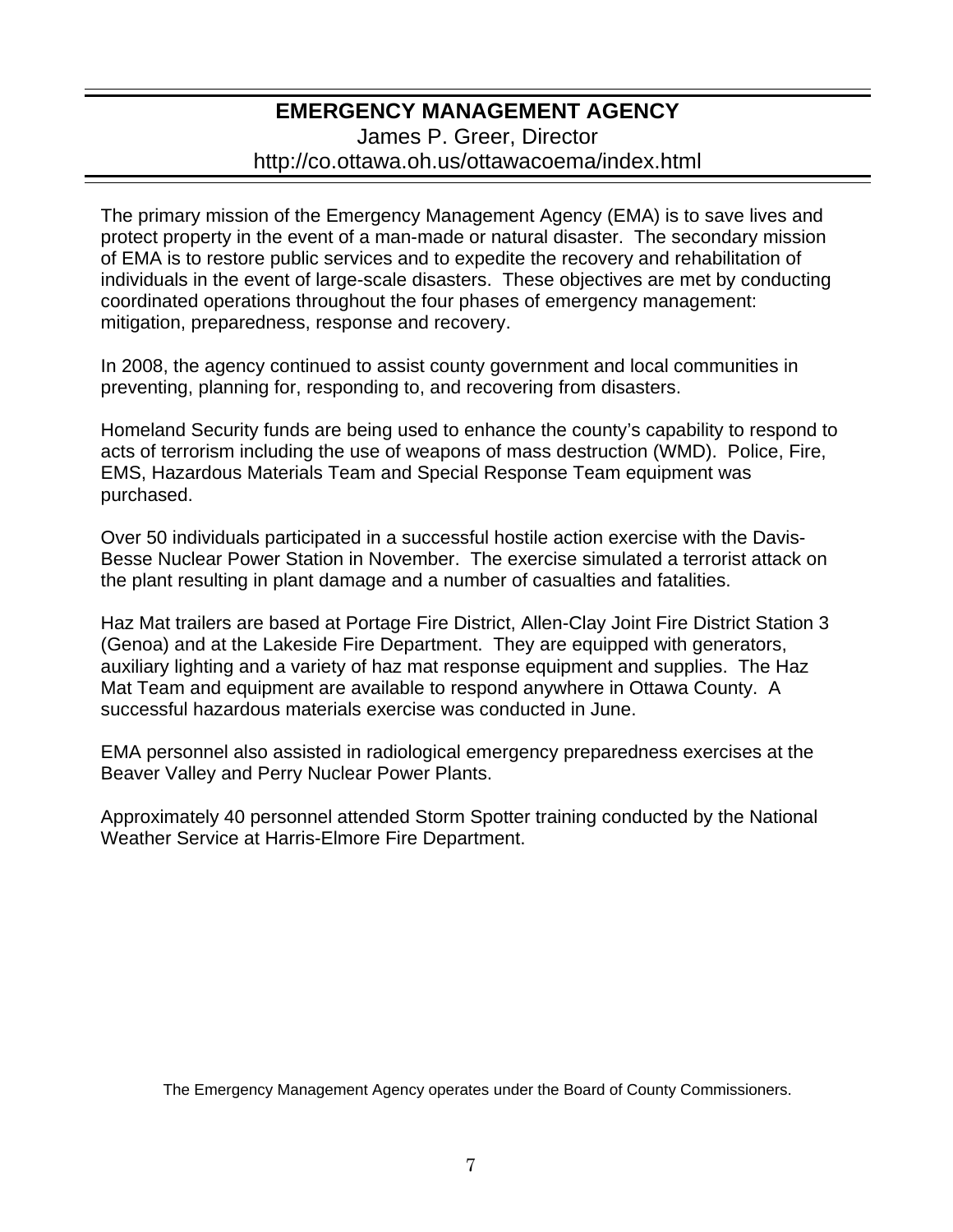# EMERGENCY MANAGEMENT AGENCY

James P. Greer, Director

http://co.ottawa.oh.us/ottawacoema/index.html

The primary mission of the Emergency Management Agency (EMA) is to save lives and protect property in the event of a man-made or natural disaster. The secondary mission of EMA is to restore public services and to expedite the recovery and rehabilitation of individuals in the event of large-scale disasters. These objectives are met by conducting coordinated operations throughout the four phases of emergency management: mitigation, preparedness, response and recovery.

In 2008, the agency continued to assist county government and local communities in preventing, planning for, responding to, and recovering from disasters.

Homeland Security funds are being used to enhance the county's capability to respond to acts of terrorism including the use of weapons of mass destruction (WMD). Police, Fire, EMS, Hazardous Materials Team and Special Response Team equipment was purchased.

Over 50 individuals participated in a successful hostile action exercise with the Davis-Besse Nuclear Power Station in November. The exercise simulated a terrorist attack on the plant resulting in plant damage and a number of casualties and fatalities.

Haz Mat trailers are based at Portage Fire District, Allen-Clay Joint Fire District Station 3 (Genoa) and at the Lakeside Fire Department. They are equipped with generators, auxiliary lighting and a variety of haz mat response equipment and supplies. The Haz Mat Team and equipment are available to respond anywhere in Ottawa County. A successful hazardous materials exercise was conducted in June.

EMA personnel also assisted in radiological emergency preparedness exercises at the Beaver Valley and Perry Nuclear Power Plants.

Approximately 40 personnel attended Storm Spotter training conducted by the National Weather Service at Harris-Elmore Fire Department.

The Emergency Management Agency operates under the Board of County Commissioners.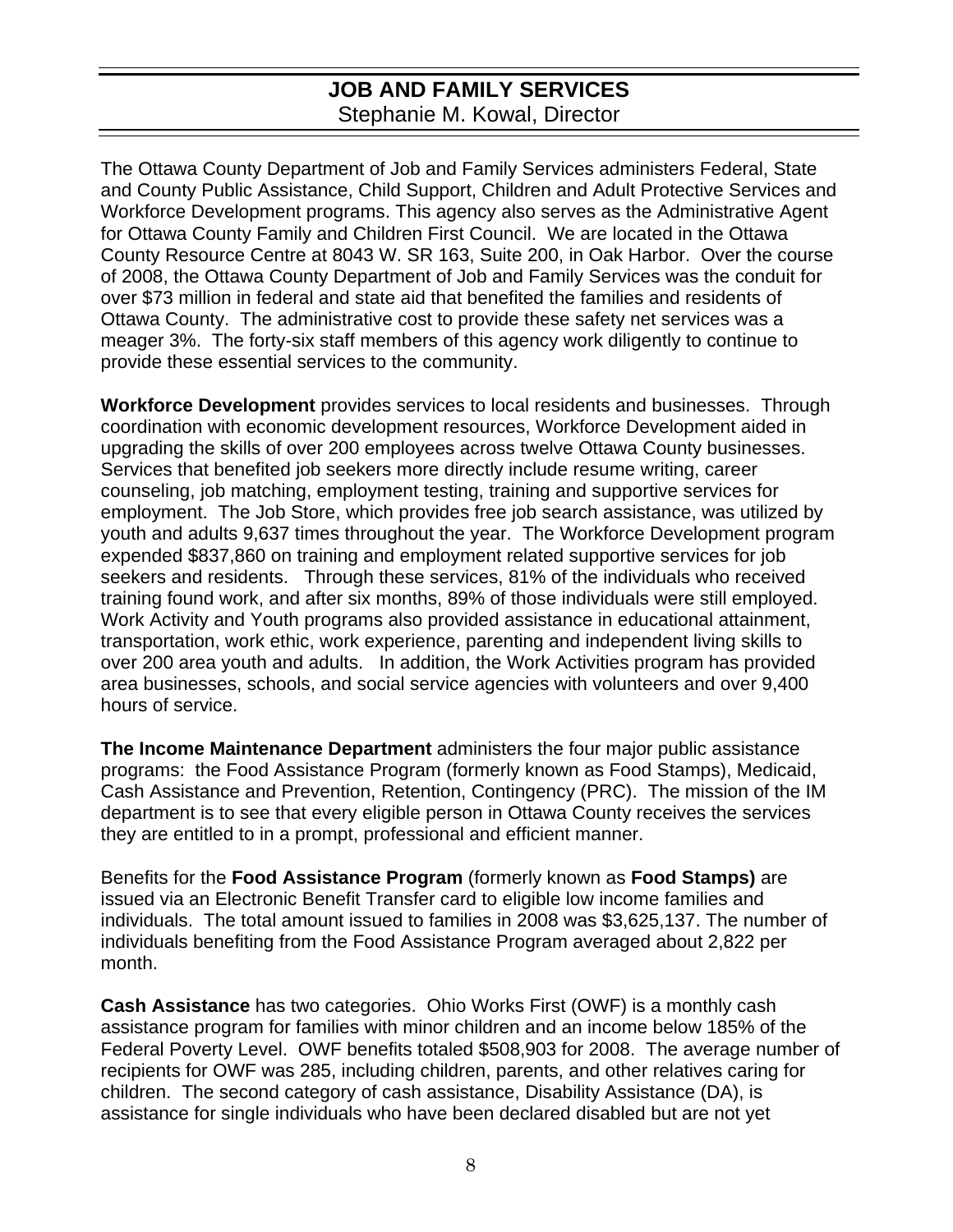## JOB AND FAMILY SERVICES

Stephanie M. Kowal, Director

The Ottawa County Department of Job and Family Services administers Federal, State and County Public Assistance, Child Support, Children and Adult Protective Services and Workforce Development programs. This agency also serves as the Administrative Agent for Ottawa County Family and Children First Council. We are located in the Ottawa County Resource Centre at 8043 W. SR 163, Suite 200, in Oak Harbor. Over the course of 2008, the Ottawa County Department of Job and Family Services was the conduit for over $73 million in federal and state aid that benefited the families and residents of Ottawa County. The administrative cost to provide these safety net services was a meager 3%. The forty-six staff members of this agency work diligently to continue to provide these essential services to the community.

**Workforce Development** provides services to local residents and businesses. Through coordination with economic development resources, Workforce Development aided in upgrading the skills of over 200 employees across twelve Ottawa County businesses. Services that benefited job seekers more directly include resume writing, career counseling, job matching, employment testing, training and supportive services for employment. The Job Store, which provides free job search assistance, was utilized by youth and adults 9,637 times throughout the year. The Workforce Development program expended $837,860 on training and employment related supportive services for job seekers and residents. Through these services, 81% of the individuals who received training found work, and after six months, 89% of those individuals were still employed. Work Activity and Youth programs also provided assistance in educational attainment, transportation, work ethic, work experience, parenting and independent living skills to over 200 area youth and adults. In addition, the Work Activities program has provided area businesses, schools, and social service agencies with volunteers and over 9,400 hours of service.

**The Income Maintenance Department** administers the four major public assistance programs: the Food Assistance Program (formerly known as Food Stamps), Medicaid, Cash Assistance and Prevention, Retention, Contingency (PRC). The mission of the IM department is to see that every eligible person in Ottawa County receives the services they are entitled to in a prompt, professional and efficient manner.

Benefits for the **Food Assistance Program** (formerly known as **Food Stamps)** are issued via an Electronic Benefit Transfer card to eligible low income families and individuals. The total amount issued to families in 2008 was $3,625,137. The number of individuals benefiting from the Food Assistance Program averaged about 2,822 per month.

**Cash Assistance** has two categories. Ohio Works First (OWF) is a monthly cash assistance program for families with minor children and an income below 185% of the Federal Poverty Level. OWF benefits totaled $508,903 for 2008. The average number of recipients for OWF was 285, including children, parents, and other relatives caring for children. The second category of cash assistance, Disability Assistance (DA), is assistance for single individuals who have been declared disabled but are not yet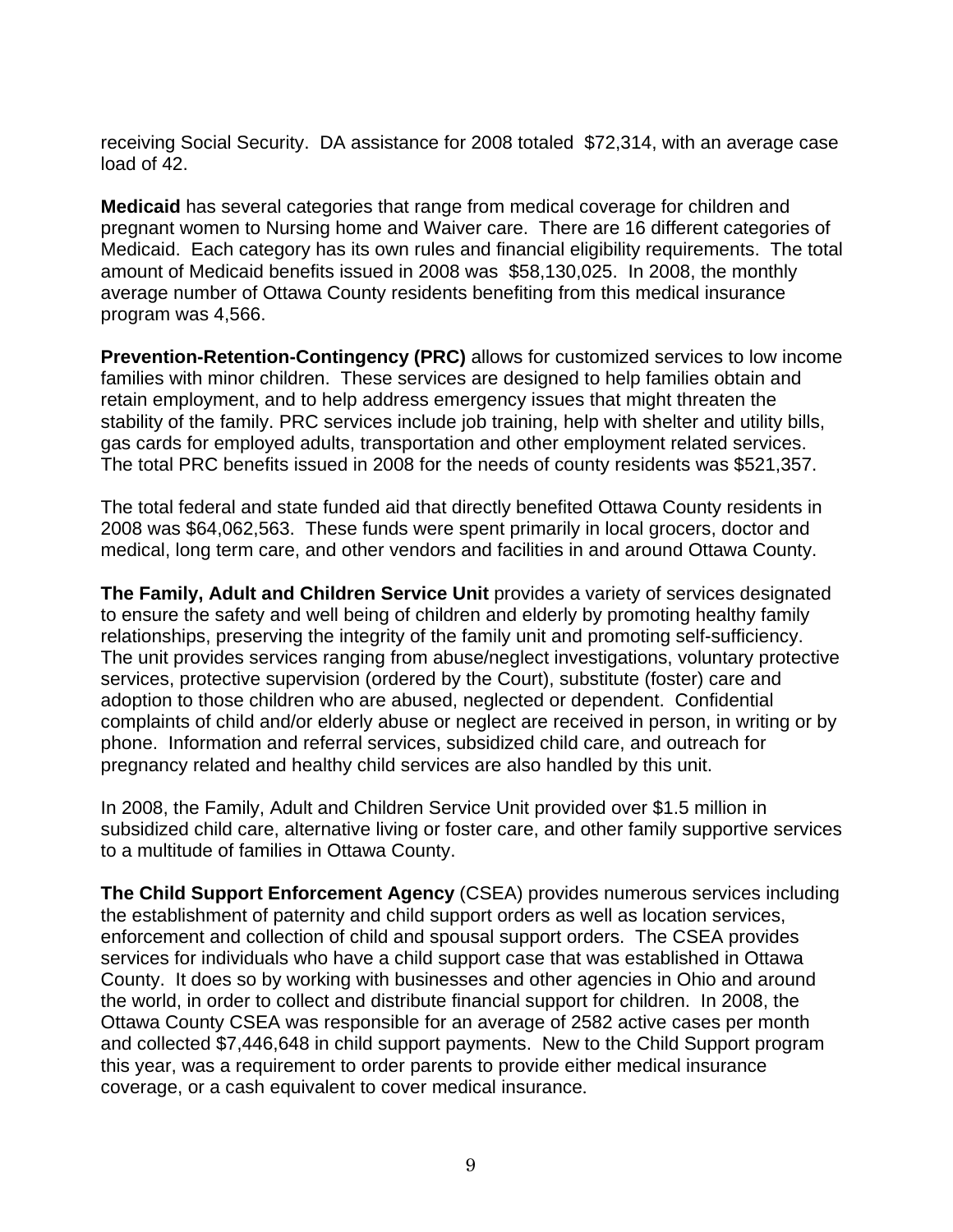receiving Social Security. DA assistance for 2008 totaled $72,314, with an average case load of 42.

**Medicaid** has several categories that range from medical coverage for children and pregnant women to Nursing home and Waiver care. There are 16 different categories of Medicaid. Each category has its own rules and financial eligibility requirements. The total amount of Medicaid benefits issued in 2008 was $58,130,025. In 2008, the monthly average number of Ottawa County residents benefiting from this medical insurance program was 4,566.

**Prevention-Retention-Contingency (PRC)** allows for customized services to low income families with minor children. These services are designed to help families obtain and retain employment, and to help address emergency issues that might threaten the stability of the family. PRC services include job training, help with shelter and utility bills, gas cards for employed adults, transportation and other employment related services. The total PRC benefits issued in 2008 for the needs of county residents was $521,357.

The total federal and state funded aid that directly benefited Ottawa County residents in 2008 was $64,062,563. These funds were spent primarily in local grocers, doctor and medical, long term care, and other vendors and facilities in and around Ottawa County.

**The Family, Adult and Children Service Unit** provides a variety of services designated to ensure the safety and well being of children and elderly by promoting healthy family relationships, preserving the integrity of the family unit and promoting self-sufficiency. The unit provides services ranging from abuse/neglect investigations, voluntary protective services, protective supervision (ordered by the Court), substitute (foster) care and adoption to those children who are abused, neglected or dependent. Confidential complaints of child and/or elderly abuse or neglect are received in person, in writing or by phone. Information and referral services, subsidized child care, and outreach for pregnancy related and healthy child services are also handled by this unit.

In 2008, the Family, Adult and Children Service Unit provided over $1.5 million in subsidized child care, alternative living or foster care, and other family supportive services to a multitude of families in Ottawa County.

**The Child Support Enforcement Agency** (CSEA) provides numerous services including the establishment of paternity and child support orders as well as location services, enforcement and collection of child and spousal support orders. The CSEA provides services for individuals who have a child support case that was established in Ottawa County. It does so by working with businesses and other agencies in Ohio and around the world, in order to collect and distribute financial support for children. In 2008, the Ottawa County CSEA was responsible for an average of 2582 active cases per month and collected $7,446,648 in child support payments. New to the Child Support program this year, was a requirement to order parents to provide either medical insurance coverage, or a cash equivalent to cover medical insurance.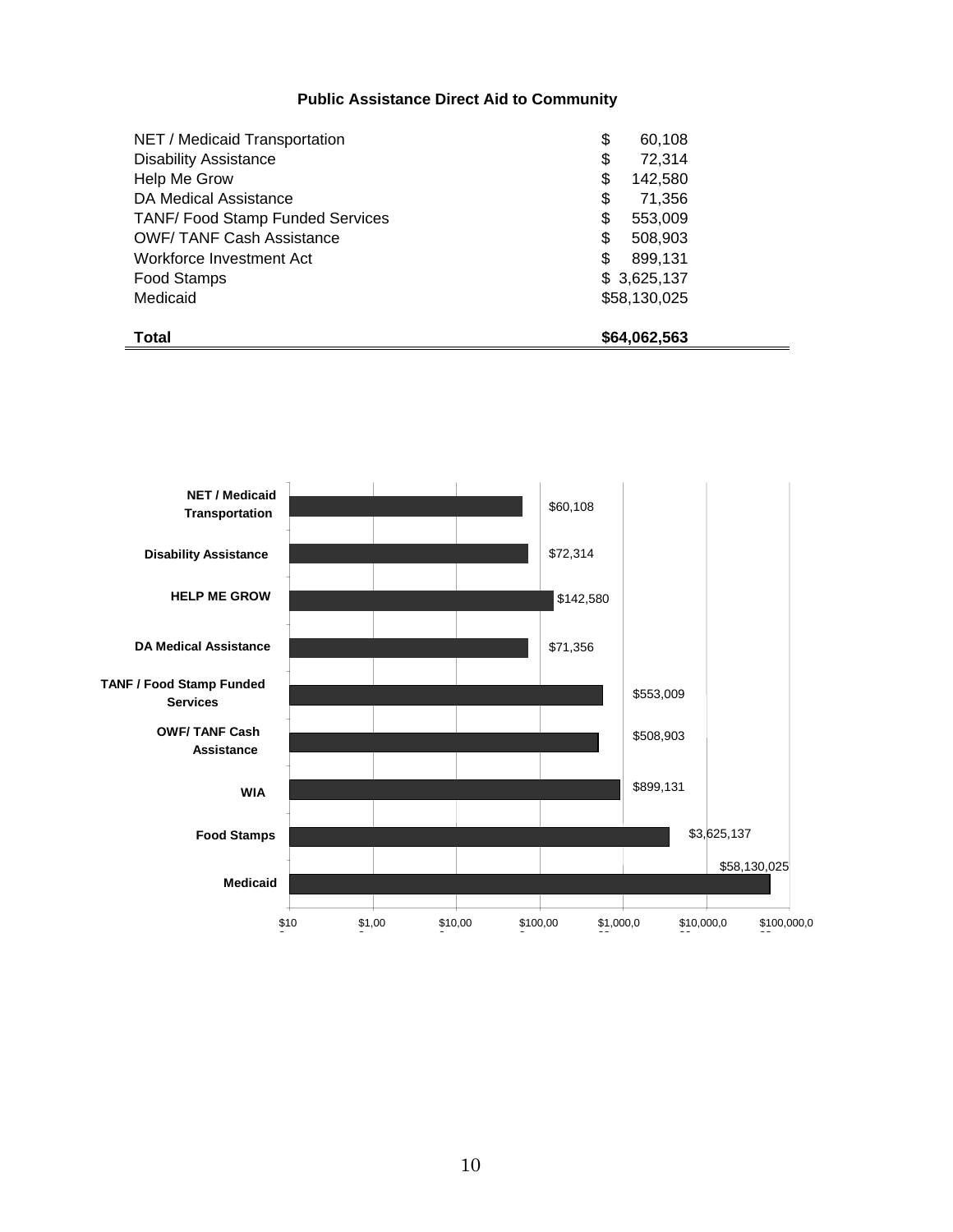**Public Assistance Direct Aid to Community**

| | |
|---|---|
| NET / Medicaid Transportation | $ 60,108 |
| Disability Assistance | $ 72,314 |
| Help Me Grow | $ 142,580 |
| DA Medical Assistance | $ 71,356 |
| TANF/ Food Stamp Funded Services | $ 553,009 |
| OWF/ TANF Cash Assistance | $ 508,903 |
| Workforce Investment Act | $ 899,131 |
| Food Stamps | $ 3,625,137 |
| Medicaid | $58,130,025 |
| **Total** | **$64,062,563** |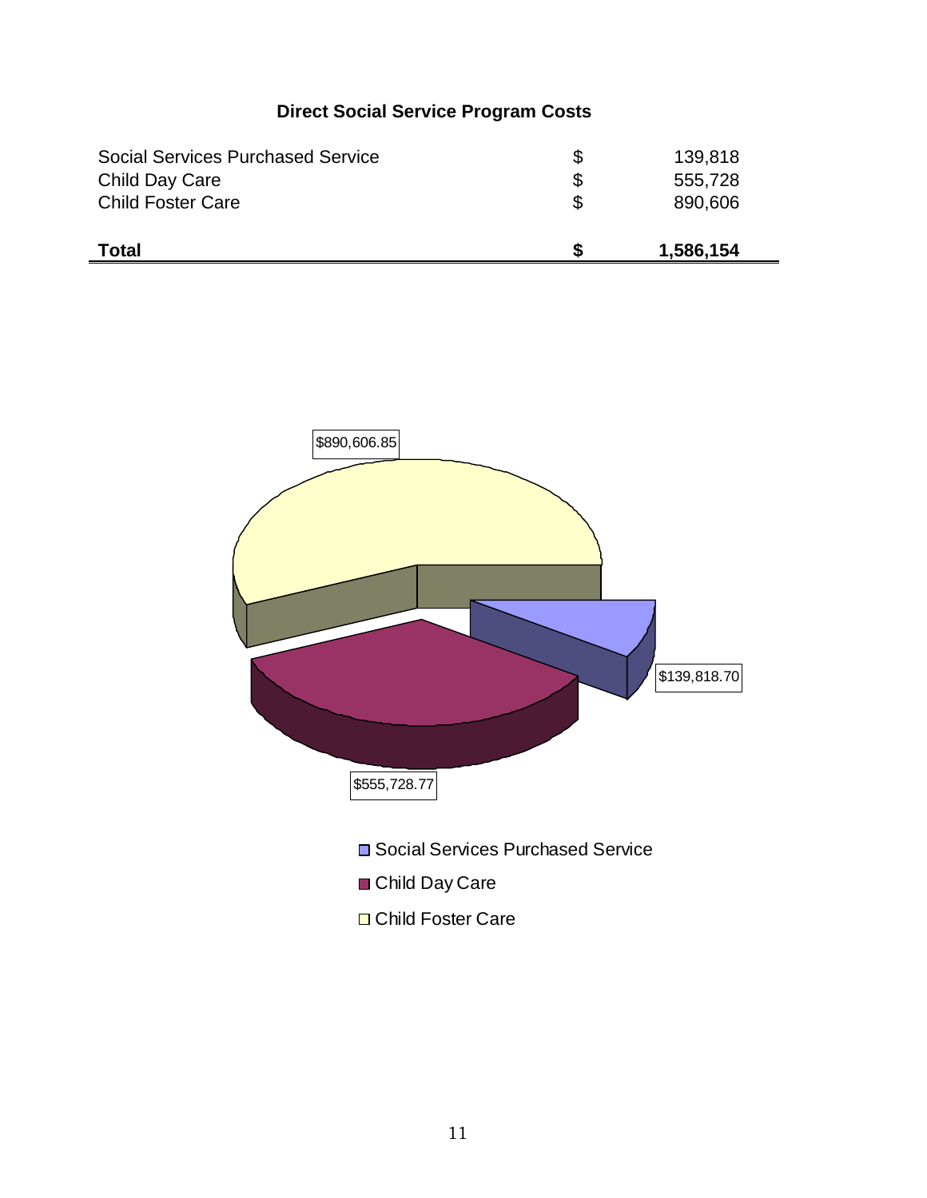## Direct Social Service Program Costs

| | | |
|---|---|---|
| Social Services Purchased Service | $ | 139,818 |
| Child Day Care | $ | 555,728 |
| Child Foster Care | $ | 890,606 |
| **Total** | **$** | **1,586,154** |

$890,606.85

$139,818.70

$555,728.77

- Social Services Purchased Service
- Child Day Care
- Child Foster Care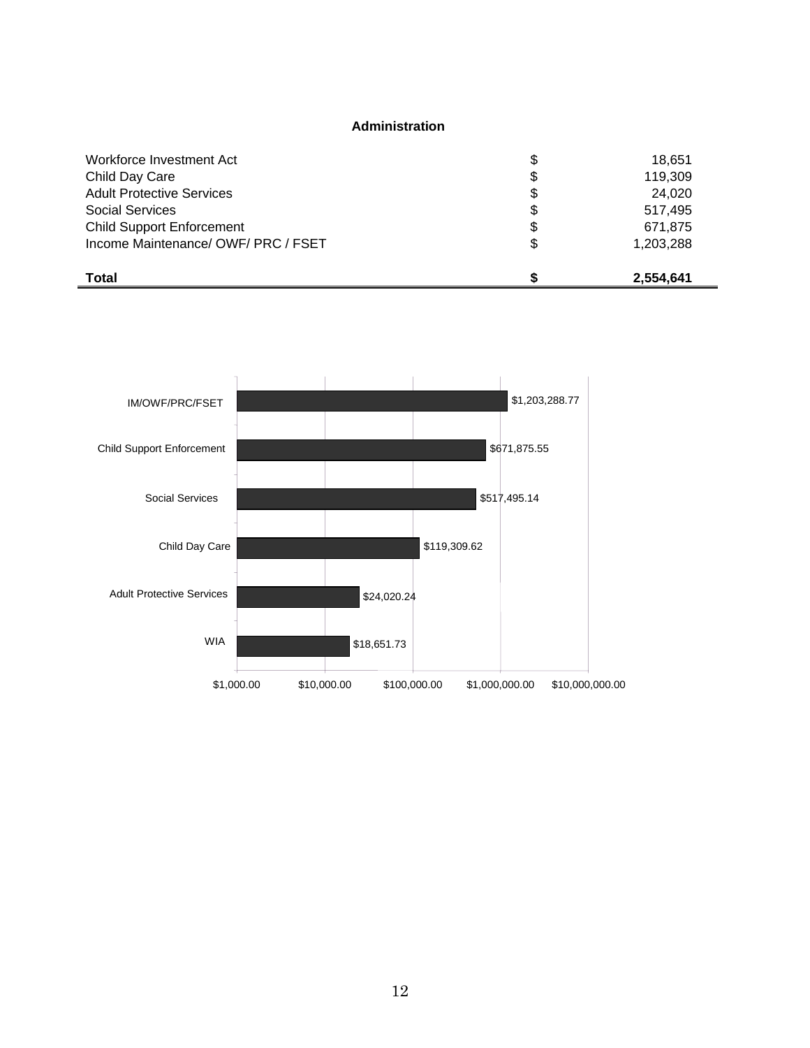## Administration

| | | |
|---|---|---|
| Workforce Investment Act | $ | 18,651 |
| Child Day Care | $ | 119,309 |
| Adult Protective Services | $ | 24,020 |
| Social Services | $ | 517,495 |
| Child Support Enforcement | $ | 671,875 |
| Income Maintenance/ OWF/ PRC / FSET | $ | 1,203,288 |
| **Total** | **$** | **2,554,641** |

| Category | Amount |
|---|---|
| IM/OWF/PRC/FSET | $1,203,288.77 |
| Child Support Enforcement | $671,875.55 |
| Social Services | $517,495.14 |
| Child Day Care | $119,309.62 |
| Adult Protective Services | $24,020.24 |
| WIA | $18,651.73 |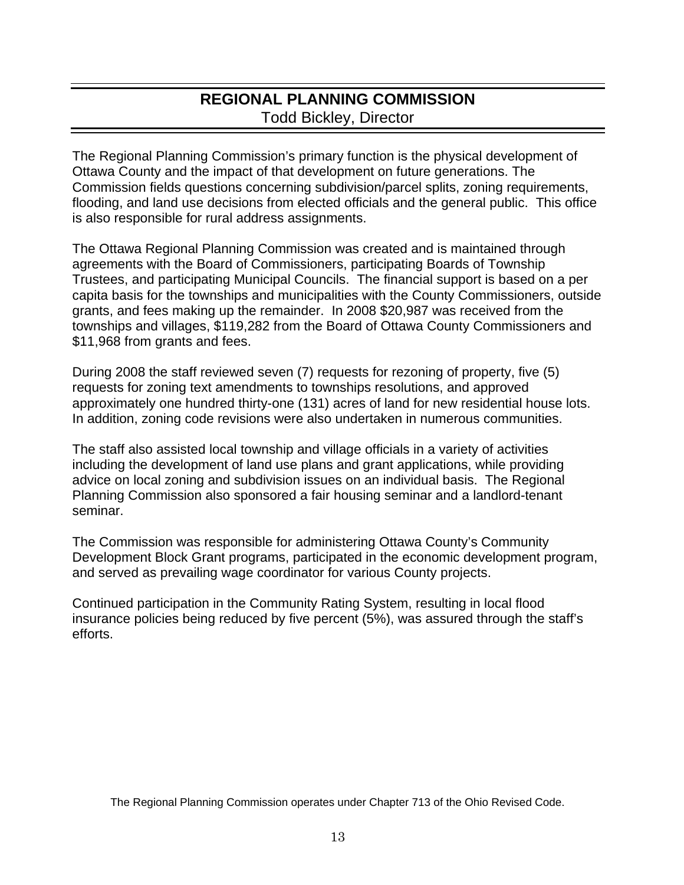## REGIONAL PLANNING COMMISSION

Todd Bickley, Director

The Regional Planning Commission's primary function is the physical development of Ottawa County and the impact of that development on future generations. The Commission fields questions concerning subdivision/parcel splits, zoning requirements, flooding, and land use decisions from elected officials and the general public. This office is also responsible for rural address assignments.

The Ottawa Regional Planning Commission was created and is maintained through agreements with the Board of Commissioners, participating Boards of Township Trustees, and participating Municipal Councils. The financial support is based on a per capita basis for the townships and municipalities with the County Commissioners, outside grants, and fees making up the remainder. In 2008 $20,987 was received from the townships and villages, $119,282 from the Board of Ottawa County Commissioners and $11,968 from grants and fees.

During 2008 the staff reviewed seven (7) requests for rezoning of property, five (5) requests for zoning text amendments to townships resolutions, and approved approximately one hundred thirty-one (131) acres of land for new residential house lots. In addition, zoning code revisions were also undertaken in numerous communities.

The staff also assisted local township and village officials in a variety of activities including the development of land use plans and grant applications, while providing advice on local zoning and subdivision issues on an individual basis. The Regional Planning Commission also sponsored a fair housing seminar and a landlord-tenant seminar.

The Commission was responsible for administering Ottawa County's Community Development Block Grant programs, participated in the economic development program, and served as prevailing wage coordinator for various County projects.

Continued participation in the Community Rating System, resulting in local flood insurance policies being reduced by five percent (5%), was assured through the staff's efforts.

The Regional Planning Commission operates under Chapter 713 of the Ohio Revised Code.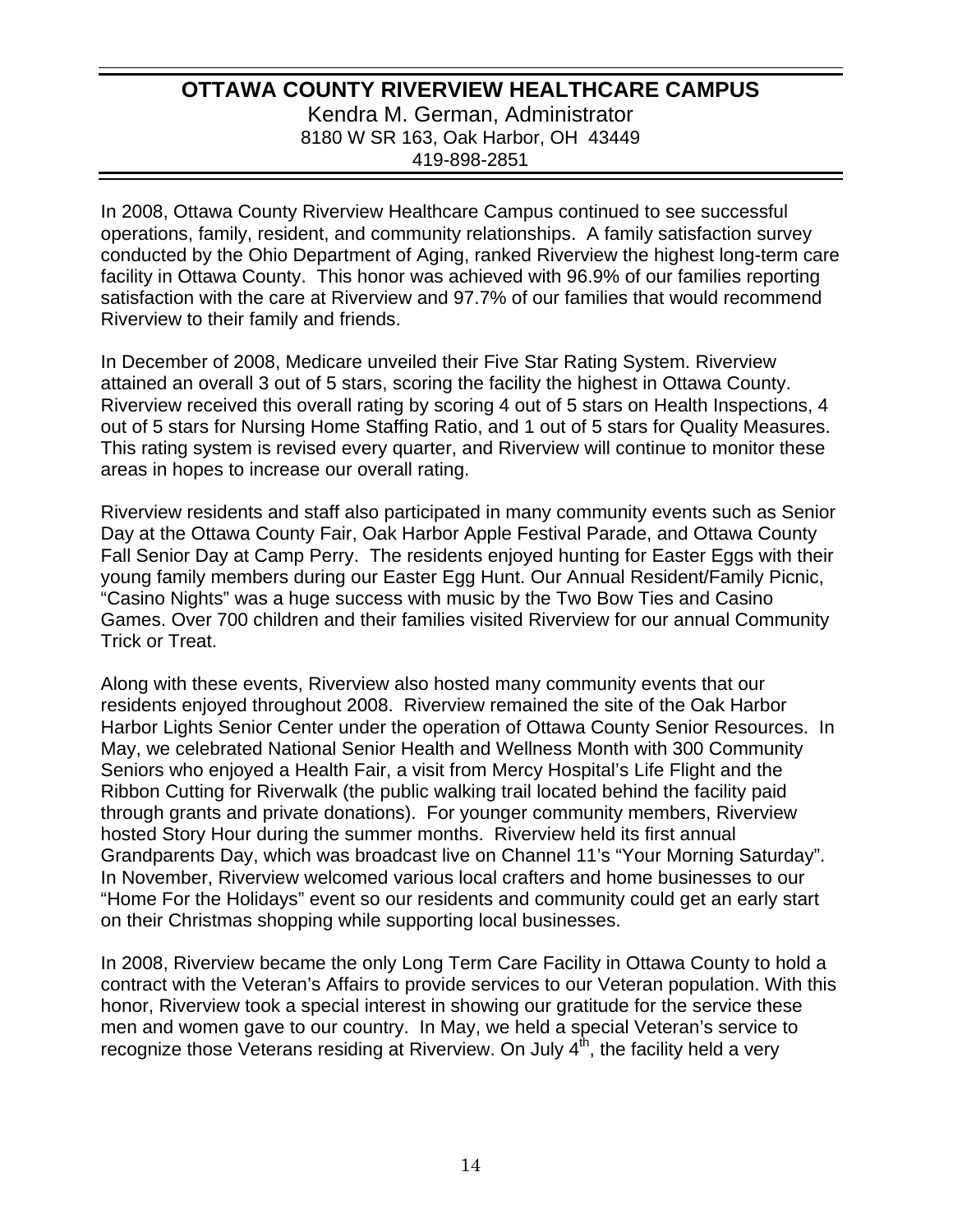## OTTAWA COUNTY RIVERVIEW HEALTHCARE CAMPUS

Kendra M. German, Administrator
8180 W SR 163, Oak Harbor, OH 43449
419-898-2851

In 2008, Ottawa County Riverview Healthcare Campus continued to see successful operations, family, resident, and community relationships. A family satisfaction survey conducted by the Ohio Department of Aging, ranked Riverview the highest long-term care facility in Ottawa County. This honor was achieved with 96.9% of our families reporting satisfaction with the care at Riverview and 97.7% of our families that would recommend Riverview to their family and friends.

In December of 2008, Medicare unveiled their Five Star Rating System. Riverview attained an overall 3 out of 5 stars, scoring the facility the highest in Ottawa County. Riverview received this overall rating by scoring 4 out of 5 stars on Health Inspections, 4 out of 5 stars for Nursing Home Staffing Ratio, and 1 out of 5 stars for Quality Measures. This rating system is revised every quarter, and Riverview will continue to monitor these areas in hopes to increase our overall rating.

Riverview residents and staff also participated in many community events such as Senior Day at the Ottawa County Fair, Oak Harbor Apple Festival Parade, and Ottawa County Fall Senior Day at Camp Perry. The residents enjoyed hunting for Easter Eggs with their young family members during our Easter Egg Hunt. Our Annual Resident/Family Picnic, "Casino Nights" was a huge success with music by the Two Bow Ties and Casino Games. Over 700 children and their families visited Riverview for our annual Community Trick or Treat.

Along with these events, Riverview also hosted many community events that our residents enjoyed throughout 2008. Riverview remained the site of the Oak Harbor Harbor Lights Senior Center under the operation of Ottawa County Senior Resources. In May, we celebrated National Senior Health and Wellness Month with 300 Community Seniors who enjoyed a Health Fair, a visit from Mercy Hospital's Life Flight and the Ribbon Cutting for Riverwalk (the public walking trail located behind the facility paid through grants and private donations). For younger community members, Riverview hosted Story Hour during the summer months. Riverview held its first annual Grandparents Day, which was broadcast live on Channel 11's "Your Morning Saturday". In November, Riverview welcomed various local crafters and home businesses to our "Home For the Holidays" event so our residents and community could get an early start on their Christmas shopping while supporting local businesses.

In 2008, Riverview became the only Long Term Care Facility in Ottawa County to hold a contract with the Veteran's Affairs to provide services to our Veteran population. With this honor, Riverview took a special interest in showing our gratitude for the service these men and women gave to our country. In May, we held a special Veteran's service to recognize those Veterans residing at Riverview. On July 4th, the facility held a very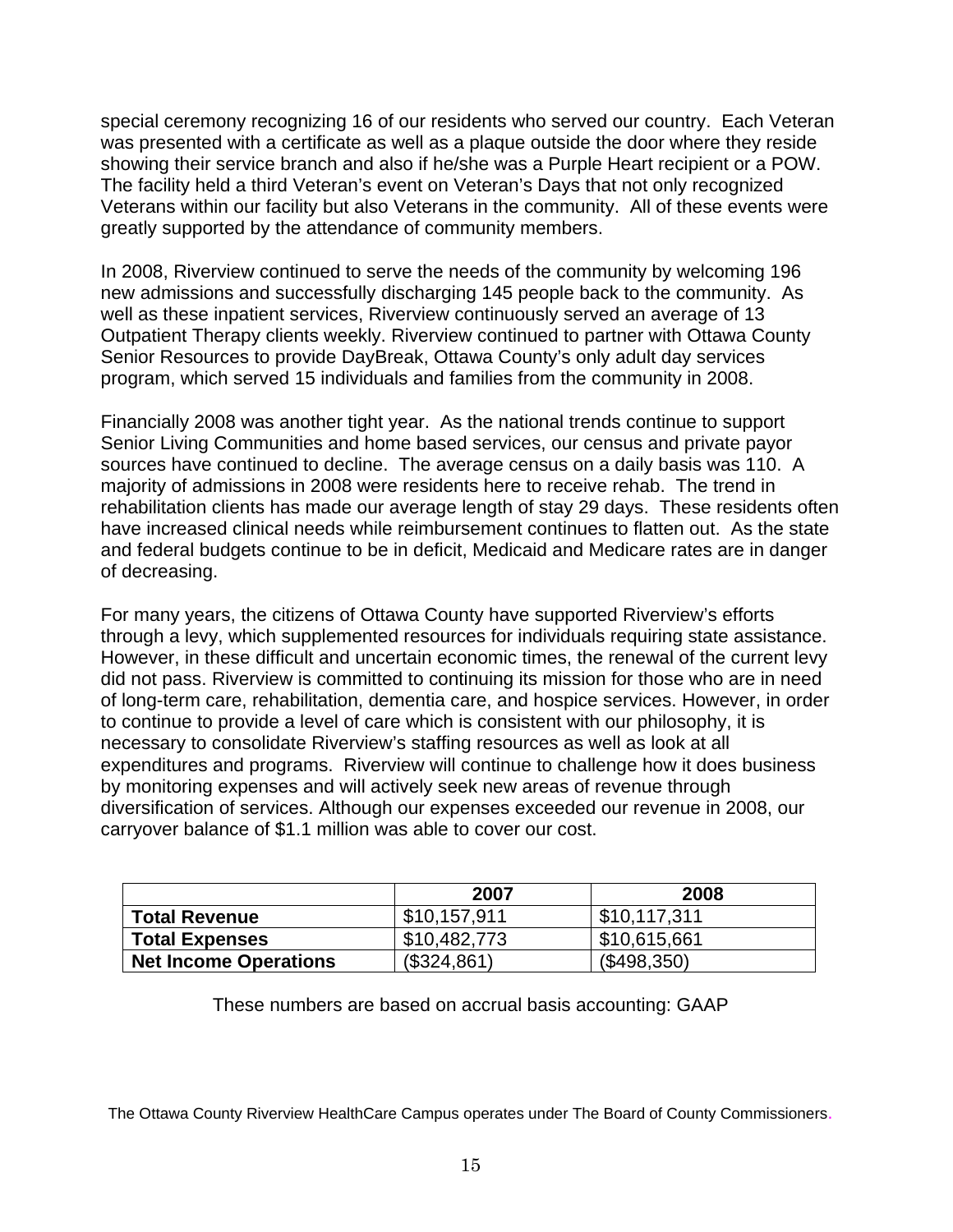special ceremony recognizing 16 of our residents who served our country. Each Veteran was presented with a certificate as well as a plaque outside the door where they reside showing their service branch and also if he/she was a Purple Heart recipient or a POW. The facility held a third Veteran's event on Veteran's Days that not only recognized Veterans within our facility but also Veterans in the community. All of these events were greatly supported by the attendance of community members.

In 2008, Riverview continued to serve the needs of the community by welcoming 196 new admissions and successfully discharging 145 people back to the community. As well as these inpatient services, Riverview continuously served an average of 13 Outpatient Therapy clients weekly. Riverview continued to partner with Ottawa County Senior Resources to provide DayBreak, Ottawa County's only adult day services program, which served 15 individuals and families from the community in 2008.

Financially 2008 was another tight year. As the national trends continue to support Senior Living Communities and home based services, our census and private payor sources have continued to decline. The average census on a daily basis was 110. A majority of admissions in 2008 were residents here to receive rehab. The trend in rehabilitation clients has made our average length of stay 29 days. These residents often have increased clinical needs while reimbursement continues to flatten out. As the state and federal budgets continue to be in deficit, Medicaid and Medicare rates are in danger of decreasing.

For many years, the citizens of Ottawa County have supported Riverview's efforts through a levy, which supplemented resources for individuals requiring state assistance. However, in these difficult and uncertain economic times, the renewal of the current levy did not pass. Riverview is committed to continuing its mission for those who are in need of long-term care, rehabilitation, dementia care, and hospice services. However, in order to continue to provide a level of care which is consistent with our philosophy, it is necessary to consolidate Riverview's staffing resources as well as look at all expenditures and programs. Riverview will continue to challenge how it does business by monitoring expenses and will actively seek new areas of revenue through diversification of services. Although our expenses exceeded our revenue in 2008, our carryover balance of $1.1 million was able to cover our cost.

| | 2007 | 2008 |
|---|---|---|
| **Total Revenue** | $10,157,911 | $10,117,311 |
| **Total Expenses** | $10,482,773 | $10,615,661 |
| **Net Income Operations** | ($324,861) | ($498,350) |

These numbers are based on accrual basis accounting: GAAP

The Ottawa County Riverview HealthCare Campus operates under The Board of County Commissioners.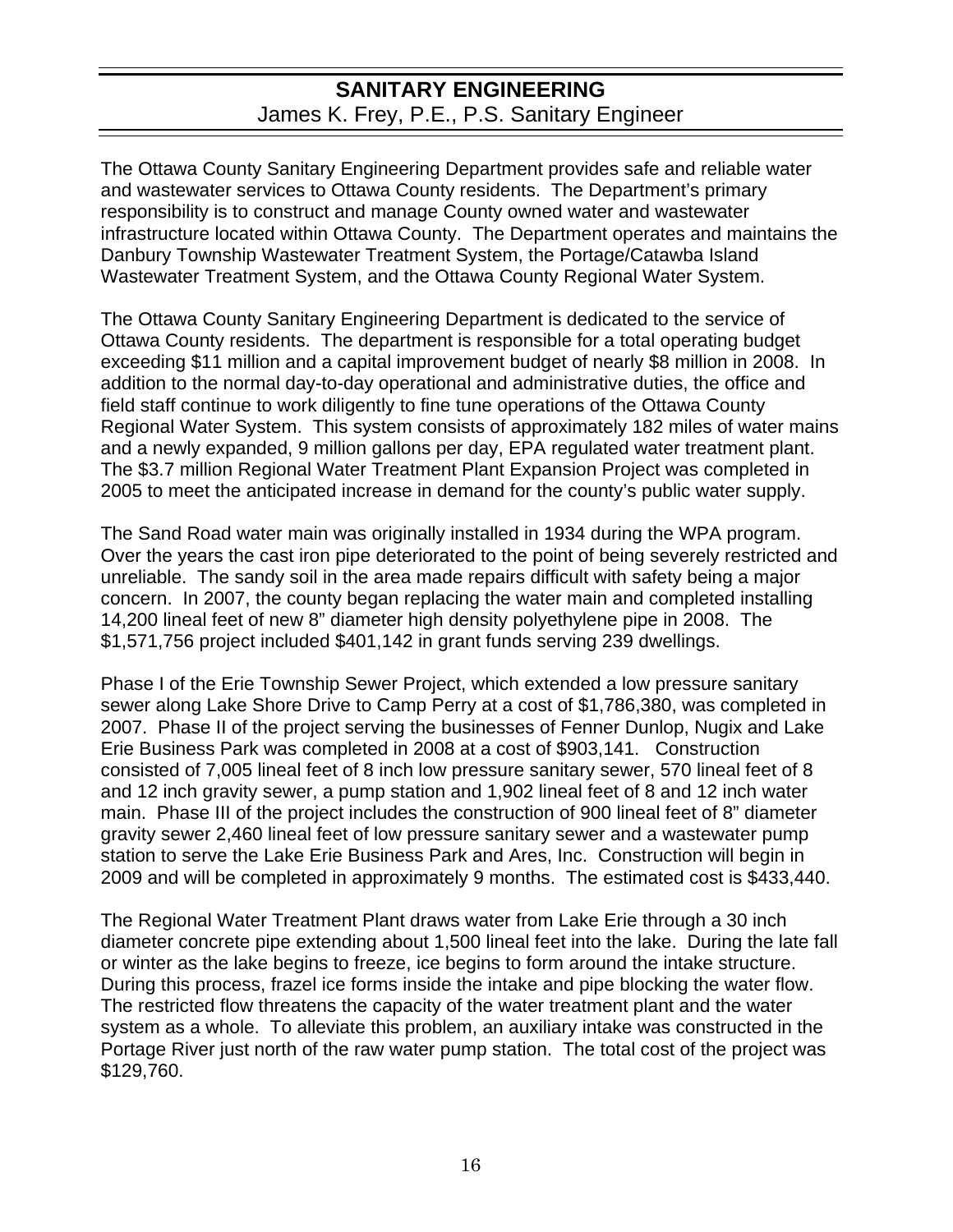# SANITARY ENGINEERING

James K. Frey, P.E., P.S. Sanitary Engineer

The Ottawa County Sanitary Engineering Department provides safe and reliable water and wastewater services to Ottawa County residents. The Department's primary responsibility is to construct and manage County owned water and wastewater infrastructure located within Ottawa County. The Department operates and maintains the Danbury Township Wastewater Treatment System, the Portage/Catawba Island Wastewater Treatment System, and the Ottawa County Regional Water System.

The Ottawa County Sanitary Engineering Department is dedicated to the service of Ottawa County residents. The department is responsible for a total operating budget exceeding $11 million and a capital improvement budget of nearly $8 million in 2008. In addition to the normal day-to-day operational and administrative duties, the office and field staff continue to work diligently to fine tune operations of the Ottawa County Regional Water System. This system consists of approximately 182 miles of water mains and a newly expanded, 9 million gallons per day, EPA regulated water treatment plant. The $3.7 million Regional Water Treatment Plant Expansion Project was completed in 2005 to meet the anticipated increase in demand for the county's public water supply.

The Sand Road water main was originally installed in 1934 during the WPA program. Over the years the cast iron pipe deteriorated to the point of being severely restricted and unreliable. The sandy soil in the area made repairs difficult with safety being a major concern. In 2007, the county began replacing the water main and completed installing 14,200 lineal feet of new 8" diameter high density polyethylene pipe in 2008. The $1,571,756 project included $401,142 in grant funds serving 239 dwellings.

Phase I of the Erie Township Sewer Project, which extended a low pressure sanitary sewer along Lake Shore Drive to Camp Perry at a cost of $1,786,380, was completed in 2007. Phase II of the project serving the businesses of Fenner Dunlop, Nugix and Lake Erie Business Park was completed in 2008 at a cost of $903,141. Construction consisted of 7,005 lineal feet of 8 inch low pressure sanitary sewer, 570 lineal feet of 8 and 12 inch gravity sewer, a pump station and 1,902 lineal feet of 8 and 12 inch water main. Phase III of the project includes the construction of 900 lineal feet of 8" diameter gravity sewer 2,460 lineal feet of low pressure sanitary sewer and a wastewater pump station to serve the Lake Erie Business Park and Ares, Inc. Construction will begin in 2009 and will be completed in approximately 9 months. The estimated cost is $433,440.

The Regional Water Treatment Plant draws water from Lake Erie through a 30 inch diameter concrete pipe extending about 1,500 lineal feet into the lake. During the late fall or winter as the lake begins to freeze, ice begins to form around the intake structure. During this process, frazel ice forms inside the intake and pipe blocking the water flow. The restricted flow threatens the capacity of the water treatment plant and the water system as a whole. To alleviate this problem, an auxiliary intake was constructed in the Portage River just north of the raw water pump station. The total cost of the project was $129,760.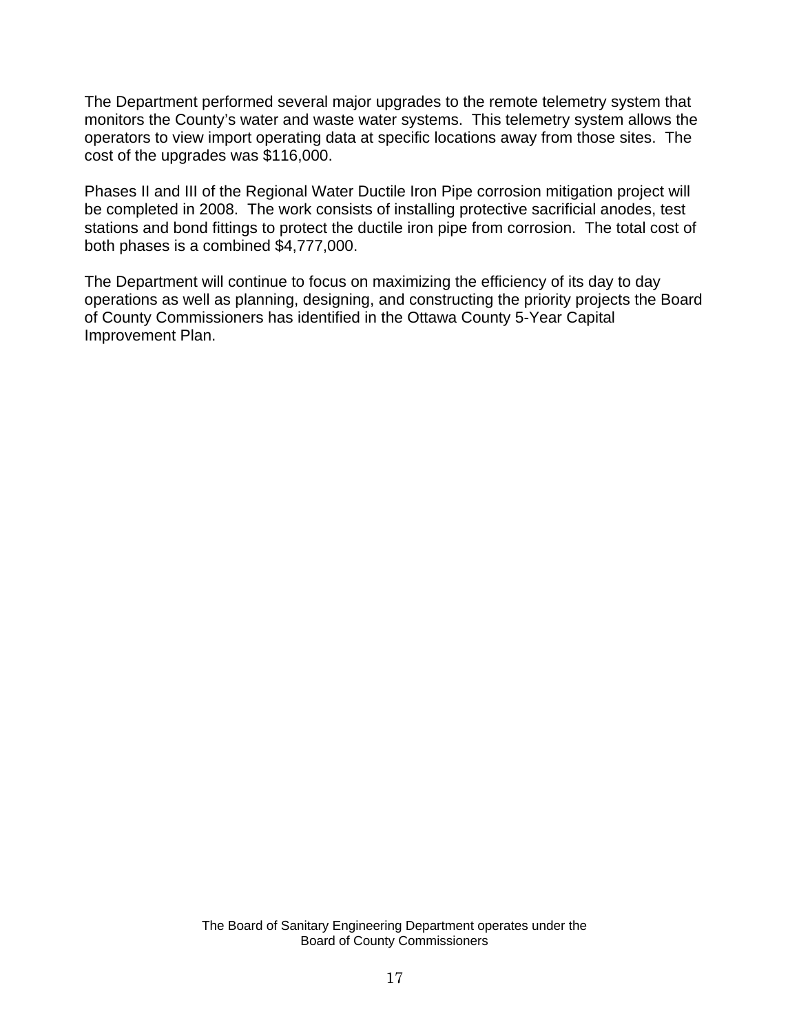The Department performed several major upgrades to the remote telemetry system that monitors the County's water and waste water systems. This telemetry system allows the operators to view import operating data at specific locations away from those sites. The cost of the upgrades was $116,000.

Phases II and III of the Regional Water Ductile Iron Pipe corrosion mitigation project will be completed in 2008. The work consists of installing protective sacrificial anodes, test stations and bond fittings to protect the ductile iron pipe from corrosion. The total cost of both phases is a combined $4,777,000.

The Department will continue to focus on maximizing the efficiency of its day to day operations as well as planning, designing, and constructing the priority projects the Board of County Commissioners has identified in the Ottawa County 5-Year Capital Improvement Plan.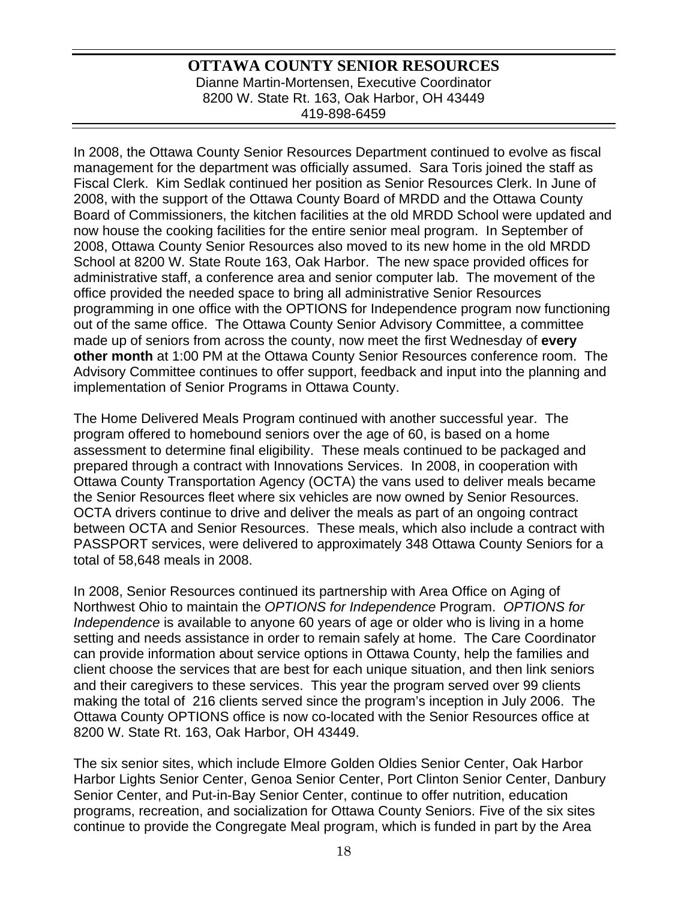## OTTAWA COUNTY SENIOR RESOURCES

Dianne Martin-Mortensen, Executive Coordinator
8200 W. State Rt. 163, Oak Harbor, OH 43449
419-898-6459

In 2008, the Ottawa County Senior Resources Department continued to evolve as fiscal management for the department was officially assumed. Sara Toris joined the staff as Fiscal Clerk. Kim Sedlak continued her position as Senior Resources Clerk. In June of 2008, with the support of the Ottawa County Board of MRDD and the Ottawa County Board of Commissioners, the kitchen facilities at the old MRDD School were updated and now house the cooking facilities for the entire senior meal program. In September of 2008, Ottawa County Senior Resources also moved to its new home in the old MRDD School at 8200 W. State Route 163, Oak Harbor. The new space provided offices for administrative staff, a conference area and senior computer lab. The movement of the office provided the needed space to bring all administrative Senior Resources programming in one office with the OPTIONS for Independence program now functioning out of the same office. The Ottawa County Senior Advisory Committee, a committee made up of seniors from across the county, now meet the first Wednesday of **every other month** at 1:00 PM at the Ottawa County Senior Resources conference room. The Advisory Committee continues to offer support, feedback and input into the planning and implementation of Senior Programs in Ottawa County.

The Home Delivered Meals Program continued with another successful year. The program offered to homebound seniors over the age of 60, is based on a home assessment to determine final eligibility. These meals continued to be packaged and prepared through a contract with Innovations Services. In 2008, in cooperation with Ottawa County Transportation Agency (OCTA) the vans used to deliver meals became the Senior Resources fleet where six vehicles are now owned by Senior Resources. OCTA drivers continue to drive and deliver the meals as part of an ongoing contract between OCTA and Senior Resources. These meals, which also include a contract with PASSPORT services, were delivered to approximately 348 Ottawa County Seniors for a total of 58,648 meals in 2008.

In 2008, Senior Resources continued its partnership with Area Office on Aging of Northwest Ohio to maintain the *OPTIONS for Independence* Program. *OPTIONS for Independence* is available to anyone 60 years of age or older who is living in a home setting and needs assistance in order to remain safely at home. The Care Coordinator can provide information about service options in Ottawa County, help the families and client choose the services that are best for each unique situation, and then link seniors and their caregivers to these services. This year the program served over 99 clients making the total of 216 clients served since the program's inception in July 2006. The Ottawa County OPTIONS office is now co-located with the Senior Resources office at 8200 W. State Rt. 163, Oak Harbor, OH 43449.

The six senior sites, which include Elmore Golden Oldies Senior Center, Oak Harbor Harbor Lights Senior Center, Genoa Senior Center, Port Clinton Senior Center, Danbury Senior Center, and Put-in-Bay Senior Center, continue to offer nutrition, education programs, recreation, and socialization for Ottawa County Seniors. Five of the six sites continue to provide the Congregate Meal program, which is funded in part by the Area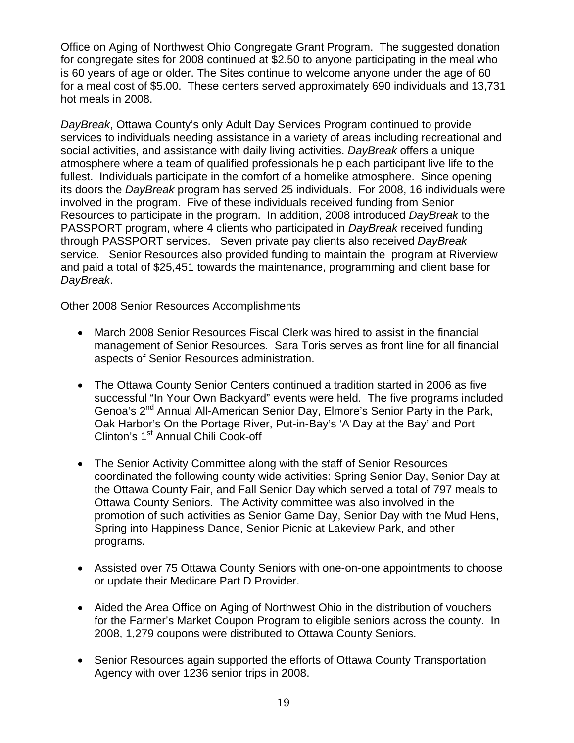Office on Aging of Northwest Ohio Congregate Grant Program. The suggested donation for congregate sites for 2008 continued at $2.50 to anyone participating in the meal who is 60 years of age or older. The Sites continue to welcome anyone under the age of 60 for a meal cost of $5.00. These centers served approximately 690 individuals and 13,731 hot meals in 2008.

*DayBreak*, Ottawa County's only Adult Day Services Program continued to provide services to individuals needing assistance in a variety of areas including recreational and social activities, and assistance with daily living activities. *DayBreak* offers a unique atmosphere where a team of qualified professionals help each participant live life to the fullest. Individuals participate in the comfort of a homelike atmosphere. Since opening its doors the *DayBreak* program has served 25 individuals. For 2008, 16 individuals were involved in the program. Five of these individuals received funding from Senior Resources to participate in the program. In addition, 2008 introduced *DayBreak* to the PASSPORT program, where 4 clients who participated in *DayBreak* received funding through PASSPORT services. Seven private pay clients also received *DayBreak* service. Senior Resources also provided funding to maintain the program at Riverview and paid a total of $25,451 towards the maintenance, programming and client base for *DayBreak*.

Other 2008 Senior Resources Accomplishments

- March 2008 Senior Resources Fiscal Clerk was hired to assist in the financial management of Senior Resources. Sara Toris serves as front line for all financial aspects of Senior Resources administration.

- The Ottawa County Senior Centers continued a tradition started in 2006 as five successful "In Your Own Backyard" events were held. The five programs included Genoa's 2nd Annual All-American Senior Day, Elmore's Senior Party in the Park, Oak Harbor's On the Portage River, Put-in-Bay's 'A Day at the Bay' and Port Clinton's 1st Annual Chili Cook-off

- The Senior Activity Committee along with the staff of Senior Resources coordinated the following county wide activities: Spring Senior Day, Senior Day at the Ottawa County Fair, and Fall Senior Day which served a total of 797 meals to Ottawa County Seniors. The Activity committee was also involved in the promotion of such activities as Senior Game Day, Senior Day with the Mud Hens, Spring into Happiness Dance, Senior Picnic at Lakeview Park, and other programs.

- Assisted over 75 Ottawa County Seniors with one-on-one appointments to choose or update their Medicare Part D Provider.

- Aided the Area Office on Aging of Northwest Ohio in the distribution of vouchers for the Farmer's Market Coupon Program to eligible seniors across the county. In 2008, 1,279 coupons were distributed to Ottawa County Seniors.

- Senior Resources again supported the efforts of Ottawa County Transportation Agency with over 1236 senior trips in 2008.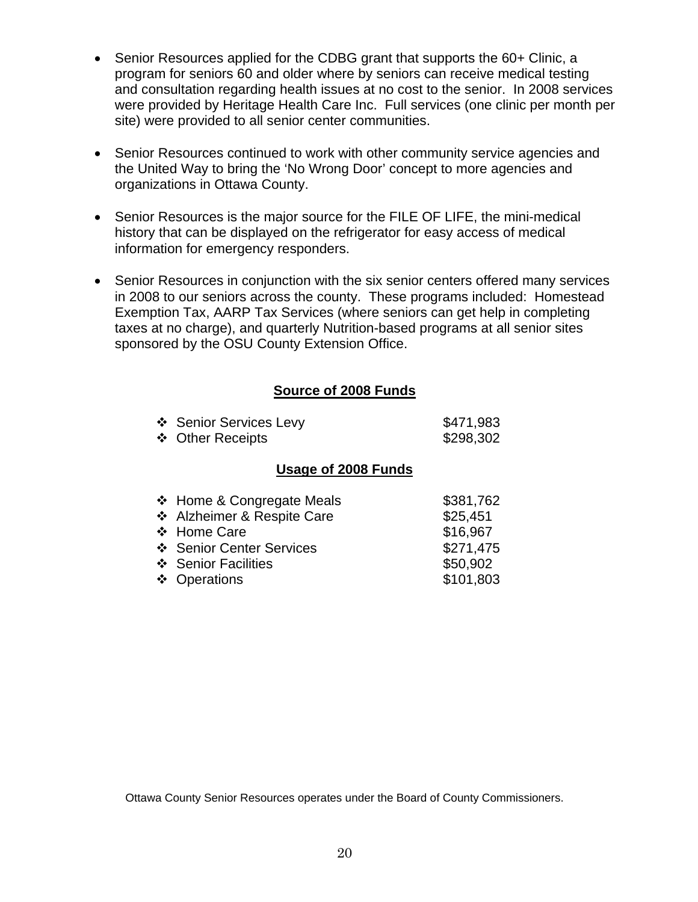- Senior Resources applied for the CDBG grant that supports the 60+ Clinic, a program for seniors 60 and older where by seniors can receive medical testing and consultation regarding health issues at no cost to the senior. In 2008 services were provided by Heritage Health Care Inc. Full services (one clinic per month per site) were provided to all senior center communities.

- Senior Resources continued to work with other community service agencies and the United Way to bring the 'No Wrong Door' concept to more agencies and organizations in Ottawa County.

- Senior Resources is the major source for the FILE OF LIFE, the mini-medical history that can be displayed on the refrigerator for easy access of medical information for emergency responders.

- Senior Resources in conjunction with the six senior centers offered many services in 2008 to our seniors across the county. These programs included: Homestead Exemption Tax, AARP Tax Services (where seniors can get help in completing taxes at no charge), and quarterly Nutrition-based programs at all senior sites sponsored by the OSU County Extension Office.

**Source of 2008 Funds**

| | |
|---|---|
| ❖ Senior Services Levy | $471,983 |
| ❖ Other Receipts | $298,302 |

**Usage of 2008 Funds**

| | |
|---|---|
| ❖ Home & Congregate Meals | $381,762 |
| ❖ Alzheimer & Respite Care | $25,451 |
| ❖ Home Care | $16,967 |
| ❖ Senior Center Services | $271,475 |
| ❖ Senior Facilities | $50,902 |
| ❖ Operations | $101,803 |

Ottawa County Senior Resources operates under the Board of County Commissioners.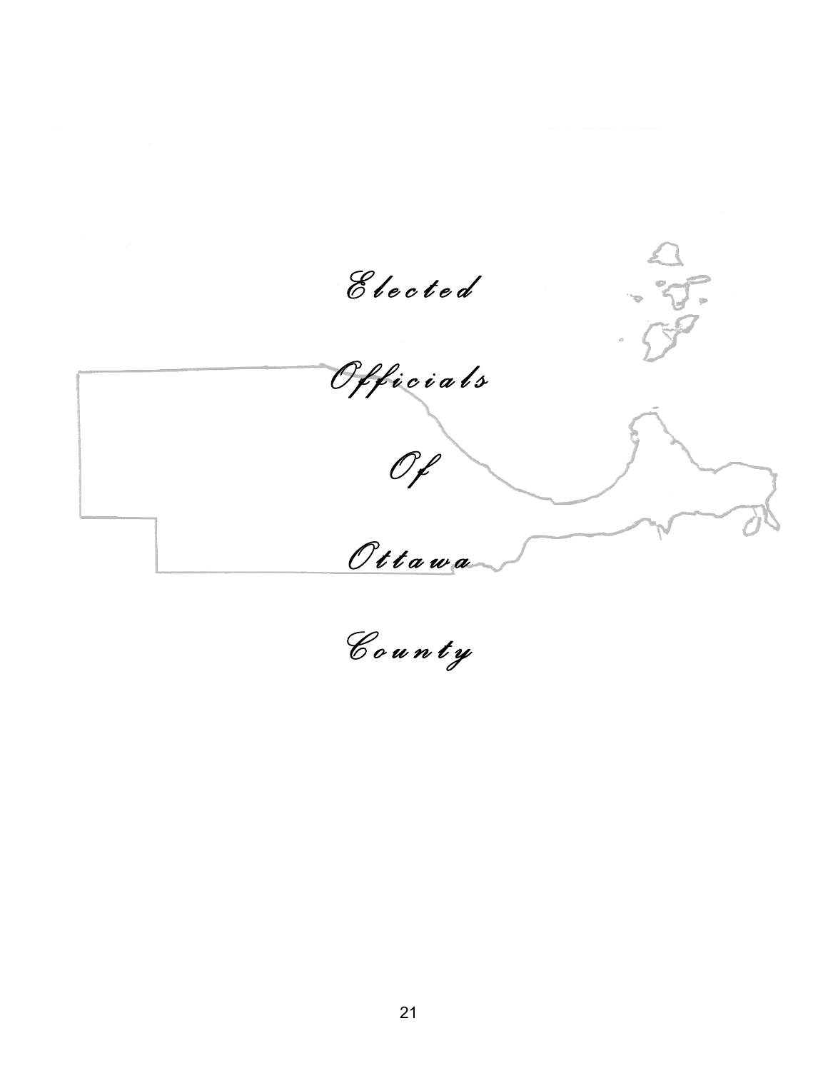# Elected Officials Of Ottawa County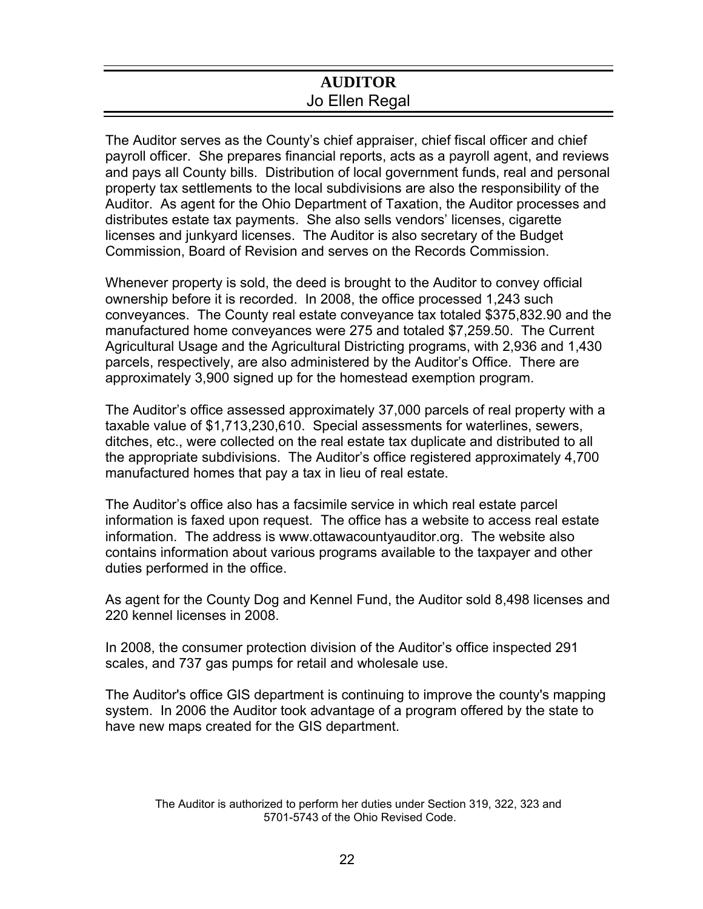# AUDITOR
## Jo Ellen Regal

The Auditor serves as the County's chief appraiser, chief fiscal officer and chief payroll officer. She prepares financial reports, acts as a payroll agent, and reviews and pays all County bills. Distribution of local government funds, real and personal property tax settlements to the local subdivisions are also the responsibility of the Auditor. As agent for the Ohio Department of Taxation, the Auditor processes and distributes estate tax payments. She also sells vendors' licenses, cigarette licenses and junkyard licenses. The Auditor is also secretary of the Budget Commission, Board of Revision and serves on the Records Commission.

Whenever property is sold, the deed is brought to the Auditor to convey official ownership before it is recorded. In 2008, the office processed 1,243 such conveyances. The County real estate conveyance tax totaled $375,832.90 and the manufactured home conveyances were 275 and totaled $7,259.50. The Current Agricultural Usage and the Agricultural Districting programs, with 2,936 and 1,430 parcels, respectively, are also administered by the Auditor's Office. There are approximately 3,900 signed up for the homestead exemption program.

The Auditor's office assessed approximately 37,000 parcels of real property with a taxable value of $1,713,230,610. Special assessments for waterlines, sewers, ditches, etc., were collected on the real estate tax duplicate and distributed to all the appropriate subdivisions. The Auditor's office registered approximately 4,700 manufactured homes that pay a tax in lieu of real estate.

The Auditor's office also has a facsimile service in which real estate parcel information is faxed upon request. The office has a website to access real estate information. The address is www.ottawacountyauditor.org. The website also contains information about various programs available to the taxpayer and other duties performed in the office.

As agent for the County Dog and Kennel Fund, the Auditor sold 8,498 licenses and 220 kennel licenses in 2008.

In 2008, the consumer protection division of the Auditor's office inspected 291 scales, and 737 gas pumps for retail and wholesale use.

The Auditor's office GIS department is continuing to improve the county's mapping system. In 2006 the Auditor took advantage of a program offered by the state to have new maps created for the GIS department.

The Auditor is authorized to perform her duties under Section 319, 322, 323 and 5701-5743 of the Ohio Revised Code.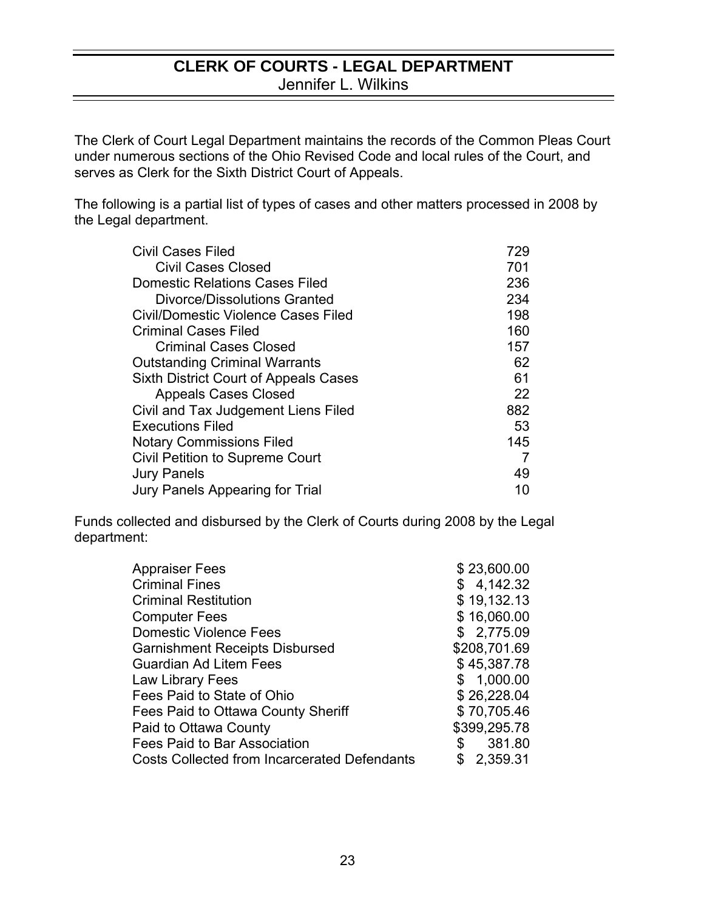# CLERK OF COURTS - LEGAL DEPARTMENT

Jennifer L. Wilkins

The Clerk of Court Legal Department maintains the records of the Common Pleas Court under numerous sections of the Ohio Revised Code and local rules of the Court, and serves as Clerk for the Sixth District Court of Appeals.

The following is a partial list of types of cases and other matters processed in 2008 by the Legal department.

| | |
|---|---|
| Civil Cases Filed | 729 |
| Civil Cases Closed | 701 |
| Domestic Relations Cases Filed | 236 |
| Divorce/Dissolutions Granted | 234 |
| Civil/Domestic Violence Cases Filed | 198 |
| Criminal Cases Filed | 160 |
| Criminal Cases Closed | 157 |
| Outstanding Criminal Warrants | 62 |
| Sixth District Court of Appeals Cases | 61 |
| Appeals Cases Closed | 22 |
| Civil and Tax Judgement Liens Filed | 882 |
| Executions Filed | 53 |
| Notary Commissions Filed | 145 |
| Civil Petition to Supreme Court | 7 |
| Jury Panels | 49 |
| Jury Panels Appearing for Trial | 10 |

Funds collected and disbursed by the Clerk of Courts during 2008 by the Legal department:

| | |
|---|---|
| Appraiser Fees | $ 23,600.00 |
| Criminal Fines | $ 4,142.32 |
| Criminal Restitution | $ 19,132.13 |
| Computer Fees | $ 16,060.00 |
| Domestic Violence Fees | $ 2,775.09 |
| Garnishment Receipts Disbursed | $208,701.69 |
| Guardian Ad Litem Fees | $ 45,387.78 |
| Law Library Fees | $ 1,000.00 |
| Fees Paid to State of Ohio | $ 26,228.04 |
| Fees Paid to Ottawa County Sheriff | $ 70,705.46 |
| Paid to Ottawa County | $399,295.78 |
| Fees Paid to Bar Association | $ 381.80 |
| Costs Collected from Incarcerated Defendants | $ 2,359.31 |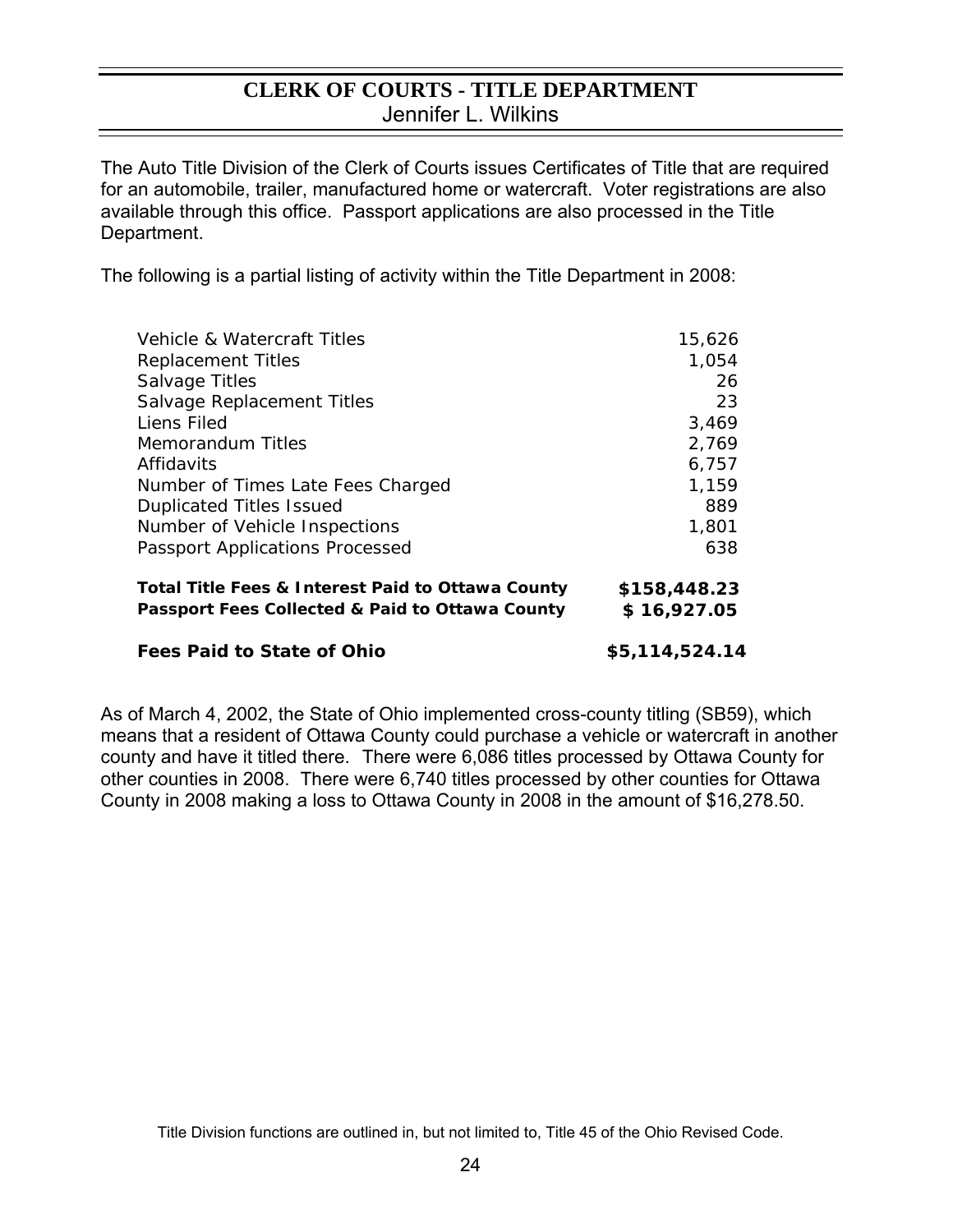# CLERK OF COURTS - TITLE DEPARTMENT

Jennifer L. Wilkins

The Auto Title Division of the Clerk of Courts issues Certificates of Title that are required for an automobile, trailer, manufactured home or watercraft. Voter registrations are also available through this office. Passport applications are also processed in the Title Department.

The following is a partial listing of activity within the Title Department in 2008:

| | |
|---|---:|
| Vehicle & Watercraft Titles | 15,626 |
| Replacement Titles | 1,054 |
| Salvage Titles | 26 |
| Salvage Replacement Titles | 23 |
| Liens Filed | 3,469 |
| Memorandum Titles | 2,769 |
| Affidavits | 6,757 |
| Number of Times Late Fees Charged | 1,159 |
| Duplicated Titles Issued | 889 |
| Number of Vehicle Inspections | 1,801 |
| Passport Applications Processed | 638 |
| **Total Title Fees & Interest Paid to Ottawa County** | **$158,448.23** |
| **Passport Fees Collected & Paid to Ottawa County** | **$ 16,927.05** |
| **Fees Paid to State of Ohio** | **$5,114,524.14** |

As of March 4, 2002, the State of Ohio implemented cross-county titling (SB59), which means that a resident of Ottawa County could purchase a vehicle or watercraft in another county and have it titled there. There were 6,086 titles processed by Ottawa County for other counties in 2008. There were 6,740 titles processed by other counties for Ottawa County in 2008 making a loss to Ottawa County in 2008 in the amount of $16,278.50.

Title Division functions are outlined in, but not limited to, Title 45 of the Ohio Revised Code.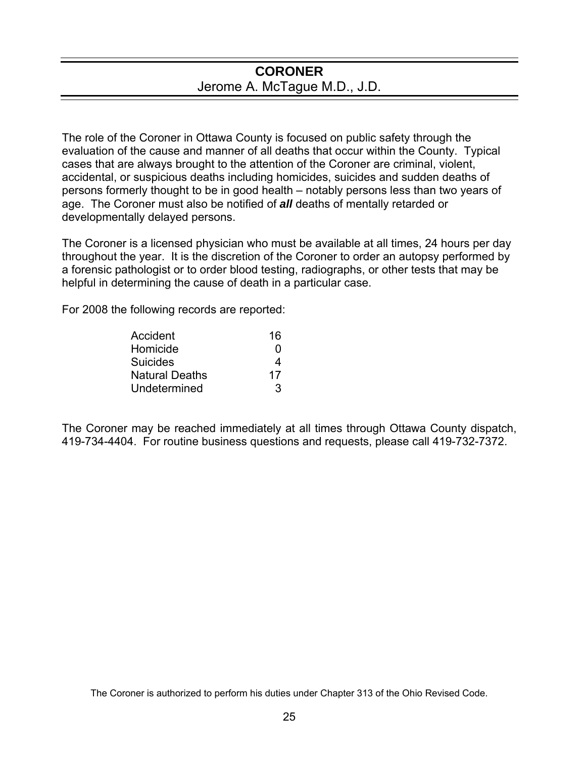# CORONER

Jerome A. McTague M.D., J.D.

The role of the Coroner in Ottawa County is focused on public safety through the evaluation of the cause and manner of all deaths that occur within the County. Typical cases that are always brought to the attention of the Coroner are criminal, violent, accidental, or suspicious deaths including homicides, suicides and sudden deaths of persons formerly thought to be in good health – notably persons less than two years of age. The Coroner must also be notified of ***all*** deaths of mentally retarded or developmentally delayed persons.

The Coroner is a licensed physician who must be available at all times, 24 hours per day throughout the year. It is the discretion of the Coroner to order an autopsy performed by a forensic pathologist or to order blood testing, radiographs, or other tests that may be helpful in determining the cause of death in a particular case.

For 2008 the following records are reported:

| | |
|---|---|
| Accident | 16 |
| Homicide | 0 |
| Suicides | 4 |
| Natural Deaths | 17 |
| Undetermined | 3 |

The Coroner may be reached immediately at all times through Ottawa County dispatch, 419-734-4404. For routine business questions and requests, please call 419-732-7372.

The Coroner is authorized to perform his duties under Chapter 313 of the Ohio Revised Code.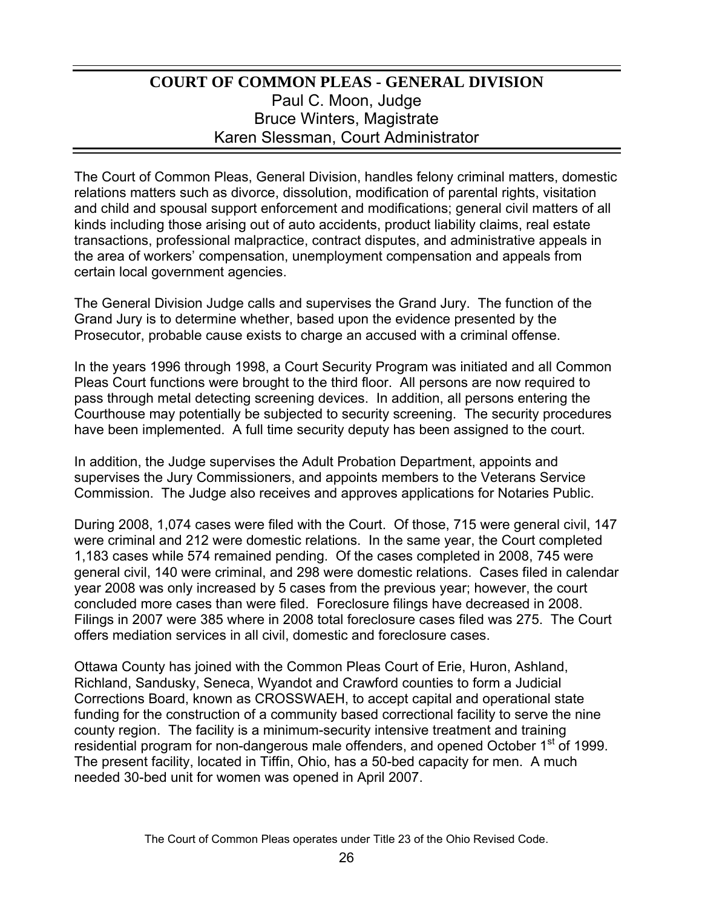## COURT OF COMMON PLEAS - GENERAL DIVISION

Paul C. Moon, Judge
Bruce Winters, Magistrate
Karen Slessman, Court Administrator

The Court of Common Pleas, General Division, handles felony criminal matters, domestic relations matters such as divorce, dissolution, modification of parental rights, visitation and child and spousal support enforcement and modifications; general civil matters of all kinds including those arising out of auto accidents, product liability claims, real estate transactions, professional malpractice, contract disputes, and administrative appeals in the area of workers' compensation, unemployment compensation and appeals from certain local government agencies.

The General Division Judge calls and supervises the Grand Jury. The function of the Grand Jury is to determine whether, based upon the evidence presented by the Prosecutor, probable cause exists to charge an accused with a criminal offense.

In the years 1996 through 1998, a Court Security Program was initiated and all Common Pleas Court functions were brought to the third floor. All persons are now required to pass through metal detecting screening devices. In addition, all persons entering the Courthouse may potentially be subjected to security screening. The security procedures have been implemented. A full time security deputy has been assigned to the court.

In addition, the Judge supervises the Adult Probation Department, appoints and supervises the Jury Commissioners, and appoints members to the Veterans Service Commission. The Judge also receives and approves applications for Notaries Public.

During 2008, 1,074 cases were filed with the Court. Of those, 715 were general civil, 147 were criminal and 212 were domestic relations. In the same year, the Court completed 1,183 cases while 574 remained pending. Of the cases completed in 2008, 745 were general civil, 140 were criminal, and 298 were domestic relations. Cases filed in calendar year 2008 was only increased by 5 cases from the previous year; however, the court concluded more cases than were filed. Foreclosure filings have decreased in 2008. Filings in 2007 were 385 where in 2008 total foreclosure cases filed was 275. The Court offers mediation services in all civil, domestic and foreclosure cases.

Ottawa County has joined with the Common Pleas Court of Erie, Huron, Ashland, Richland, Sandusky, Seneca, Wyandot and Crawford counties to form a Judicial Corrections Board, known as CROSSWAEH, to accept capital and operational state funding for the construction of a community based correctional facility to serve the nine county region. The facility is a minimum-security intensive treatment and training residential program for non-dangerous male offenders, and opened October 1st of 1999. The present facility, located in Tiffin, Ohio, has a 50-bed capacity for men. A much needed 30-bed unit for women was opened in April 2007.

The Court of Common Pleas operates under Title 23 of the Ohio Revised Code.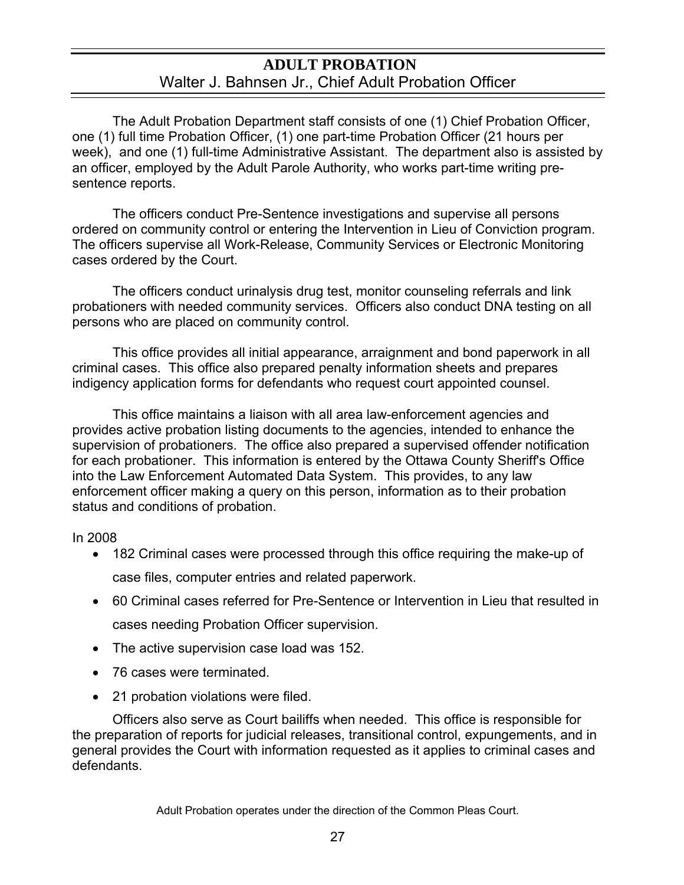# ADULT PROBATION

## Walter J. Bahnsen Jr., Chief Adult Probation Officer

The Adult Probation Department staff consists of one (1) Chief Probation Officer, one (1) full time Probation Officer, (1) one part-time Probation Officer (21 hours per week), and one (1) full-time Administrative Assistant. The department also is assisted by an officer, employed by the Adult Parole Authority, who works part-time writing pre-sentence reports.

The officers conduct Pre-Sentence investigations and supervise all persons ordered on community control or entering the Intervention in Lieu of Conviction program. The officers supervise all Work-Release, Community Services or Electronic Monitoring cases ordered by the Court.

The officers conduct urinalysis drug test, monitor counseling referrals and link probationers with needed community services. Officers also conduct DNA testing on all persons who are placed on community control.

This office provides all initial appearance, arraignment and bond paperwork in all criminal cases. This office also prepared penalty information sheets and prepares indigency application forms for defendants who request court appointed counsel.

This office maintains a liaison with all area law-enforcement agencies and provides active probation listing documents to the agencies, intended to enhance the supervision of probationers. The office also prepared a supervised offender notification for each probationer. This information is entered by the Ottawa County Sheriff's Office into the Law Enforcement Automated Data System. This provides, to any law enforcement officer making a query on this person, information as to their probation status and conditions of probation.

In 2008

- 182 Criminal cases were processed through this office requiring the make-up of case files, computer entries and related paperwork.
- 60 Criminal cases referred for Pre-Sentence or Intervention in Lieu that resulted in cases needing Probation Officer supervision.
- The active supervision case load was 152.
- 76 cases were terminated.
- 21 probation violations were filed.

Officers also serve as Court bailiffs when needed. This office is responsible for the preparation of reports for judicial releases, transitional control, expungements, and in general provides the Court with information requested as it applies to criminal cases and defendants.

Adult Probation operates under the direction of the Common Pleas Court.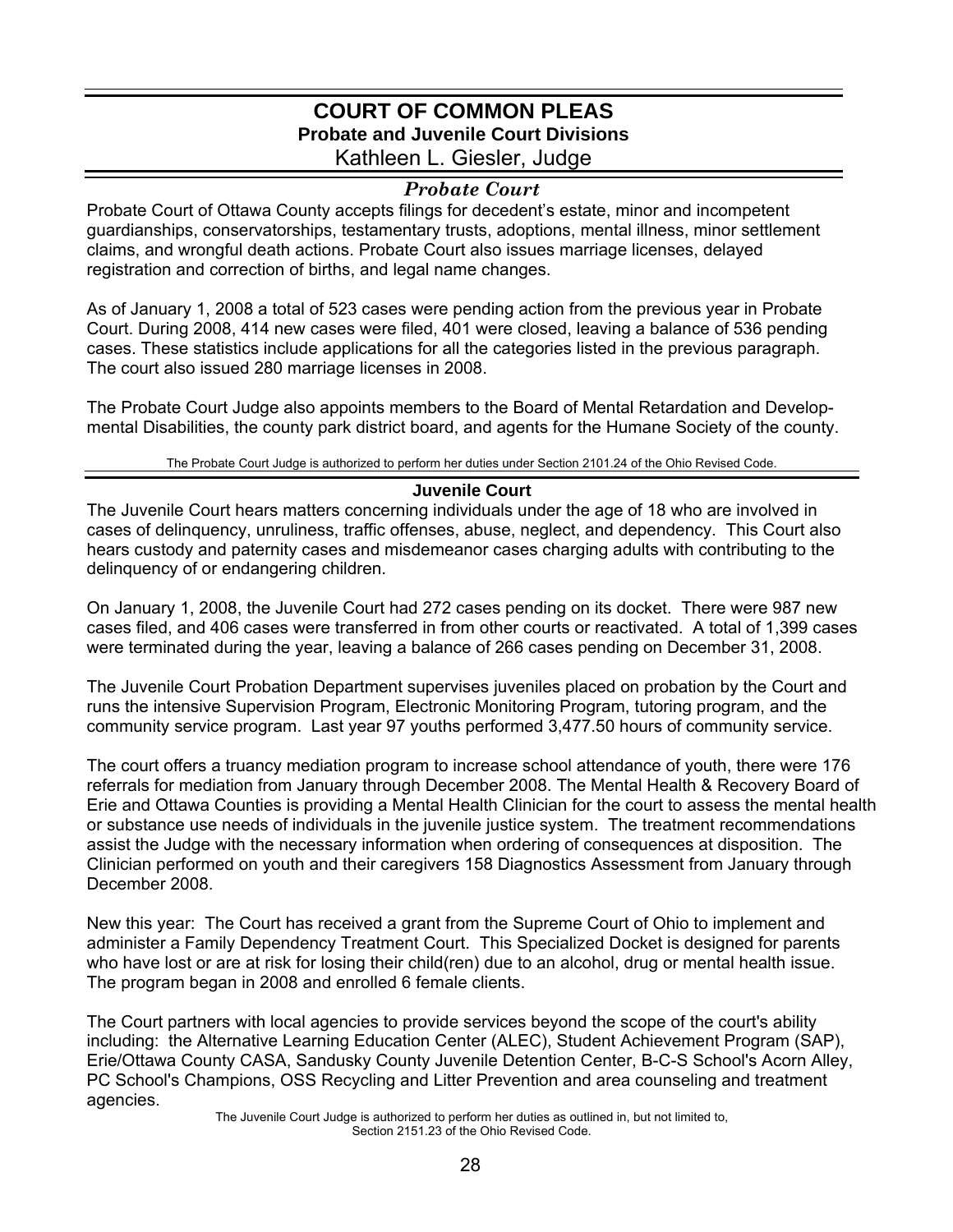# COURT OF COMMON PLEAS

## Probate and Juvenile Court Divisions

Kathleen L. Giesler, Judge

### *Probate Court*

Probate Court of Ottawa County accepts filings for decedent's estate, minor and incompetent guardianships, conservatorships, testamentary trusts, adoptions, mental illness, minor settlement claims, and wrongful death actions. Probate Court also issues marriage licenses, delayed registration and correction of births, and legal name changes.

As of January 1, 2008 a total of 523 cases were pending action from the previous year in Probate Court. During 2008, 414 new cases were filed, 401 were closed, leaving a balance of 536 pending cases. These statistics include applications for all the categories listed in the previous paragraph. The court also issued 280 marriage licenses in 2008.

The Probate Court Judge also appoints members to the Board of Mental Retardation and Developmental Disabilities, the county park district board, and agents for the Humane Society of the county.

The Probate Court Judge is authorized to perform her duties under Section 2101.24 of the Ohio Revised Code.

### Juvenile Court

The Juvenile Court hears matters concerning individuals under the age of 18 who are involved in cases of delinquency, unruliness, traffic offenses, abuse, neglect, and dependency. This Court also hears custody and paternity cases and misdemeanor cases charging adults with contributing to the delinquency of or endangering children.

On January 1, 2008, the Juvenile Court had 272 cases pending on its docket. There were 987 new cases filed, and 406 cases were transferred in from other courts or reactivated. A total of 1,399 cases were terminated during the year, leaving a balance of 266 cases pending on December 31, 2008.

The Juvenile Court Probation Department supervises juveniles placed on probation by the Court and runs the intensive Supervision Program, Electronic Monitoring Program, tutoring program, and the community service program. Last year 97 youths performed 3,477.50 hours of community service.

The court offers a truancy mediation program to increase school attendance of youth, there were 176 referrals for mediation from January through December 2008. The Mental Health & Recovery Board of Erie and Ottawa Counties is providing a Mental Health Clinician for the court to assess the mental health or substance use needs of individuals in the juvenile justice system. The treatment recommendations assist the Judge with the necessary information when ordering of consequences at disposition. The Clinician performed on youth and their caregivers 158 Diagnostics Assessment from January through December 2008.

New this year: The Court has received a grant from the Supreme Court of Ohio to implement and administer a Family Dependency Treatment Court. This Specialized Docket is designed for parents who have lost or are at risk for losing their child(ren) due to an alcohol, drug or mental health issue. The program began in 2008 and enrolled 6 female clients.

The Court partners with local agencies to provide services beyond the scope of the court's ability including: the Alternative Learning Education Center (ALEC), Student Achievement Program (SAP), Erie/Ottawa County CASA, Sandusky County Juvenile Detention Center, B-C-S School's Acorn Alley, PC School's Champions, OSS Recycling and Litter Prevention and area counseling and treatment agencies.

The Juvenile Court Judge is authorized to perform her duties as outlined in, but not limited to, Section 2151.23 of the Ohio Revised Code.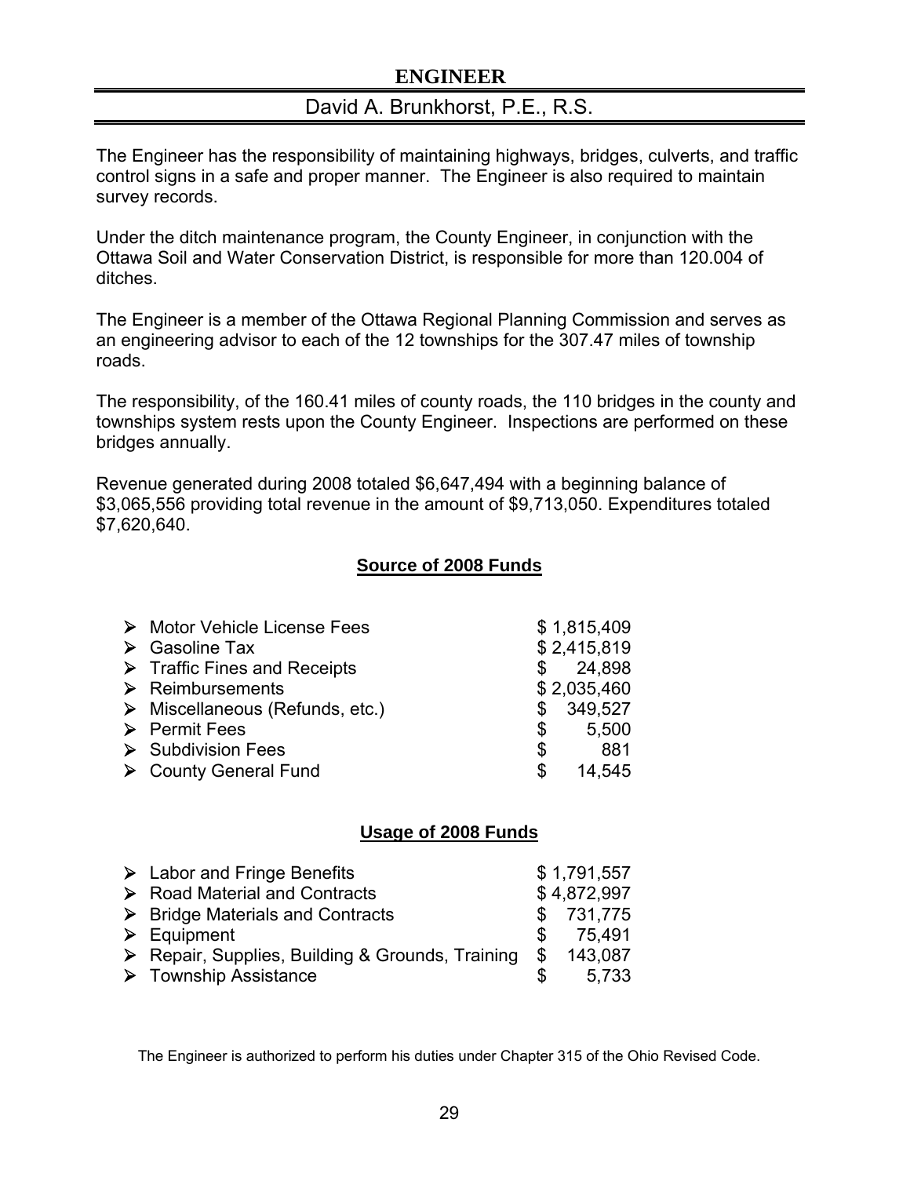## ENGINEER

### David A. Brunkhorst, P.E., R.S.

The Engineer has the responsibility of maintaining highways, bridges, culverts, and traffic control signs in a safe and proper manner. The Engineer is also required to maintain survey records.

Under the ditch maintenance program, the County Engineer, in conjunction with the Ottawa Soil and Water Conservation District, is responsible for more than 120.004 of ditches.

The Engineer is a member of the Ottawa Regional Planning Commission and serves as an engineering advisor to each of the 12 townships for the 307.47 miles of township roads.

The responsibility, of the 160.41 miles of county roads, the 110 bridges in the county and townships system rests upon the County Engineer. Inspections are performed on these bridges annually.

Revenue generated during 2008 totaled $6,647,494 with a beginning balance of $3,065,556 providing total revenue in the amount of $9,713,050. Expenditures totaled $7,620,640.

**Source of 2008 Funds**

| Source | Amount |
|---|---|
| Motor Vehicle License Fees | $ 1,815,409 |
| Gasoline Tax | $ 2,415,819 |
| Traffic Fines and Receipts | $ 24,898 |
| Reimbursements | $ 2,035,460 |
| Miscellaneous (Refunds, etc.) | $ 349,527 |
| Permit Fees | $ 5,500 |
| Subdivision Fees | $ 881 |
| County General Fund | $ 14,545 |

**Usage of 2008 Funds**

| Usage | Amount |
|---|---|
| Labor and Fringe Benefits | $ 1,791,557 |
| Road Material and Contracts | $ 4,872,997 |
| Bridge Materials and Contracts | $ 731,775 |
| Equipment | $ 75,491 |
| Repair, Supplies, Building & Grounds, Training | $ 143,087 |
| Township Assistance | $ 5,733 |

The Engineer is authorized to perform his duties under Chapter 315 of the Ohio Revised Code.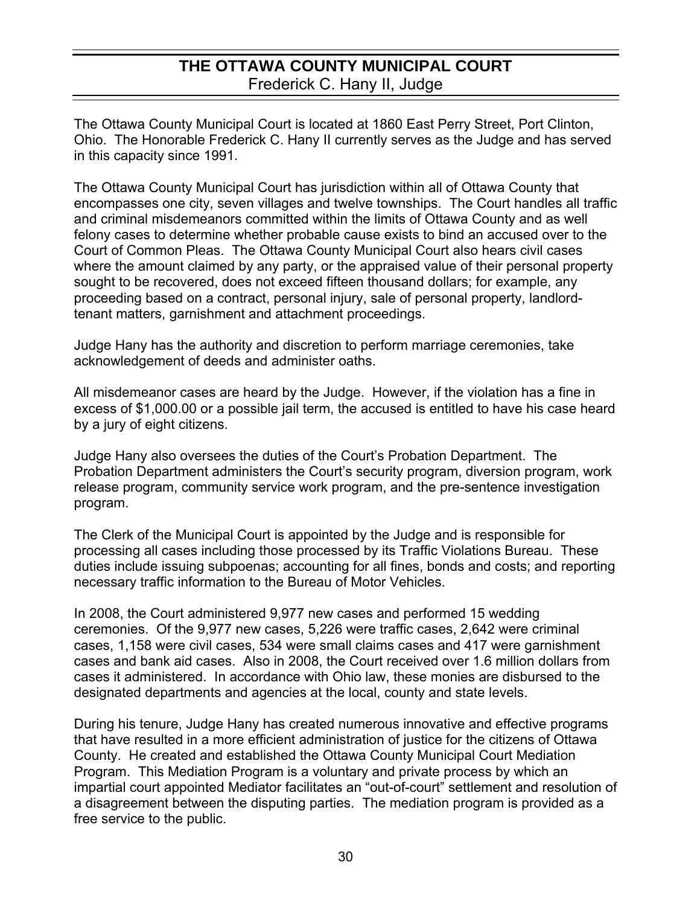## THE OTTAWA COUNTY MUNICIPAL COURT

Frederick C. Hany II, Judge

The Ottawa County Municipal Court is located at 1860 East Perry Street, Port Clinton, Ohio. The Honorable Frederick C. Hany II currently serves as the Judge and has served in this capacity since 1991.

The Ottawa County Municipal Court has jurisdiction within all of Ottawa County that encompasses one city, seven villages and twelve townships. The Court handles all traffic and criminal misdemeanors committed within the limits of Ottawa County and as well felony cases to determine whether probable cause exists to bind an accused over to the Court of Common Pleas. The Ottawa County Municipal Court also hears civil cases where the amount claimed by any party, or the appraised value of their personal property sought to be recovered, does not exceed fifteen thousand dollars; for example, any proceeding based on a contract, personal injury, sale of personal property, landlord-tenant matters, garnishment and attachment proceedings.

Judge Hany has the authority and discretion to perform marriage ceremonies, take acknowledgement of deeds and administer oaths.

All misdemeanor cases are heard by the Judge. However, if the violation has a fine in excess of $1,000.00 or a possible jail term, the accused is entitled to have his case heard by a jury of eight citizens.

Judge Hany also oversees the duties of the Court's Probation Department. The Probation Department administers the Court's security program, diversion program, work release program, community service work program, and the pre-sentence investigation program.

The Clerk of the Municipal Court is appointed by the Judge and is responsible for processing all cases including those processed by its Traffic Violations Bureau. These duties include issuing subpoenas; accounting for all fines, bonds and costs; and reporting necessary traffic information to the Bureau of Motor Vehicles.

In 2008, the Court administered 9,977 new cases and performed 15 wedding ceremonies. Of the 9,977 new cases, 5,226 were traffic cases, 2,642 were criminal cases, 1,158 were civil cases, 534 were small claims cases and 417 were garnishment cases and bank aid cases. Also in 2008, the Court received over 1.6 million dollars from cases it administered. In accordance with Ohio law, these monies are disbursed to the designated departments and agencies at the local, county and state levels.

During his tenure, Judge Hany has created numerous innovative and effective programs that have resulted in a more efficient administration of justice for the citizens of Ottawa County. He created and established the Ottawa County Municipal Court Mediation Program. This Mediation Program is a voluntary and private process by which an impartial court appointed Mediator facilitates an "out-of-court" settlement and resolution of a disagreement between the disputing parties. The mediation program is provided as a free service to the public.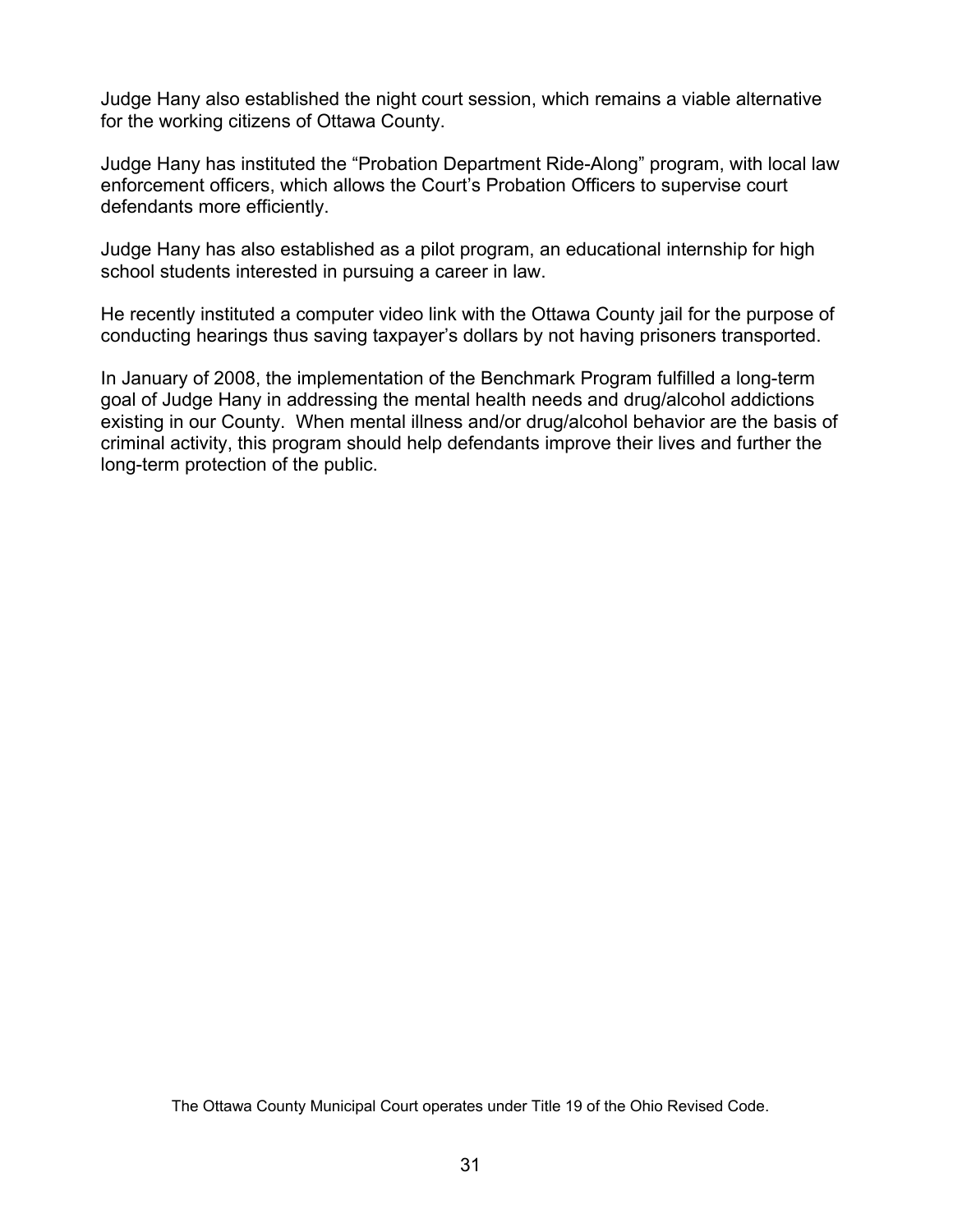Judge Hany also established the night court session, which remains a viable alternative for the working citizens of Ottawa County.

Judge Hany has instituted the "Probation Department Ride-Along" program, with local law enforcement officers, which allows the Court's Probation Officers to supervise court defendants more efficiently.

Judge Hany has also established as a pilot program, an educational internship for high school students interested in pursuing a career in law.

He recently instituted a computer video link with the Ottawa County jail for the purpose of conducting hearings thus saving taxpayer's dollars by not having prisoners transported.

In January of 2008, the implementation of the Benchmark Program fulfilled a long-term goal of Judge Hany in addressing the mental health needs and drug/alcohol addictions existing in our County. When mental illness and/or drug/alcohol behavior are the basis of criminal activity, this program should help defendants improve their lives and further the long-term protection of the public.

The Ottawa County Municipal Court operates under Title 19 of the Ohio Revised Code.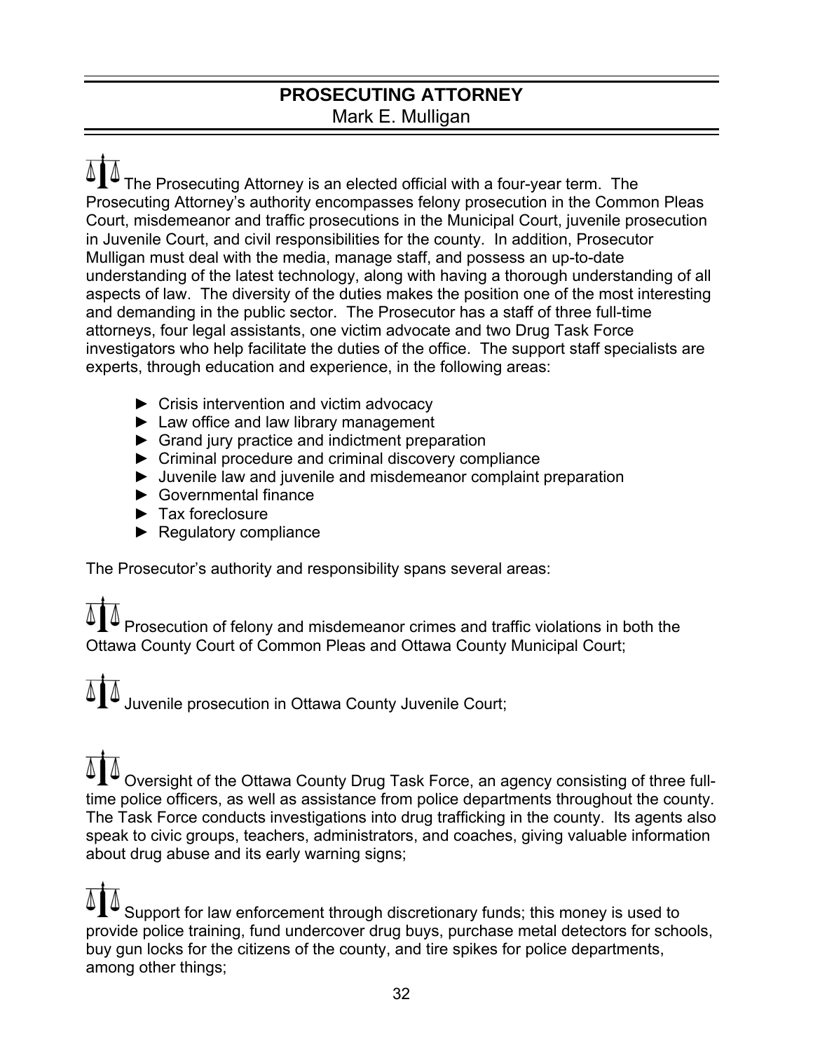# PROSECUTING ATTORNEY

Mark E. Mulligan

The Prosecuting Attorney is an elected official with a four-year term. The Prosecuting Attorney's authority encompasses felony prosecution in the Common Pleas Court, misdemeanor and traffic prosecutions in the Municipal Court, juvenile prosecution in Juvenile Court, and civil responsibilities for the county. In addition, Prosecutor Mulligan must deal with the media, manage staff, and possess an up-to-date understanding of the latest technology, along with having a thorough understanding of all aspects of law. The diversity of the duties makes the position one of the most interesting and demanding in the public sector. The Prosecutor has a staff of three full-time attorneys, four legal assistants, one victim advocate and two Drug Task Force investigators who help facilitate the duties of the office. The support staff specialists are experts, through education and experience, in the following areas:

- ► Crisis intervention and victim advocacy
- ► Law office and law library management
- ► Grand jury practice and indictment preparation
- ► Criminal procedure and criminal discovery compliance
- ► Juvenile law and juvenile and misdemeanor complaint preparation
- ► Governmental finance
- ► Tax foreclosure
- ► Regulatory compliance

The Prosecutor's authority and responsibility spans several areas:

Prosecution of felony and misdemeanor crimes and traffic violations in both the Ottawa County Court of Common Pleas and Ottawa County Municipal Court;

Juvenile prosecution in Ottawa County Juvenile Court;

Oversight of the Ottawa County Drug Task Force, an agency consisting of three full-time police officers, as well as assistance from police departments throughout the county. The Task Force conducts investigations into drug trafficking in the county. Its agents also speak to civic groups, teachers, administrators, and coaches, giving valuable information about drug abuse and its early warning signs;

Support for law enforcement through discretionary funds; this money is used to provide police training, fund undercover drug buys, purchase metal detectors for schools, buy gun locks for the citizens of the county, and tire spikes for police departments, among other things;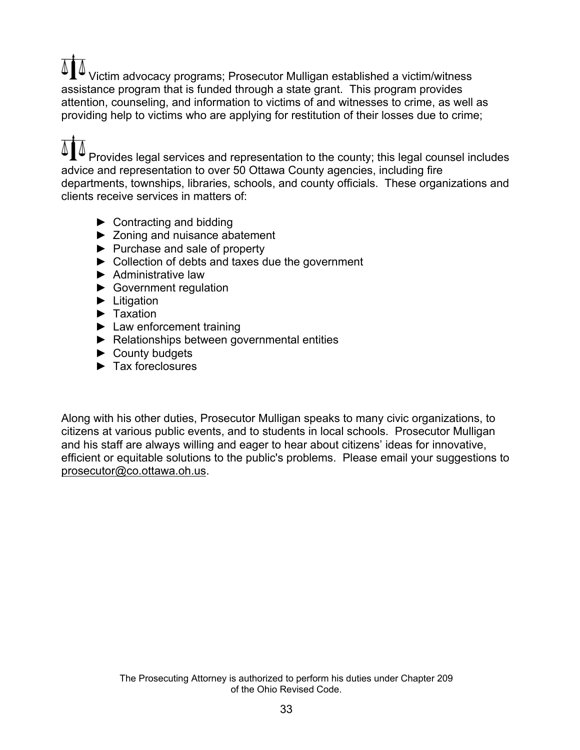Victim advocacy programs; Prosecutor Mulligan established a victim/witness assistance program that is funded through a state grant. This program provides attention, counseling, and information to victims of and witnesses to crime, as well as providing help to victims who are applying for restitution of their losses due to crime;

Provides legal services and representation to the county; this legal counsel includes advice and representation to over 50 Ottawa County agencies, including fire departments, townships, libraries, schools, and county officials. These organizations and clients receive services in matters of:

- Contracting and bidding
- Zoning and nuisance abatement
- Purchase and sale of property
- Collection of debts and taxes due the government
- Administrative law
- Government regulation
- Litigation
- Taxation
- Law enforcement training
- Relationships between governmental entities
- County budgets
- Tax foreclosures

Along with his other duties, Prosecutor Mulligan speaks to many civic organizations, to citizens at various public events, and to students in local schools. Prosecutor Mulligan and his staff are always willing and eager to hear about citizens' ideas for innovative, efficient or equitable solutions to the public's problems. Please email your suggestions to prosecutor@co.ottawa.oh.us.

The Prosecuting Attorney is authorized to perform his duties under Chapter 209 of the Ohio Revised Code.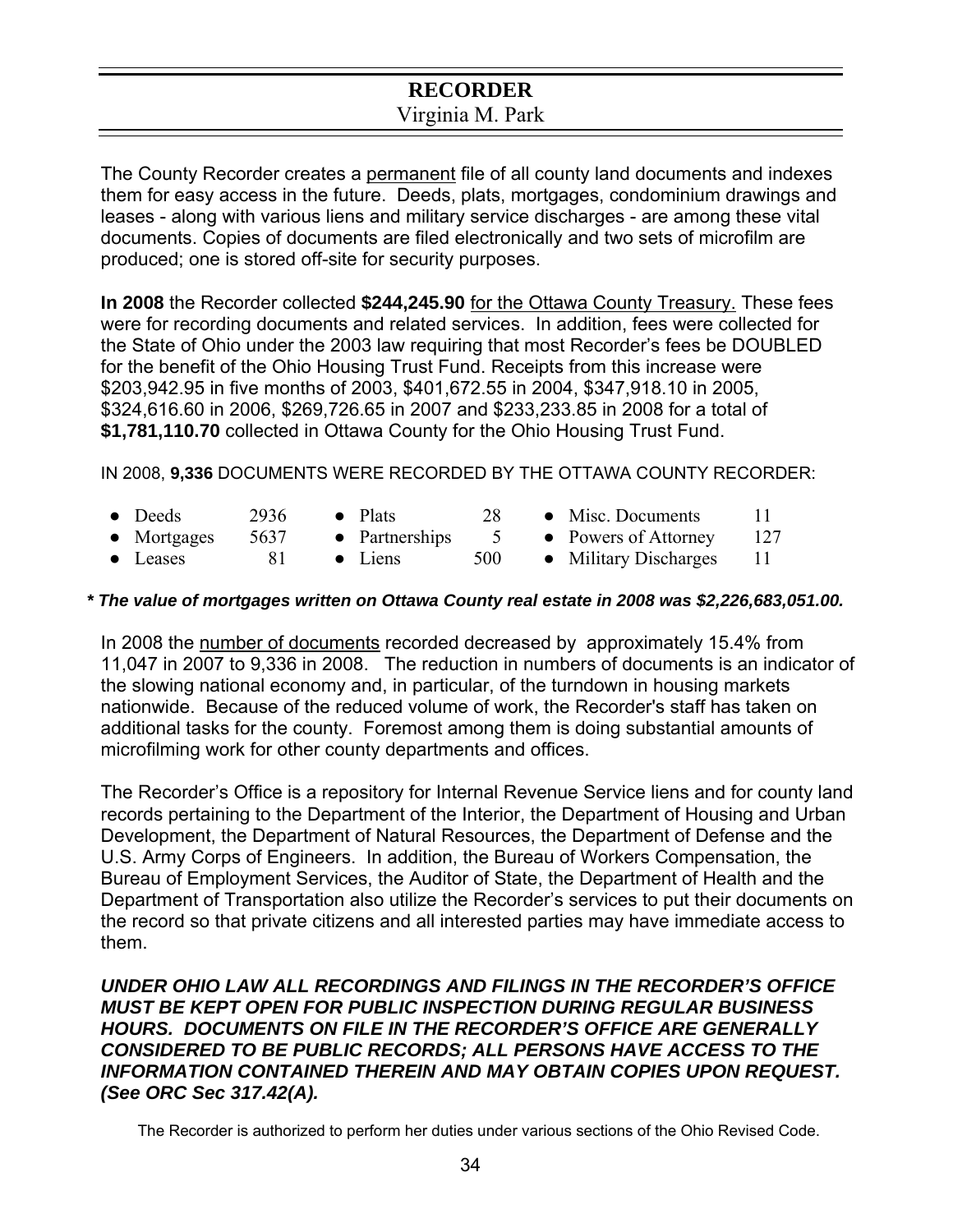# RECORDER

Virginia M. Park

The County Recorder creates a permanent file of all county land documents and indexes them for easy access in the future. Deeds, plats, mortgages, condominium drawings and leases - along with various liens and military service discharges - are among these vital documents. Copies of documents are filed electronically and two sets of microfilm are produced; one is stored off-site for security purposes.

**In 2008** the Recorder collected **$244,245.90** for the Ottawa County Treasury. These fees were for recording documents and related services. In addition, fees were collected for the State of Ohio under the 2003 law requiring that most Recorder's fees be DOUBLED for the benefit of the Ohio Housing Trust Fund. Receipts from this increase were $203,942.95 in five months of 2003, $401,672.55 in 2004, $347,918.10 in 2005, $324,616.60 in 2006, $269,726.65 in 2007 and $233,233.85 in 2008 for a total of **$1,781,110.70** collected in Ottawa County for the Ohio Housing Trust Fund.

IN 2008, **9,336** DOCUMENTS WERE RECORDED BY THE OTTAWA COUNTY RECORDER:

| | | | | | |
|---|---|---|---|---|---|
| ● Deeds | 2936 | ● Plats | 28 | ● Misc. Documents | 11 |
| ● Mortgages | 5637 | ● Partnerships | 5 | ● Powers of Attorney | 127 |
| ● Leases | 81 | ● Liens | 500 | ● Military Discharges | 11 |

***\* The value of mortgages written on Ottawa County real estate in 2008 was $2,226,683,051.00.***

In 2008 the number of documents recorded decreased by approximately 15.4% from 11,047 in 2007 to 9,336 in 2008. The reduction in numbers of documents is an indicator of the slowing national economy and, in particular, of the turndown in housing markets nationwide. Because of the reduced volume of work, the Recorder's staff has taken on additional tasks for the county. Foremost among them is doing substantial amounts of microfilming work for other county departments and offices.

The Recorder's Office is a repository for Internal Revenue Service liens and for county land records pertaining to the Department of the Interior, the Department of Housing and Urban Development, the Department of Natural Resources, the Department of Defense and the U.S. Army Corps of Engineers. In addition, the Bureau of Workers Compensation, the Bureau of Employment Services, the Auditor of State, the Department of Health and the Department of Transportation also utilize the Recorder's services to put their documents on the record so that private citizens and all interested parties may have immediate access to them.

***UNDER OHIO LAW ALL RECORDINGS AND FILINGS IN THE RECORDER'S OFFICE MUST BE KEPT OPEN FOR PUBLIC INSPECTION DURING REGULAR BUSINESS HOURS. DOCUMENTS ON FILE IN THE RECORDER'S OFFICE ARE GENERALLY CONSIDERED TO BE PUBLIC RECORDS; ALL PERSONS HAVE ACCESS TO THE INFORMATION CONTAINED THEREIN AND MAY OBTAIN COPIES UPON REQUEST. (See ORC Sec 317.42(A).***

The Recorder is authorized to perform her duties under various sections of the Ohio Revised Code.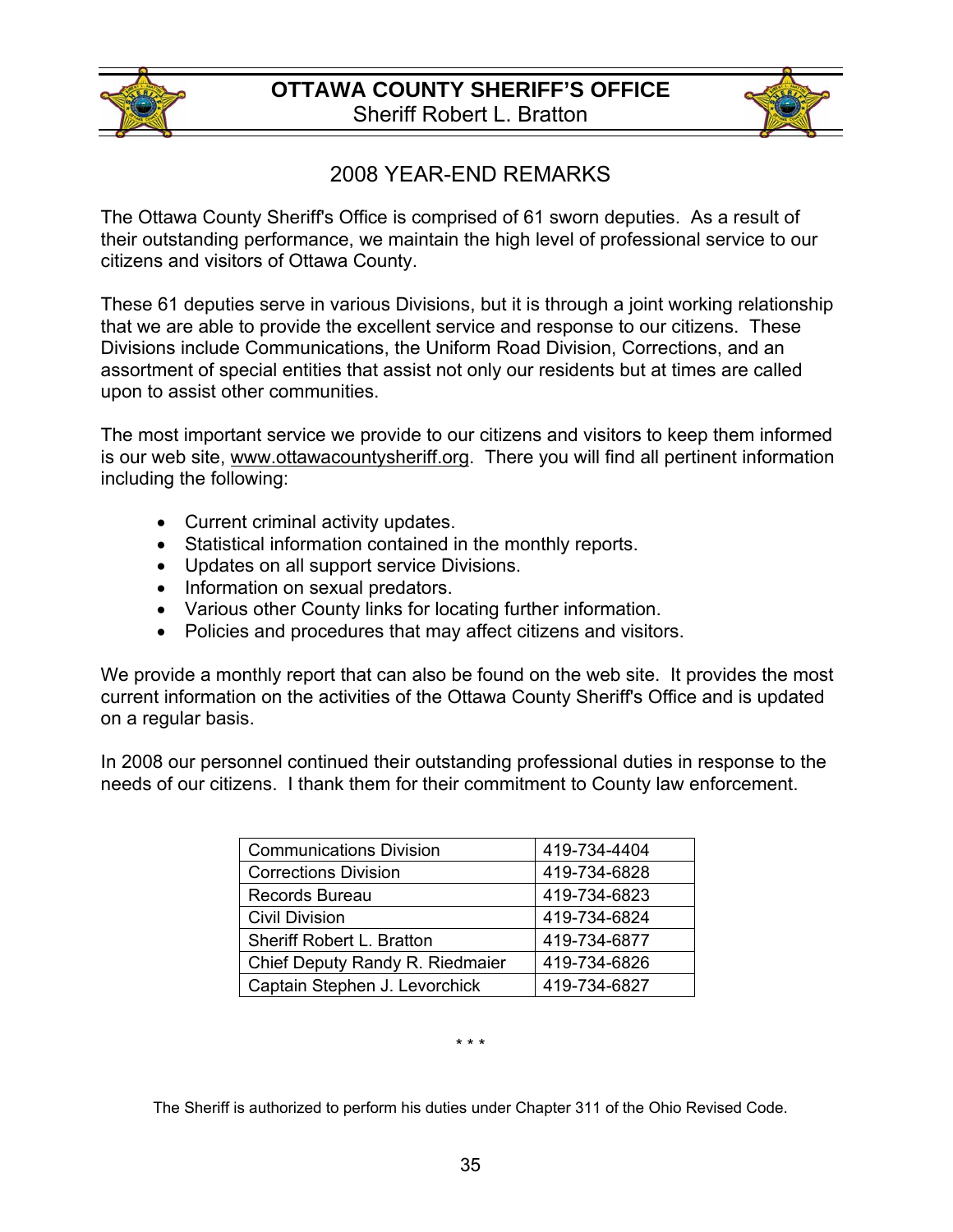# OTTAWA COUNTY SHERIFF'S OFFICE

Sheriff Robert L. Bratton

## 2008 YEAR-END REMARKS

The Ottawa County Sheriff's Office is comprised of 61 sworn deputies. As a result of their outstanding performance, we maintain the high level of professional service to our citizens and visitors of Ottawa County.

These 61 deputies serve in various Divisions, but it is through a joint working relationship that we are able to provide the excellent service and response to our citizens. These Divisions include Communications, the Uniform Road Division, Corrections, and an assortment of special entities that assist not only our residents but at times are called upon to assist other communities.

The most important service we provide to our citizens and visitors to keep them informed is our web site, www.ottawacountysheriff.org. There you will find all pertinent information including the following:

- Current criminal activity updates.
- Statistical information contained in the monthly reports.
- Updates on all support service Divisions.
- Information on sexual predators.
- Various other County links for locating further information.
- Policies and procedures that may affect citizens and visitors.

We provide a monthly report that can also be found on the web site. It provides the most current information on the activities of the Ottawa County Sheriff's Office and is updated on a regular basis.

In 2008 our personnel continued their outstanding professional duties in response to the needs of our citizens. I thank them for their commitment to County law enforcement.

| | |
|---|---|
| Communications Division | 419-734-4404 |
| Corrections Division | 419-734-6828 |
| Records Bureau | 419-734-6823 |
| Civil Division | 419-734-6824 |
| Sheriff Robert L. Bratton | 419-734-6877 |
| Chief Deputy Randy R. Riedmaier | 419-734-6826 |
| Captain Stephen J. Levorchick | 419-734-6827 |

\* \* \*

The Sheriff is authorized to perform his duties under Chapter 311 of the Ohio Revised Code.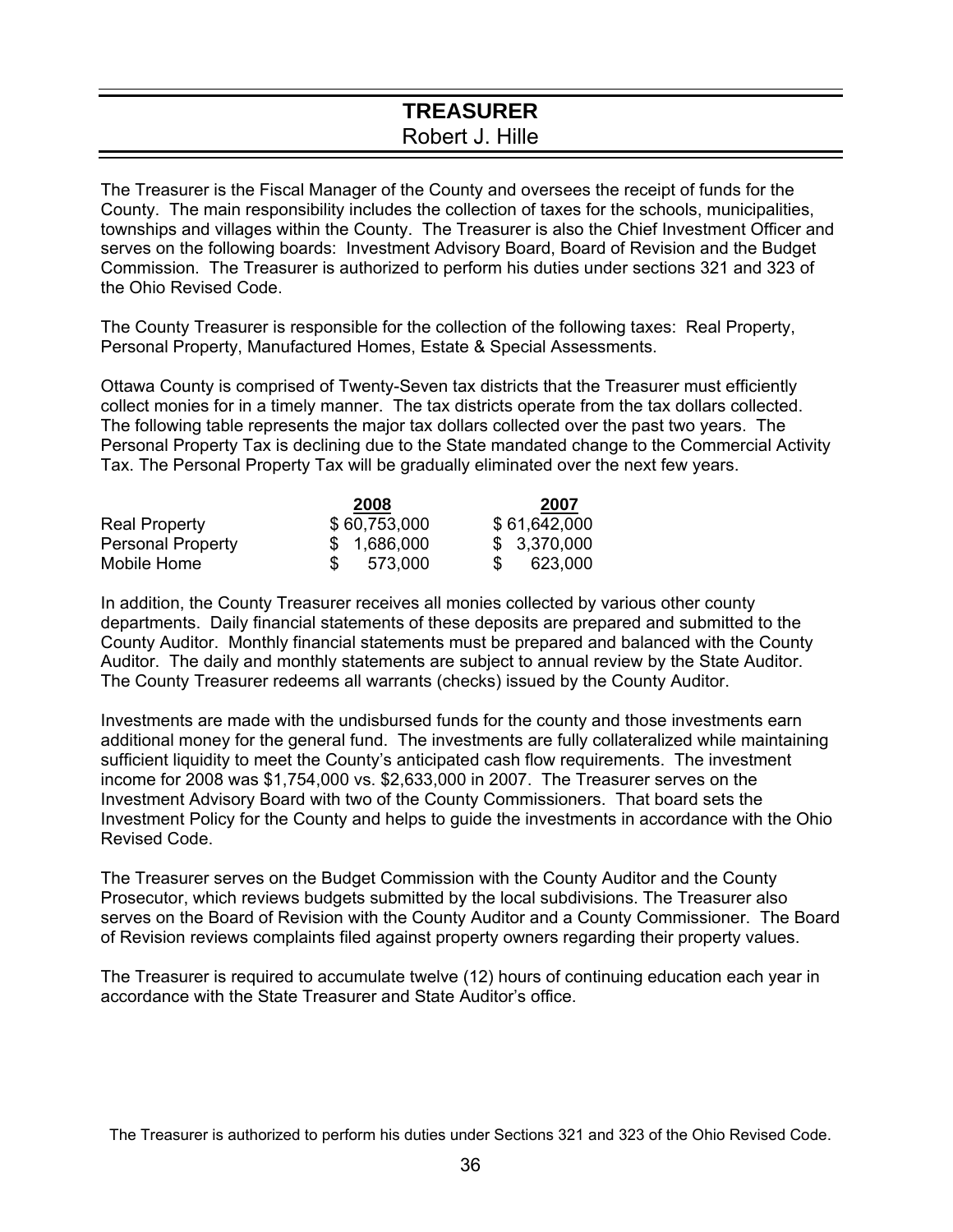# TREASURER

Robert J. Hille

The Treasurer is the Fiscal Manager of the County and oversees the receipt of funds for the County. The main responsibility includes the collection of taxes for the schools, municipalities, townships and villages within the County. The Treasurer is also the Chief Investment Officer and serves on the following boards: Investment Advisory Board, Board of Revision and the Budget Commission. The Treasurer is authorized to perform his duties under sections 321 and 323 of the Ohio Revised Code.

The County Treasurer is responsible for the collection of the following taxes: Real Property, Personal Property, Manufactured Homes, Estate & Special Assessments.

Ottawa County is comprised of Twenty-Seven tax districts that the Treasurer must efficiently collect monies for in a timely manner. The tax districts operate from the tax dollars collected. The following table represents the major tax dollars collected over the past two years. The Personal Property Tax is declining due to the State mandated change to the Commercial Activity Tax. The Personal Property Tax will be gradually eliminated over the next few years.

| | 2008 | 2007 |
|---|---|---|
| Real Property | $ 60,753,000 | $ 61,642,000 |
| Personal Property | $ 1,686,000 | $ 3,370,000 |
| Mobile Home | $ 573,000 | $ 623,000 |

In addition, the County Treasurer receives all monies collected by various other county departments. Daily financial statements of these deposits are prepared and submitted to the County Auditor. Monthly financial statements must be prepared and balanced with the County Auditor. The daily and monthly statements are subject to annual review by the State Auditor. The County Treasurer redeems all warrants (checks) issued by the County Auditor.

Investments are made with the undisbursed funds for the county and those investments earn additional money for the general fund. The investments are fully collateralized while maintaining sufficient liquidity to meet the County's anticipated cash flow requirements. The investment income for 2008 was $1,754,000 vs. $2,633,000 in 2007. The Treasurer serves on the Investment Advisory Board with two of the County Commissioners. That board sets the Investment Policy for the County and helps to guide the investments in accordance with the Ohio Revised Code.

The Treasurer serves on the Budget Commission with the County Auditor and the County Prosecutor, which reviews budgets submitted by the local subdivisions. The Treasurer also serves on the Board of Revision with the County Auditor and a County Commissioner. The Board of Revision reviews complaints filed against property owners regarding their property values.

The Treasurer is required to accumulate twelve (12) hours of continuing education each year in accordance with the State Treasurer and State Auditor's office.

The Treasurer is authorized to perform his duties under Sections 321 and 323 of the Ohio Revised Code.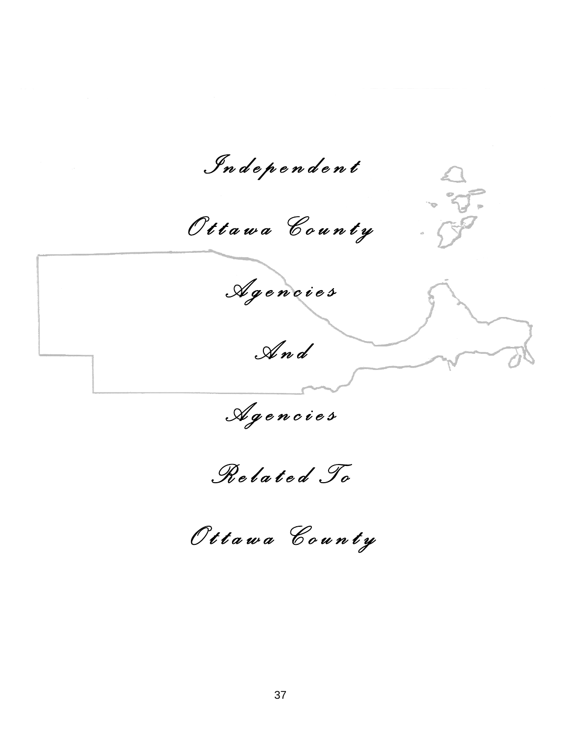# Independent Ottawa County Agencies And Agencies Related To Ottawa County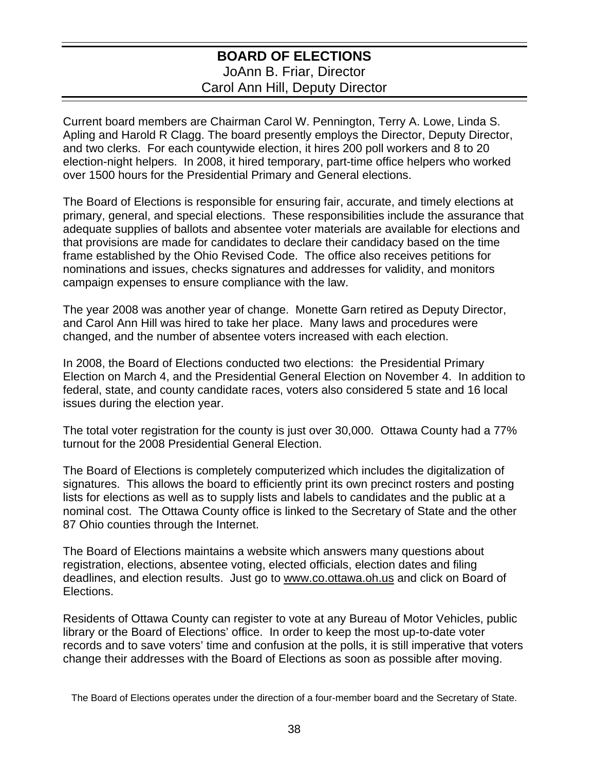# BOARD OF ELECTIONS

JoAnn B. Friar, Director
Carol Ann Hill, Deputy Director

Current board members are Chairman Carol W. Pennington, Terry A. Lowe, Linda S. Apling and Harold R Clagg. The board presently employs the Director, Deputy Director, and two clerks. For each countywide election, it hires 200 poll workers and 8 to 20 election-night helpers. In 2008, it hired temporary, part-time office helpers who worked over 1500 hours for the Presidential Primary and General elections.

The Board of Elections is responsible for ensuring fair, accurate, and timely elections at primary, general, and special elections. These responsibilities include the assurance that adequate supplies of ballots and absentee voter materials are available for elections and that provisions are made for candidates to declare their candidacy based on the time frame established by the Ohio Revised Code. The office also receives petitions for nominations and issues, checks signatures and addresses for validity, and monitors campaign expenses to ensure compliance with the law.

The year 2008 was another year of change. Monette Garn retired as Deputy Director, and Carol Ann Hill was hired to take her place. Many laws and procedures were changed, and the number of absentee voters increased with each election.

In 2008, the Board of Elections conducted two elections: the Presidential Primary Election on March 4, and the Presidential General Election on November 4. In addition to federal, state, and county candidate races, voters also considered 5 state and 16 local issues during the election year.

The total voter registration for the county is just over 30,000. Ottawa County had a 77% turnout for the 2008 Presidential General Election.

The Board of Elections is completely computerized which includes the digitalization of signatures. This allows the board to efficiently print its own precinct rosters and posting lists for elections as well as to supply lists and labels to candidates and the public at a nominal cost. The Ottawa County office is linked to the Secretary of State and the other 87 Ohio counties through the Internet.

The Board of Elections maintains a website which answers many questions about registration, elections, absentee voting, elected officials, election dates and filing deadlines, and election results. Just go to www.co.ottawa.oh.us and click on Board of Elections.

Residents of Ottawa County can register to vote at any Bureau of Motor Vehicles, public library or the Board of Elections' office. In order to keep the most up-to-date voter records and to save voters' time and confusion at the polls, it is still imperative that voters change their addresses with the Board of Elections as soon as possible after moving.

The Board of Elections operates under the direction of a four-member board and the Secretary of State.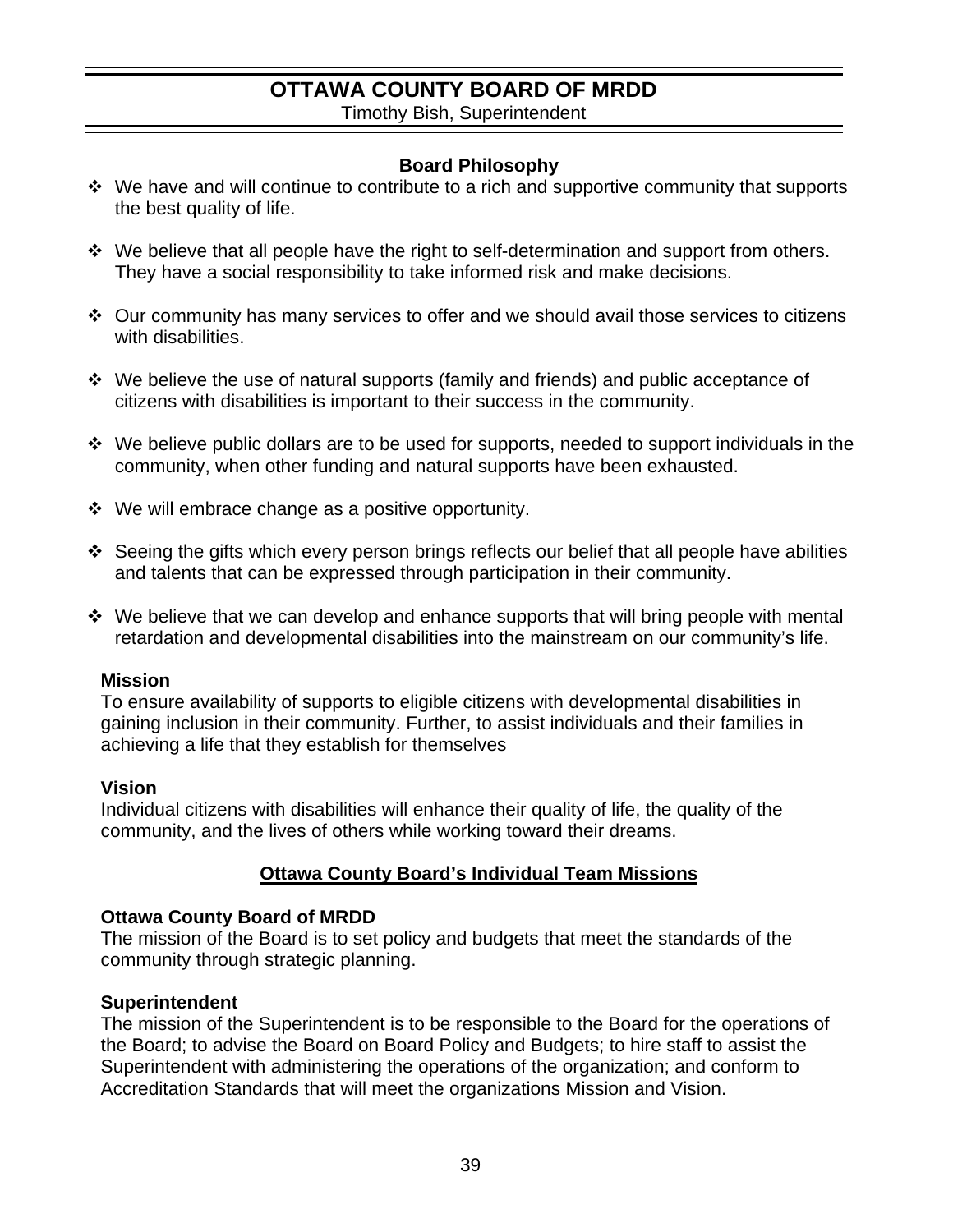# OTTAWA COUNTY BOARD OF MRDD

Timothy Bish, Superintendent

### Board Philosophy

- We have and will continue to contribute to a rich and supportive community that supports the best quality of life.
- We believe that all people have the right to self-determination and support from others. They have a social responsibility to take informed risk and make decisions.
- Our community has many services to offer and we should avail those services to citizens with disabilities.
- We believe the use of natural supports (family and friends) and public acceptance of citizens with disabilities is important to their success in the community.
- We believe public dollars are to be used for supports, needed to support individuals in the community, when other funding and natural supports have been exhausted.
- We will embrace change as a positive opportunity.
- Seeing the gifts which every person brings reflects our belief that all people have abilities and talents that can be expressed through participation in their community.
- We believe that we can develop and enhance supports that will bring people with mental retardation and developmental disabilities into the mainstream on our community's life.

**Mission**
To ensure availability of supports to eligible citizens with developmental disabilities in gaining inclusion in their community. Further, to assist individuals and their families in achieving a life that they establish for themselves

**Vision**
Individual citizens with disabilities will enhance their quality of life, the quality of the community, and the lives of others while working toward their dreams.

### Ottawa County Board's Individual Team Missions

**Ottawa County Board of MRDD**
The mission of the Board is to set policy and budgets that meet the standards of the community through strategic planning.

**Superintendent**
The mission of the Superintendent is to be responsible to the Board for the operations of the Board; to advise the Board on Board Policy and Budgets; to hire staff to assist the Superintendent with administering the operations of the organization; and conform to Accreditation Standards that will meet the organizations Mission and Vision.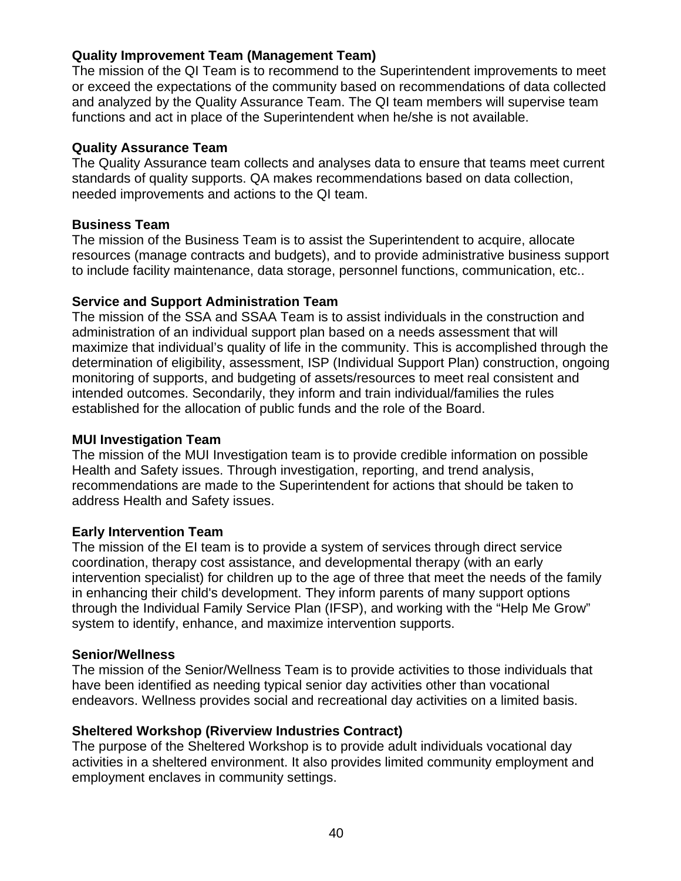**Quality Improvement Team (Management Team)**
The mission of the QI Team is to recommend to the Superintendent improvements to meet or exceed the expectations of the community based on recommendations of data collected and analyzed by the Quality Assurance Team. The QI team members will supervise team functions and act in place of the Superintendent when he/she is not available.

**Quality Assurance Team**
The Quality Assurance team collects and analyses data to ensure that teams meet current standards of quality supports. QA makes recommendations based on data collection, needed improvements and actions to the QI team.

**Business Team**
The mission of the Business Team is to assist the Superintendent to acquire, allocate resources (manage contracts and budgets), and to provide administrative business support to include facility maintenance, data storage, personnel functions, communication, etc..

**Service and Support Administration Team**
The mission of the SSA and SSAA Team is to assist individuals in the construction and administration of an individual support plan based on a needs assessment that will maximize that individual's quality of life in the community. This is accomplished through the determination of eligibility, assessment, ISP (Individual Support Plan) construction, ongoing monitoring of supports, and budgeting of assets/resources to meet real consistent and intended outcomes. Secondarily, they inform and train individual/families the rules established for the allocation of public funds and the role of the Board.

**MUI Investigation Team**
The mission of the MUI Investigation team is to provide credible information on possible Health and Safety issues. Through investigation, reporting, and trend analysis, recommendations are made to the Superintendent for actions that should be taken to address Health and Safety issues.

**Early Intervention Team**
The mission of the EI team is to provide a system of services through direct service coordination, therapy cost assistance, and developmental therapy (with an early intervention specialist) for children up to the age of three that meet the needs of the family in enhancing their child's development. They inform parents of many support options through the Individual Family Service Plan (IFSP), and working with the "Help Me Grow" system to identify, enhance, and maximize intervention supports.

**Senior/Wellness**
The mission of the Senior/Wellness Team is to provide activities to those individuals that have been identified as needing typical senior day activities other than vocational endeavors. Wellness provides social and recreational day activities on a limited basis.

**Sheltered Workshop (Riverview Industries Contract)**
The purpose of the Sheltered Workshop is to provide adult individuals vocational day activities in a sheltered environment. It also provides limited community employment and employment enclaves in community settings.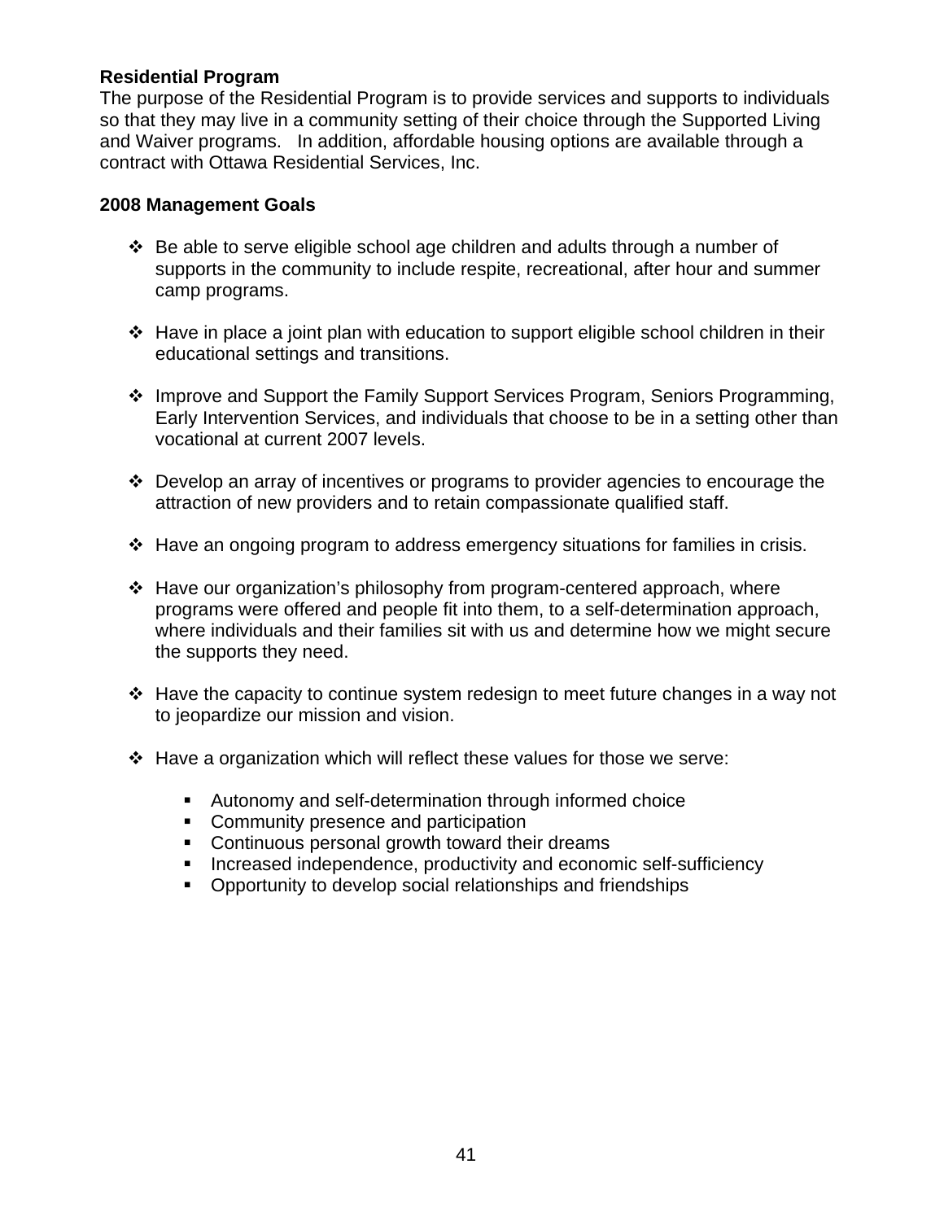**Residential Program**
The purpose of the Residential Program is to provide services and supports to individuals so that they may live in a community setting of their choice through the Supported Living and Waiver programs. In addition, affordable housing options are available through a contract with Ottawa Residential Services, Inc.

**2008 Management Goals**

- Be able to serve eligible school age children and adults through a number of supports in the community to include respite, recreational, after hour and summer camp programs.

- Have in place a joint plan with education to support eligible school children in their educational settings and transitions.

- Improve and Support the Family Support Services Program, Seniors Programming, Early Intervention Services, and individuals that choose to be in a setting other than vocational at current 2007 levels.

- Develop an array of incentives or programs to provider agencies to encourage the attraction of new providers and to retain compassionate qualified staff.

- Have an ongoing program to address emergency situations for families in crisis.

- Have our organization's philosophy from program-centered approach, where programs were offered and people fit into them, to a self-determination approach, where individuals and their families sit with us and determine how we might secure the supports they need.

- Have the capacity to continue system redesign to meet future changes in a way not to jeopardize our mission and vision.

- Have a organization which will reflect these values for those we serve:

  - Autonomy and self-determination through informed choice
  - Community presence and participation
  - Continuous personal growth toward their dreams
  - Increased independence, productivity and economic self-sufficiency
  - Opportunity to develop social relationships and friendships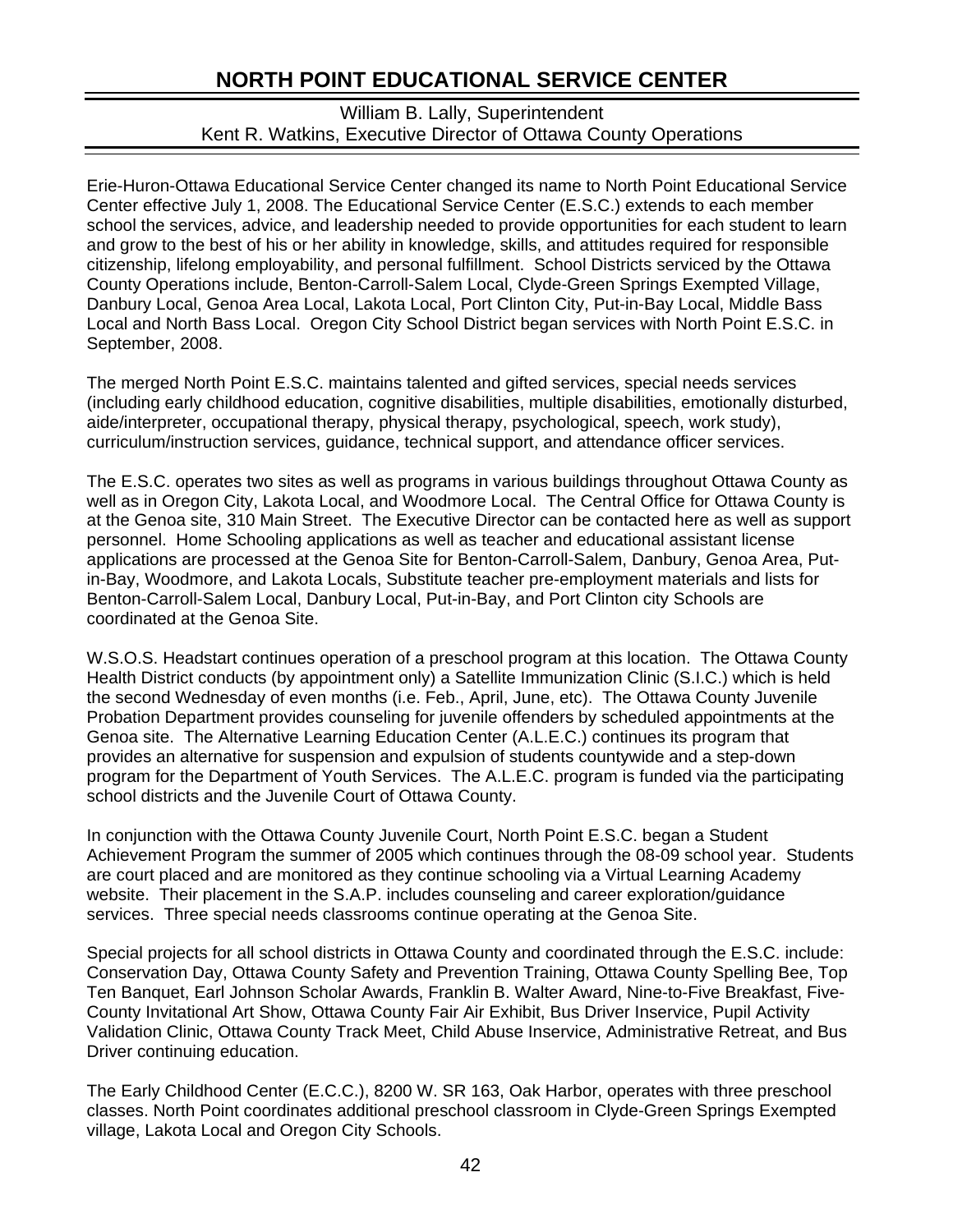# NORTH POINT EDUCATIONAL SERVICE CENTER

William B. Lally, Superintendent
Kent R. Watkins, Executive Director of Ottawa County Operations

Erie-Huron-Ottawa Educational Service Center changed its name to North Point Educational Service Center effective July 1, 2008. The Educational Service Center (E.S.C.) extends to each member school the services, advice, and leadership needed to provide opportunities for each student to learn and grow to the best of his or her ability in knowledge, skills, and attitudes required for responsible citizenship, lifelong employability, and personal fulfillment. School Districts serviced by the Ottawa County Operations include, Benton-Carroll-Salem Local, Clyde-Green Springs Exempted Village, Danbury Local, Genoa Area Local, Lakota Local, Port Clinton City, Put-in-Bay Local, Middle Bass Local and North Bass Local. Oregon City School District began services with North Point E.S.C. in September, 2008.

The merged North Point E.S.C. maintains talented and gifted services, special needs services (including early childhood education, cognitive disabilities, multiple disabilities, emotionally disturbed, aide/interpreter, occupational therapy, physical therapy, psychological, speech, work study), curriculum/instruction services, guidance, technical support, and attendance officer services.

The E.S.C. operates two sites as well as programs in various buildings throughout Ottawa County as well as in Oregon City, Lakota Local, and Woodmore Local. The Central Office for Ottawa County is at the Genoa site, 310 Main Street. The Executive Director can be contacted here as well as support personnel. Home Schooling applications as well as teacher and educational assistant license applications are processed at the Genoa Site for Benton-Carroll-Salem, Danbury, Genoa Area, Put-in-Bay, Woodmore, and Lakota Locals, Substitute teacher pre-employment materials and lists for Benton-Carroll-Salem Local, Danbury Local, Put-in-Bay, and Port Clinton city Schools are coordinated at the Genoa Site.

W.S.O.S. Headstart continues operation of a preschool program at this location. The Ottawa County Health District conducts (by appointment only) a Satellite Immunization Clinic (S.I.C.) which is held the second Wednesday of even months (i.e. Feb., April, June, etc). The Ottawa County Juvenile Probation Department provides counseling for juvenile offenders by scheduled appointments at the Genoa site. The Alternative Learning Education Center (A.L.E.C.) continues its program that provides an alternative for suspension and expulsion of students countywide and a step-down program for the Department of Youth Services. The A.L.E.C. program is funded via the participating school districts and the Juvenile Court of Ottawa County.

In conjunction with the Ottawa County Juvenile Court, North Point E.S.C. began a Student Achievement Program the summer of 2005 which continues through the 08-09 school year. Students are court placed and are monitored as they continue schooling via a Virtual Learning Academy website. Their placement in the S.A.P. includes counseling and career exploration/guidance services. Three special needs classrooms continue operating at the Genoa Site.

Special projects for all school districts in Ottawa County and coordinated through the E.S.C. include: Conservation Day, Ottawa County Safety and Prevention Training, Ottawa County Spelling Bee, Top Ten Banquet, Earl Johnson Scholar Awards, Franklin B. Walter Award, Nine-to-Five Breakfast, Five-County Invitational Art Show, Ottawa County Fair Air Exhibit, Bus Driver Inservice, Pupil Activity Validation Clinic, Ottawa County Track Meet, Child Abuse Inservice, Administrative Retreat, and Bus Driver continuing education.

The Early Childhood Center (E.C.C.), 8200 W. SR 163, Oak Harbor, operates with three preschool classes. North Point coordinates additional preschool classroom in Clyde-Green Springs Exempted village, Lakota Local and Oregon City Schools.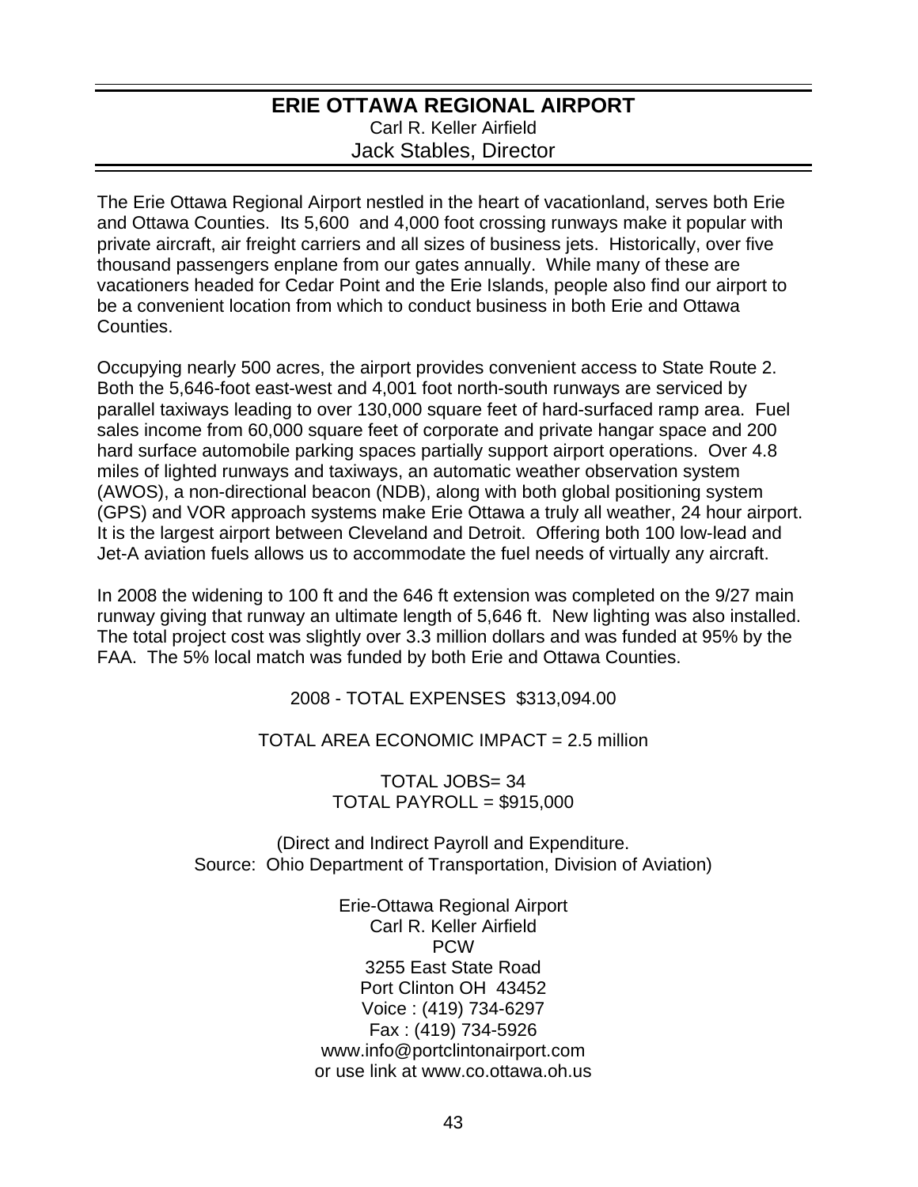# ERIE OTTAWA REGIONAL AIRPORT

Carl R. Keller Airfield

Jack Stables, Director

The Erie Ottawa Regional Airport nestled in the heart of vacationland, serves both Erie and Ottawa Counties. Its 5,600 and 4,000 foot crossing runways make it popular with private aircraft, air freight carriers and all sizes of business jets. Historically, over five thousand passengers enplane from our gates annually. While many of these are vacationers headed for Cedar Point and the Erie Islands, people also find our airport to be a convenient location from which to conduct business in both Erie and Ottawa Counties.

Occupying nearly 500 acres, the airport provides convenient access to State Route 2. Both the 5,646-foot east-west and 4,001 foot north-south runways are serviced by parallel taxiways leading to over 130,000 square feet of hard-surfaced ramp area. Fuel sales income from 60,000 square feet of corporate and private hangar space and 200 hard surface automobile parking spaces partially support airport operations. Over 4.8 miles of lighted runways and taxiways, an automatic weather observation system (AWOS), a non-directional beacon (NDB), along with both global positioning system (GPS) and VOR approach systems make Erie Ottawa a truly all weather, 24 hour airport. It is the largest airport between Cleveland and Detroit. Offering both 100 low-lead and Jet-A aviation fuels allows us to accommodate the fuel needs of virtually any aircraft.

In 2008 the widening to 100 ft and the 646 ft extension was completed on the 9/27 main runway giving that runway an ultimate length of 5,646 ft. New lighting was also installed. The total project cost was slightly over 3.3 million dollars and was funded at 95% by the FAA. The 5% local match was funded by both Erie and Ottawa Counties.

2008 - TOTAL EXPENSES $313,094.00

TOTAL AREA ECONOMIC IMPACT = 2.5 million

TOTAL JOBS= 34

TOTAL PAYROLL = $915,000

(Direct and Indirect Payroll and Expenditure.
Source: Ohio Department of Transportation, Division of Aviation)

Erie-Ottawa Regional Airport
Carl R. Keller Airfield
PCW
3255 East State Road
Port Clinton OH 43452
Voice : (419) 734-6297
Fax : (419) 734-5926
www.info@portclintonairport.com
or use link at www.co.ottawa.oh.us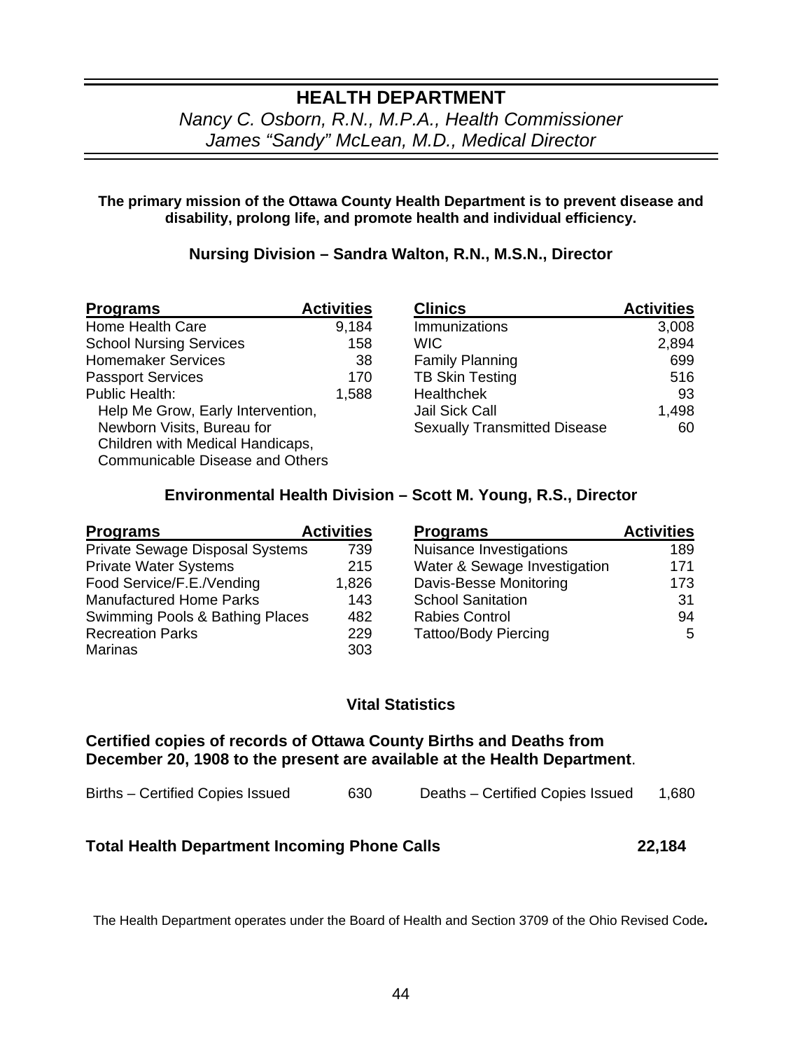# HEALTH DEPARTMENT

*Nancy C. Osborn, R.N., M.P.A., Health Commissioner*
*James "Sandy" McLean, M.D., Medical Director*

**The primary mission of the Ottawa County Health Department is to prevent disease and disability, prolong life, and promote health and individual efficiency.**

## Nursing Division – Sandra Walton, R.N., M.S.N., Director

| Programs | Activities |
|---|---|
| Home Health Care | 9,184 |
| School Nursing Services | 158 |
| Homemaker Services | 38 |
| Passport Services | 170 |
| Public Health: Help Me Grow, Early Intervention, Newborn Visits, Bureau for Children with Medical Handicaps, Communicable Disease and Others | 1,588 |

| Clinics | Activities |
|---|---|
| Immunizations | 3,008 |
| WIC | 2,894 |
| Family Planning | 699 |
| TB Skin Testing | 516 |
| Healthchek | 93 |
| Jail Sick Call | 1,498 |
| Sexually Transmitted Disease | 60 |

## Environmental Health Division – Scott M. Young, R.S., Director

| Programs | Activities |
|---|---|
| Private Sewage Disposal Systems | 739 |
| Private Water Systems | 215 |
| Food Service/F.E./Vending | 1,826 |
| Manufactured Home Parks | 143 |
| Swimming Pools & Bathing Places | 482 |
| Recreation Parks | 229 |
| Marinas | 303 |

| Programs | Activities |
|---|---|
| Nuisance Investigations | 189 |
| Water & Sewage Investigation | 171 |
| Davis-Besse Monitoring | 173 |
| School Sanitation | 31 |
| Rabies Control | 94 |
| Tattoo/Body Piercing | 5 |

## Vital Statistics

**Certified copies of records of Ottawa County Births and Deaths from December 20, 1908 to the present are available at the Health Department**.

| | |
|---|---|
| Births – Certified Copies Issued | 630 |
| Deaths – Certified Copies Issued | 1,680 |

**Total Health Department Incoming Phone Calls 22,184**

The Health Department operates under the Board of Health and Section 3709 of the Ohio Revised Code.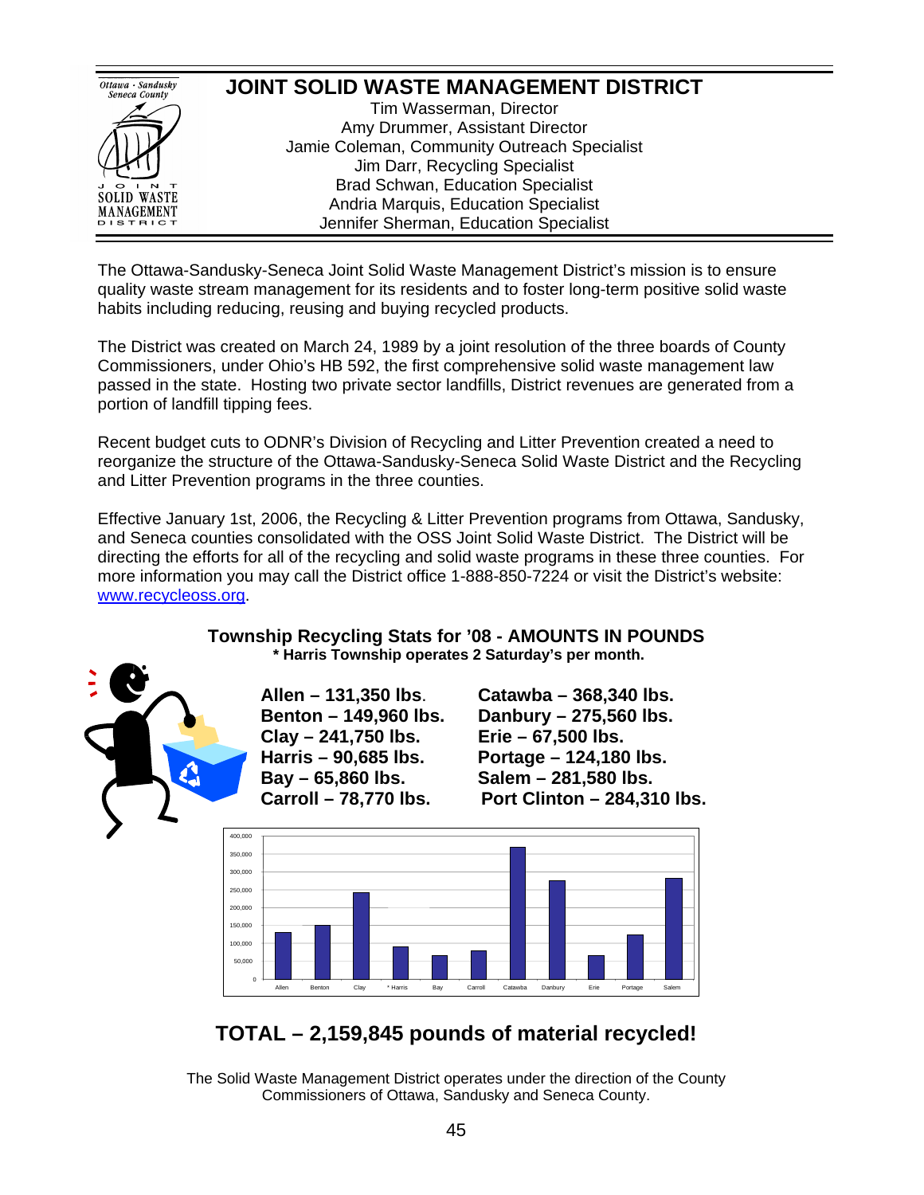# JOINT SOLID WASTE MANAGEMENT DISTRICT

Tim Wasserman, Director
Amy Drummer, Assistant Director
Jamie Coleman, Community Outreach Specialist
Jim Darr, Recycling Specialist
Brad Schwan, Education Specialist
Andria Marquis, Education Specialist
Jennifer Sherman, Education Specialist

The Ottawa-Sandusky-Seneca Joint Solid Waste Management District's mission is to ensure quality waste stream management for its residents and to foster long-term positive solid waste habits including reducing, reusing and buying recycled products.

The District was created on March 24, 1989 by a joint resolution of the three boards of County Commissioners, under Ohio's HB 592, the first comprehensive solid waste management law passed in the state. Hosting two private sector landfills, District revenues are generated from a portion of landfill tipping fees.

Recent budget cuts to ODNR's Division of Recycling and Litter Prevention created a need to reorganize the structure of the Ottawa-Sandusky-Seneca Solid Waste District and the Recycling and Litter Prevention programs in the three counties.

Effective January 1st, 2006, the Recycling & Litter Prevention programs from Ottawa, Sandusky, and Seneca counties consolidated with the OSS Joint Solid Waste District. The District will be directing the efforts for all of the recycling and solid waste programs in these three counties. For more information you may call the District office 1-888-850-7224 or visit the District's website: www.recycleoss.org.

## Township Recycling Stats for '08 - AMOUNTS IN POUNDS

**\* Harris Township operates 2 Saturday's per month.**

**Allen – 131,350 lbs.**
**Benton – 149,960 lbs.**
**Clay – 241,750 lbs.**
**Harris – 90,685 lbs.**
**Bay – 65,860 lbs.**
**Carroll – 78,770 lbs.**
**Catawba – 368,340 lbs.**
**Danbury – 275,560 lbs.**
**Erie – 67,500 lbs.**
**Portage – 124,180 lbs.**
**Salem – 281,580 lbs.**
**Port Clinton – 284,310 lbs.**

## TOTAL – 2,159,845 pounds of material recycled!

The Solid Waste Management District operates under the direction of the County Commissioners of Ottawa, Sandusky and Seneca County.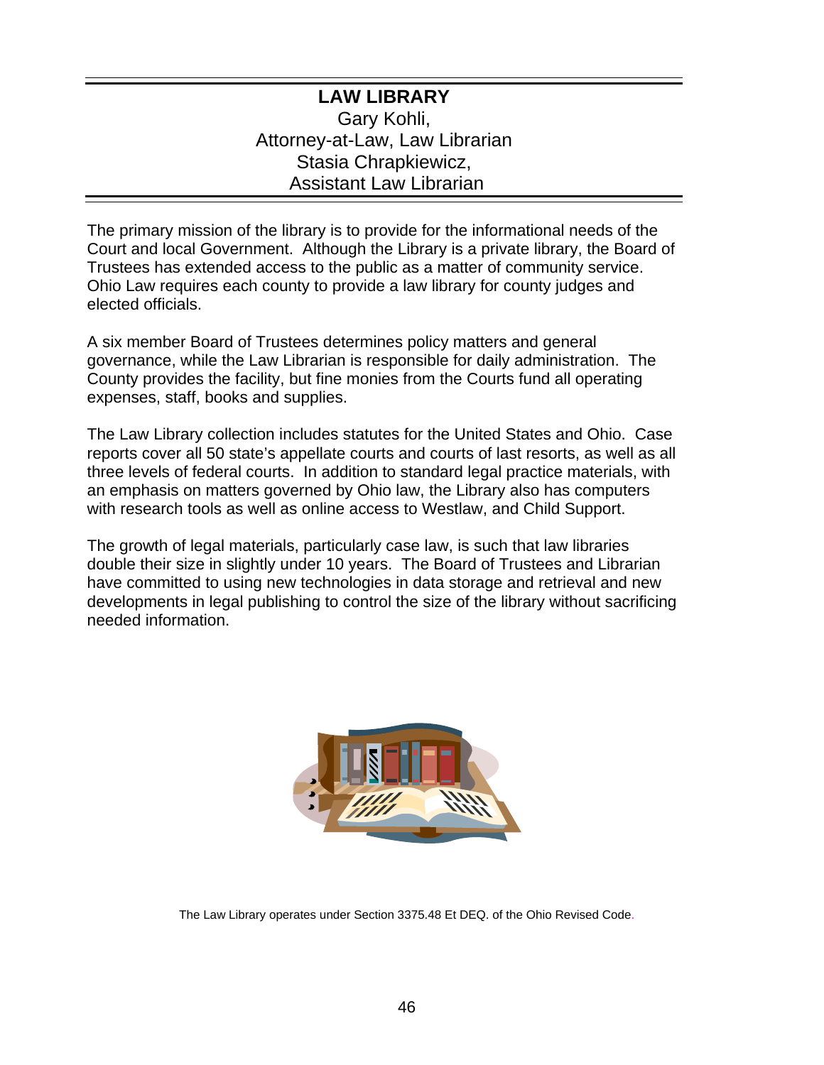## LAW LIBRARY

Gary Kohli,
Attorney-at-Law, Law Librarian
Stasia Chrapkiewicz,
Assistant Law Librarian

The primary mission of the library is to provide for the informational needs of the Court and local Government. Although the Library is a private library, the Board of Trustees has extended access to the public as a matter of community service. Ohio Law requires each county to provide a law library for county judges and elected officials.

A six member Board of Trustees determines policy matters and general governance, while the Law Librarian is responsible for daily administration. The County provides the facility, but fine monies from the Courts fund all operating expenses, staff, books and supplies.

The Law Library collection includes statutes for the United States and Ohio. Case reports cover all 50 state's appellate courts and courts of last resorts, as well as all three levels of federal courts. In addition to standard legal practice materials, with an emphasis on matters governed by Ohio law, the Library also has computers with research tools as well as online access to Westlaw, and Child Support.

The growth of legal materials, particularly case law, is such that law libraries double their size in slightly under 10 years. The Board of Trustees and Librarian have committed to using new technologies in data storage and retrieval and new developments in legal publishing to control the size of the library without sacrificing needed information.

The Law Library operates under Section 3375.48 Et DEQ. of the Ohio Revised Code.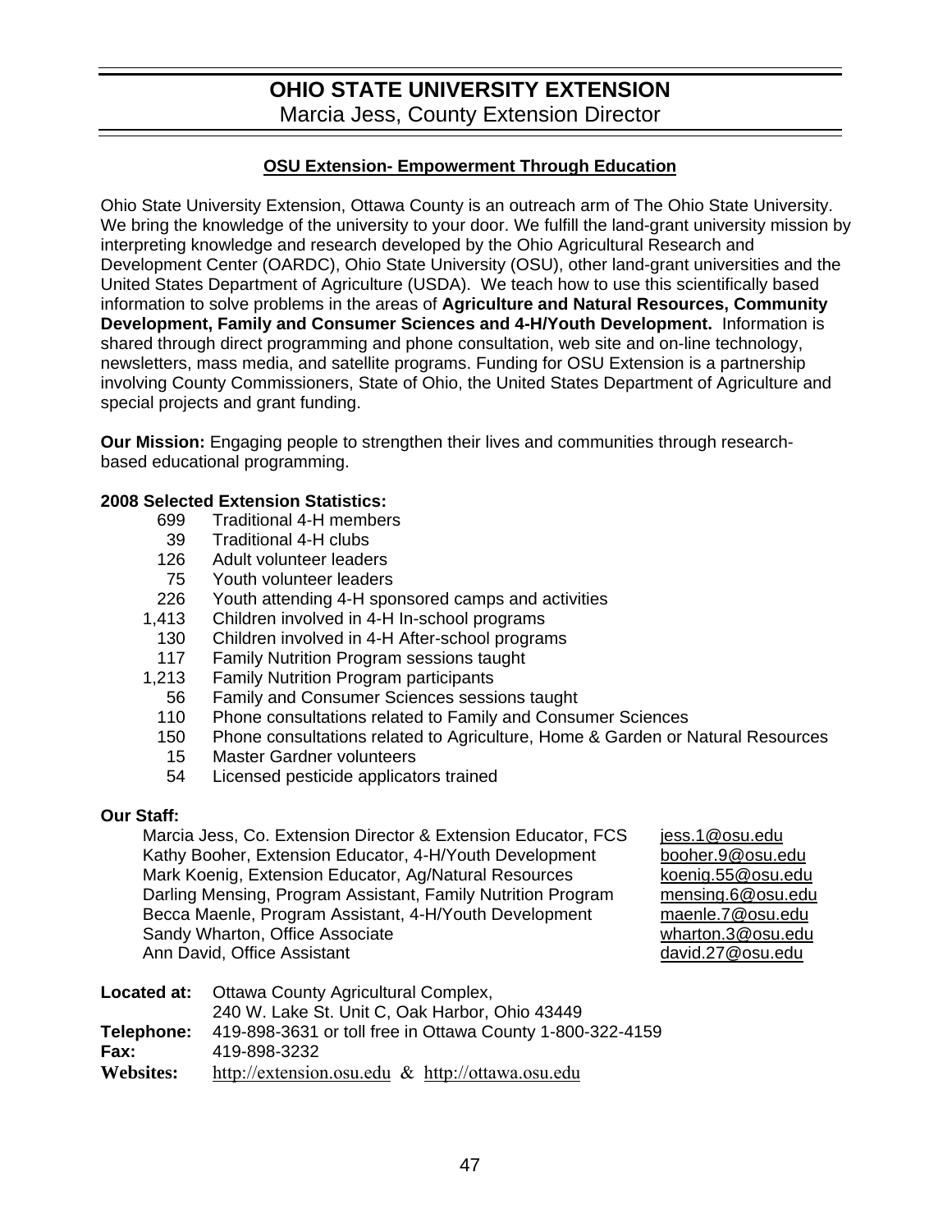# OHIO STATE UNIVERSITY EXTENSION

Marcia Jess, County Extension Director

## OSU Extension- Empowerment Through Education

Ohio State University Extension, Ottawa County is an outreach arm of The Ohio State University. We bring the knowledge of the university to your door. We fulfill the land-grant university mission by interpreting knowledge and research developed by the Ohio Agricultural Research and Development Center (OARDC), Ohio State University (OSU), other land-grant universities and the United States Department of Agriculture (USDA). We teach how to use this scientifically based information to solve problems in the areas of **Agriculture and Natural Resources, Community Development, Family and Consumer Sciences and 4-H/Youth Development.** Information is shared through direct programming and phone consultation, web site and on-line technology, newsletters, mass media, and satellite programs. Funding for OSU Extension is a partnership involving County Commissioners, State of Ohio, the United States Department of Agriculture and special projects and grant funding.

**Our Mission:** Engaging people to strengthen their lives and communities through research-based educational programming.

**2008 Selected Extension Statistics:**

| | |
|---|---|
| 699 | Traditional 4-H members |
| 39 | Traditional 4-H clubs |
| 126 | Adult volunteer leaders |
| 75 | Youth volunteer leaders |
| 226 | Youth attending 4-H sponsored camps and activities |
| 1,413 | Children involved in 4-H In-school programs |
| 130 | Children involved in 4-H After-school programs |
| 117 | Family Nutrition Program sessions taught |
| 1,213 | Family Nutrition Program participants |
| 56 | Family and Consumer Sciences sessions taught |
| 110 | Phone consultations related to Family and Consumer Sciences |
| 150 | Phone consultations related to Agriculture, Home & Garden or Natural Resources |
| 15 | Master Gardner volunteers |
| 54 | Licensed pesticide applicators trained |

**Our Staff:**

| | |
|---|---|
| Marcia Jess, Co. Extension Director & Extension Educator, FCS | jess.1@osu.edu |
| Kathy Booher, Extension Educator, 4-H/Youth Development | booher.9@osu.edu |
| Mark Koenig, Extension Educator, Ag/Natural Resources | koenig.55@osu.edu |
| Darling Mensing, Program Assistant, Family Nutrition Program | mensing.6@osu.edu |
| Becca Maenle, Program Assistant, 4-H/Youth Development | maenle.7@osu.edu |
| Sandy Wharton, Office Associate | wharton.3@osu.edu |
| Ann David, Office Assistant | david.27@osu.edu |

**Located at:** Ottawa County Agricultural Complex,
240 W. Lake St. Unit C, Oak Harbor, Ohio 43449

**Telephone:** 419-898-3631 or toll free in Ottawa County 1-800-322-4159

**Fax:** 419-898-3232

**Websites:** http://extension.osu.edu & http://ottawa.osu.edu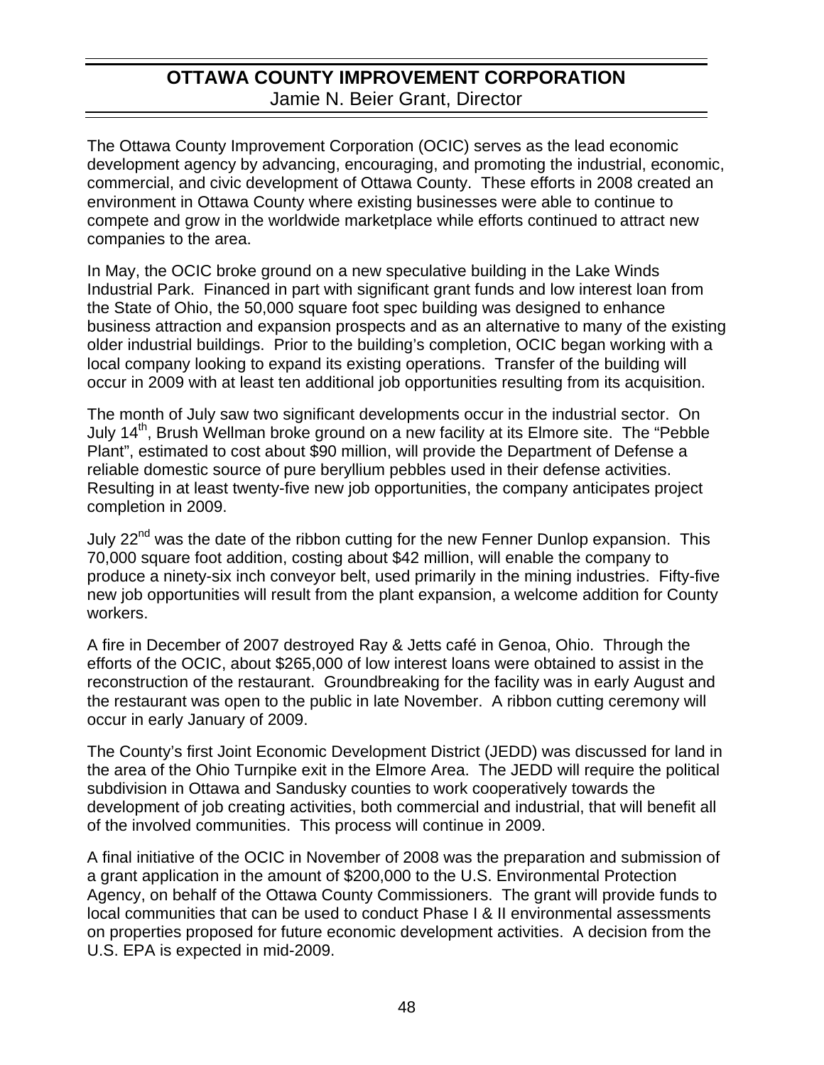# OTTAWA COUNTY IMPROVEMENT CORPORATION

Jamie N. Beier Grant, Director

The Ottawa County Improvement Corporation (OCIC) serves as the lead economic development agency by advancing, encouraging, and promoting the industrial, economic, commercial, and civic development of Ottawa County. These efforts in 2008 created an environment in Ottawa County where existing businesses were able to continue to compete and grow in the worldwide marketplace while efforts continued to attract new companies to the area.

In May, the OCIC broke ground on a new speculative building in the Lake Winds Industrial Park. Financed in part with significant grant funds and low interest loan from the State of Ohio, the 50,000 square foot spec building was designed to enhance business attraction and expansion prospects and as an alternative to many of the existing older industrial buildings. Prior to the building's completion, OCIC began working with a local company looking to expand its existing operations. Transfer of the building will occur in 2009 with at least ten additional job opportunities resulting from its acquisition.

The month of July saw two significant developments occur in the industrial sector. On July 14th, Brush Wellman broke ground on a new facility at its Elmore site. The "Pebble Plant", estimated to cost about $90 million, will provide the Department of Defense a reliable domestic source of pure beryllium pebbles used in their defense activities. Resulting in at least twenty-five new job opportunities, the company anticipates project completion in 2009.

July 22nd was the date of the ribbon cutting for the new Fenner Dunlop expansion. This 70,000 square foot addition, costing about $42 million, will enable the company to produce a ninety-six inch conveyor belt, used primarily in the mining industries. Fifty-five new job opportunities will result from the plant expansion, a welcome addition for County workers.

A fire in December of 2007 destroyed Ray & Jetts café in Genoa, Ohio. Through the efforts of the OCIC, about $265,000 of low interest loans were obtained to assist in the reconstruction of the restaurant. Groundbreaking for the facility was in early August and the restaurant was open to the public in late November. A ribbon cutting ceremony will occur in early January of 2009.

The County's first Joint Economic Development District (JEDD) was discussed for land in the area of the Ohio Turnpike exit in the Elmore Area. The JEDD will require the political subdivision in Ottawa and Sandusky counties to work cooperatively towards the development of job creating activities, both commercial and industrial, that will benefit all of the involved communities. This process will continue in 2009.

A final initiative of the OCIC in November of 2008 was the preparation and submission of a grant application in the amount of $200,000 to the U.S. Environmental Protection Agency, on behalf of the Ottawa County Commissioners. The grant will provide funds to local communities that can be used to conduct Phase I & II environmental assessments on properties proposed for future economic development activities. A decision from the U.S. EPA is expected in mid-2009.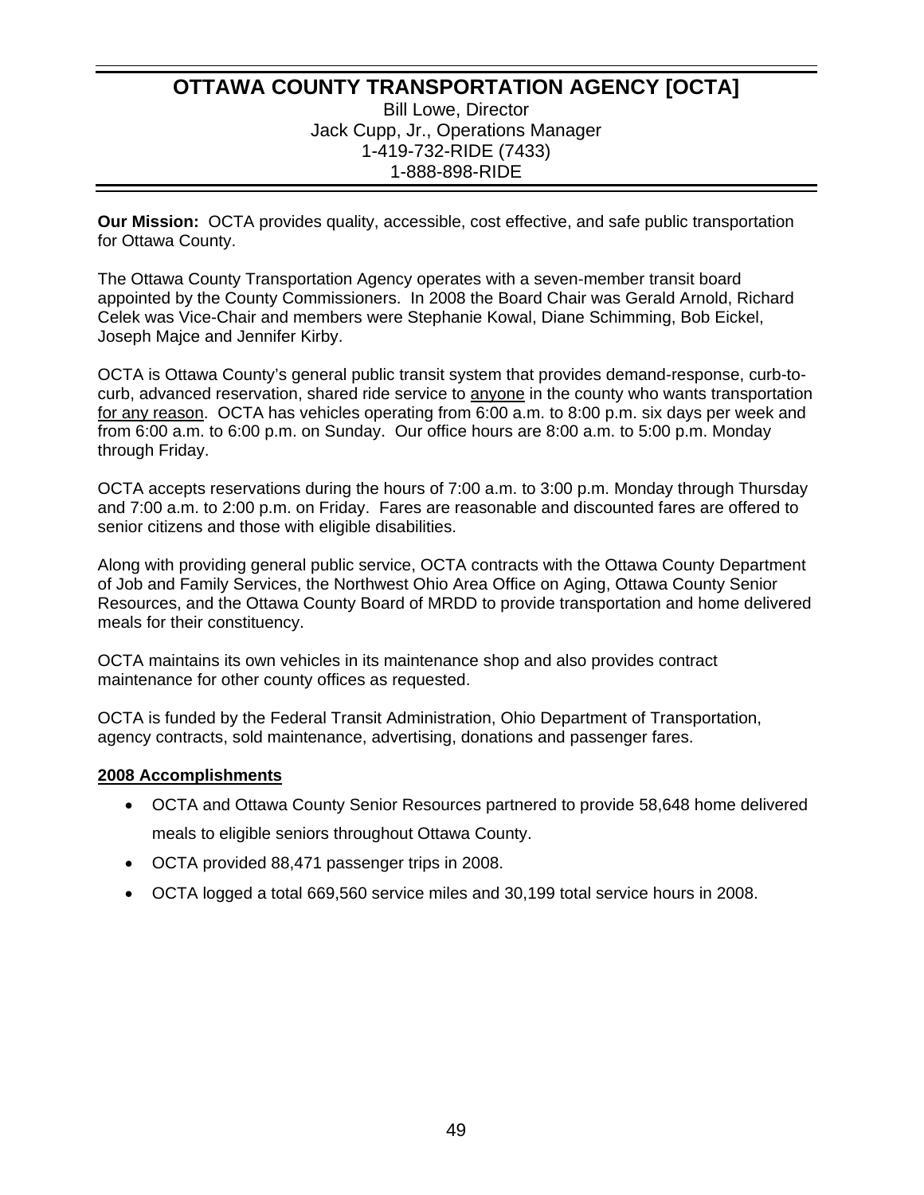# OTTAWA COUNTY TRANSPORTATION AGENCY [OCTA]

Bill Lowe, Director
Jack Cupp, Jr., Operations Manager
1-419-732-RIDE (7433)
1-888-898-RIDE

**Our Mission:** OCTA provides quality, accessible, cost effective, and safe public transportation for Ottawa County.

The Ottawa County Transportation Agency operates with a seven-member transit board appointed by the County Commissioners. In 2008 the Board Chair was Gerald Arnold, Richard Celek was Vice-Chair and members were Stephanie Kowal, Diane Schimming, Bob Eickel, Joseph Majce and Jennifer Kirby.

OCTA is Ottawa County's general public transit system that provides demand-response, curb-to-curb, advanced reservation, shared ride service to anyone in the county who wants transportation for any reason. OCTA has vehicles operating from 6:00 a.m. to 8:00 p.m. six days per week and from 6:00 a.m. to 6:00 p.m. on Sunday. Our office hours are 8:00 a.m. to 5:00 p.m. Monday through Friday.

OCTA accepts reservations during the hours of 7:00 a.m. to 3:00 p.m. Monday through Thursday and 7:00 a.m. to 2:00 p.m. on Friday. Fares are reasonable and discounted fares are offered to senior citizens and those with eligible disabilities.

Along with providing general public service, OCTA contracts with the Ottawa County Department of Job and Family Services, the Northwest Ohio Area Office on Aging, Ottawa County Senior Resources, and the Ottawa County Board of MRDD to provide transportation and home delivered meals for their constituency.

OCTA maintains its own vehicles in its maintenance shop and also provides contract maintenance for other county offices as requested.

OCTA is funded by the Federal Transit Administration, Ohio Department of Transportation, agency contracts, sold maintenance, advertising, donations and passenger fares.

**2008 Accomplishments**

- OCTA and Ottawa County Senior Resources partnered to provide 58,648 home delivered meals to eligible seniors throughout Ottawa County.
- OCTA provided 88,471 passenger trips in 2008.
- OCTA logged a total 669,560 service miles and 30,199 total service hours in 2008.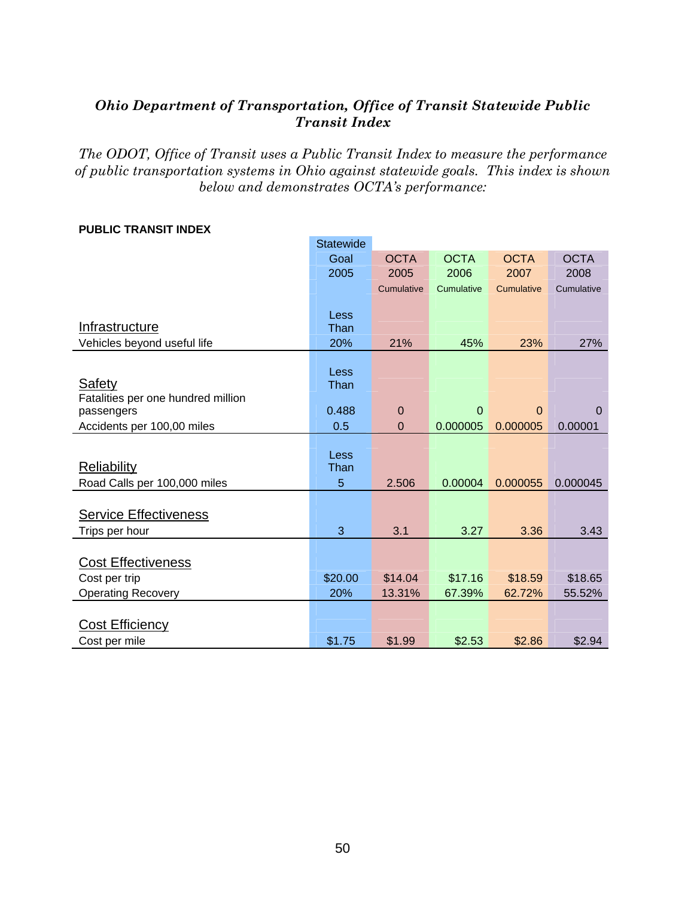***Ohio Department of Transportation, Office of Transit Statewide Public Transit Index***

*The ODOT, Office of Transit uses a Public Transit Index to measure the performance of public transportation systems in Ohio against statewide goals. This index is shown below and demonstrates OCTA's performance:*

**PUBLIC TRANSIT INDEX**

| | Statewide Goal 2005 | OCTA 2005 Cumulative | OCTA 2006 Cumulative | OCTA 2007 Cumulative | OCTA 2008 Cumulative |
|---|---|---|---|---|---|
| Infrastructure | Less Than | | | | |
| Vehicles beyond useful life | 20% | 21% | 45% | 23% | 27% |
| Safety | Less Than | | | | |
| Fatalities per one hundred million passengers | 0.488 | 0 | 0 | 0 | 0 |
| Accidents per 100,00 miles | 0.5 | 0 | 0.000005 | 0.000005 | 0.00001 |
| Reliability | Less Than | | | | |
| Road Calls per 100,000 miles | 5 | 2.506 | 0.00004 | 0.000055 | 0.000045 |
| Service Effectiveness | | | | | |
| Trips per hour | 3 | 3.1 | 3.27 | 3.36 | 3.43 |
| Cost Effectiveness | | | | | |
| Cost per trip | $20.00 | $14.04 | $17.16 | $18.59 | $18.65 |
| Operating Recovery | 20% | 13.31% | 67.39% | 62.72% | 55.52% |
| Cost Efficiency | | | | | |
| Cost per mile | $1.75 | $1.99 | $2.53 | $2.86 | $2.94 |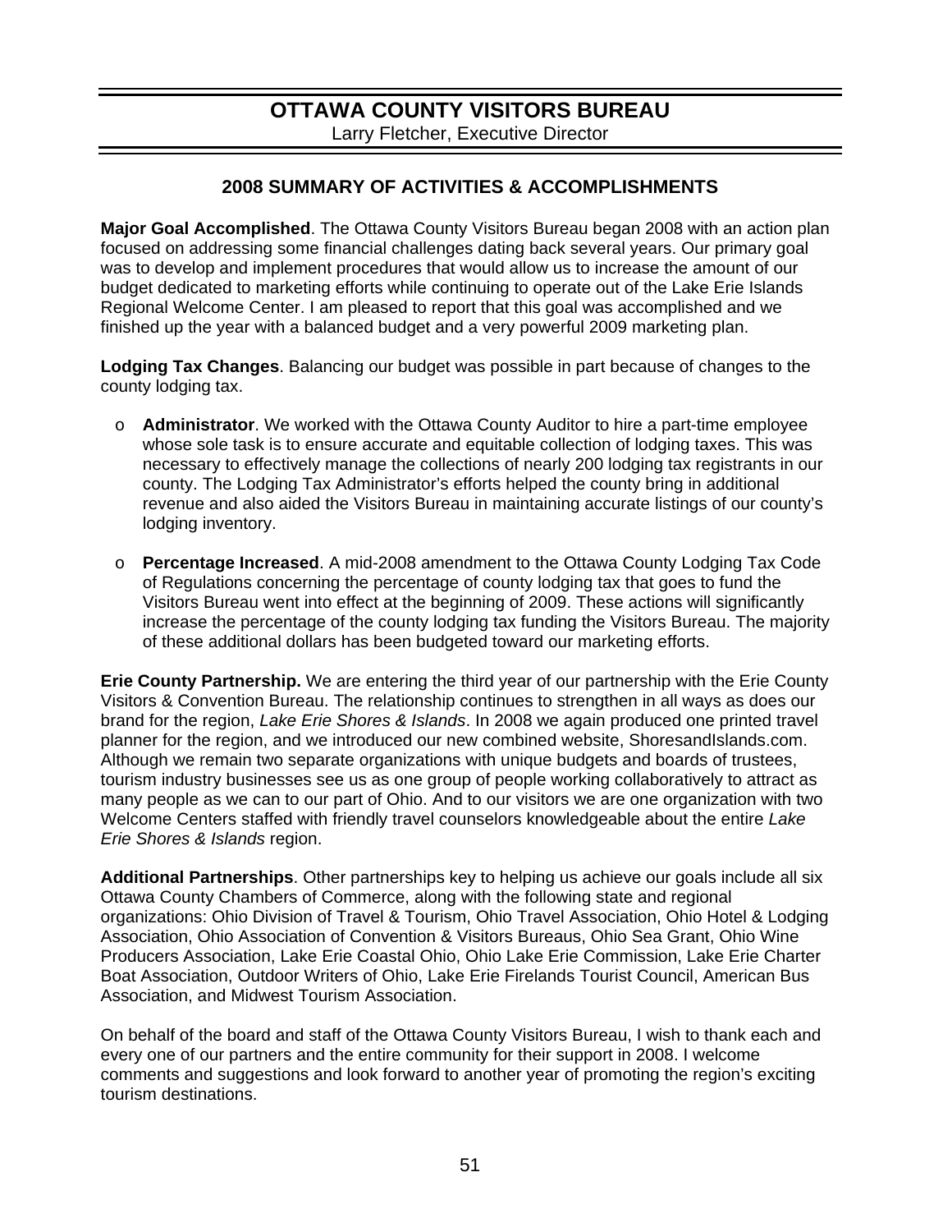# OTTAWA COUNTY VISITORS BUREAU

Larry Fletcher, Executive Director

## 2008 SUMMARY OF ACTIVITIES & ACCOMPLISHMENTS

**Major Goal Accomplished**. The Ottawa County Visitors Bureau began 2008 with an action plan focused on addressing some financial challenges dating back several years. Our primary goal was to develop and implement procedures that would allow us to increase the amount of our budget dedicated to marketing efforts while continuing to operate out of the Lake Erie Islands Regional Welcome Center. I am pleased to report that this goal was accomplished and we finished up the year with a balanced budget and a very powerful 2009 marketing plan.

**Lodging Tax Changes**. Balancing our budget was possible in part because of changes to the county lodging tax.

- **Administrator**. We worked with the Ottawa County Auditor to hire a part-time employee whose sole task is to ensure accurate and equitable collection of lodging taxes. This was necessary to effectively manage the collections of nearly 200 lodging tax registrants in our county. The Lodging Tax Administrator's efforts helped the county bring in additional revenue and also aided the Visitors Bureau in maintaining accurate listings of our county's lodging inventory.

- **Percentage Increased**. A mid-2008 amendment to the Ottawa County Lodging Tax Code of Regulations concerning the percentage of county lodging tax that goes to fund the Visitors Bureau went into effect at the beginning of 2009. These actions will significantly increase the percentage of the county lodging tax funding the Visitors Bureau. The majority of these additional dollars has been budgeted toward our marketing efforts.

**Erie County Partnership.** We are entering the third year of our partnership with the Erie County Visitors & Convention Bureau. The relationship continues to strengthen in all ways as does our brand for the region, *Lake Erie Shores & Islands*. In 2008 we again produced one printed travel planner for the region, and we introduced our new combined website, ShoresandIslands.com. Although we remain two separate organizations with unique budgets and boards of trustees, tourism industry businesses see us as one group of people working collaboratively to attract as many people as we can to our part of Ohio. And to our visitors we are one organization with two Welcome Centers staffed with friendly travel counselors knowledgeable about the entire *Lake Erie Shores & Islands* region.

**Additional Partnerships**. Other partnerships key to helping us achieve our goals include all six Ottawa County Chambers of Commerce, along with the following state and regional organizations: Ohio Division of Travel & Tourism, Ohio Travel Association, Ohio Hotel & Lodging Association, Ohio Association of Convention & Visitors Bureaus, Ohio Sea Grant, Ohio Wine Producers Association, Lake Erie Coastal Ohio, Ohio Lake Erie Commission, Lake Erie Charter Boat Association, Outdoor Writers of Ohio, Lake Erie Firelands Tourist Council, American Bus Association, and Midwest Tourism Association.

On behalf of the board and staff of the Ottawa County Visitors Bureau, I wish to thank each and every one of our partners and the entire community for their support in 2008. I welcome comments and suggestions and look forward to another year of promoting the region's exciting tourism destinations.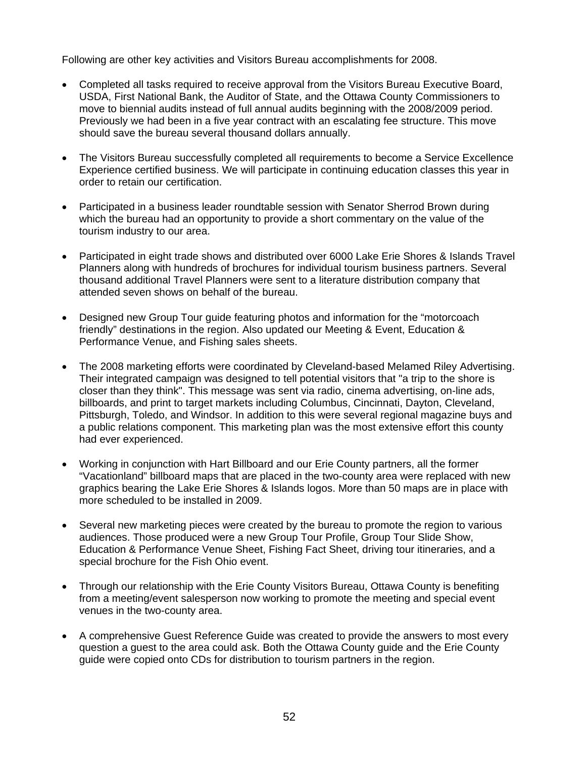Following are other key activities and Visitors Bureau accomplishments for 2008.

- Completed all tasks required to receive approval from the Visitors Bureau Executive Board, USDA, First National Bank, the Auditor of State, and the Ottawa County Commissioners to move to biennial audits instead of full annual audits beginning with the 2008/2009 period. Previously we had been in a five year contract with an escalating fee structure. This move should save the bureau several thousand dollars annually.

- The Visitors Bureau successfully completed all requirements to become a Service Excellence Experience certified business. We will participate in continuing education classes this year in order to retain our certification.

- Participated in a business leader roundtable session with Senator Sherrod Brown during which the bureau had an opportunity to provide a short commentary on the value of the tourism industry to our area.

- Participated in eight trade shows and distributed over 6000 Lake Erie Shores & Islands Travel Planners along with hundreds of brochures for individual tourism business partners. Several thousand additional Travel Planners were sent to a literature distribution company that attended seven shows on behalf of the bureau.

- Designed new Group Tour guide featuring photos and information for the “motorcoach friendly” destinations in the region. Also updated our Meeting & Event, Education & Performance Venue, and Fishing sales sheets.

- The 2008 marketing efforts were coordinated by Cleveland-based Melamed Riley Advertising. Their integrated campaign was designed to tell potential visitors that "a trip to the shore is closer than they think". This message was sent via radio, cinema advertising, on-line ads, billboards, and print to target markets including Columbus, Cincinnati, Dayton, Cleveland, Pittsburgh, Toledo, and Windsor. In addition to this were several regional magazine buys and a public relations component. This marketing plan was the most extensive effort this county had ever experienced.

- Working in conjunction with Hart Billboard and our Erie County partners, all the former “Vacationland” billboard maps that are placed in the two-county area were replaced with new graphics bearing the Lake Erie Shores & Islands logos. More than 50 maps are in place with more scheduled to be installed in 2009.

- Several new marketing pieces were created by the bureau to promote the region to various audiences. Those produced were a new Group Tour Profile, Group Tour Slide Show, Education & Performance Venue Sheet, Fishing Fact Sheet, driving tour itineraries, and a special brochure for the Fish Ohio event.

- Through our relationship with the Erie County Visitors Bureau, Ottawa County is benefiting from a meeting/event salesperson now working to promote the meeting and special event venues in the two-county area.

- A comprehensive Guest Reference Guide was created to provide the answers to most every question a guest to the area could ask. Both the Ottawa County guide and the Erie County guide were copied onto CDs for distribution to tourism partners in the region.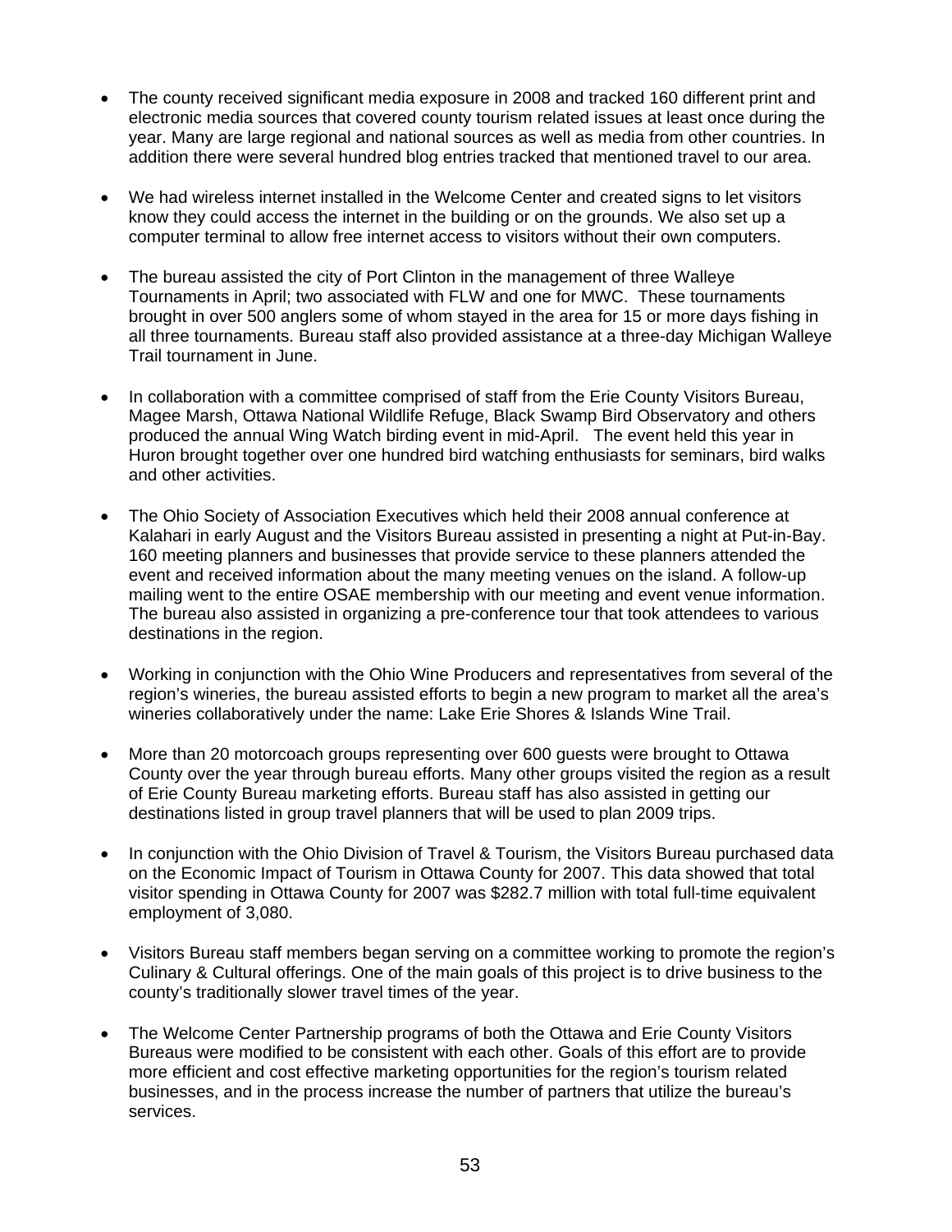- The county received significant media exposure in 2008 and tracked 160 different print and electronic media sources that covered county tourism related issues at least once during the year. Many are large regional and national sources as well as media from other countries. In addition there were several hundred blog entries tracked that mentioned travel to our area.

- We had wireless internet installed in the Welcome Center and created signs to let visitors know they could access the internet in the building or on the grounds. We also set up a computer terminal to allow free internet access to visitors without their own computers.

- The bureau assisted the city of Port Clinton in the management of three Walleye Tournaments in April; two associated with FLW and one for MWC. These tournaments brought in over 500 anglers some of whom stayed in the area for 15 or more days fishing in all three tournaments. Bureau staff also provided assistance at a three-day Michigan Walleye Trail tournament in June.

- In collaboration with a committee comprised of staff from the Erie County Visitors Bureau, Magee Marsh, Ottawa National Wildlife Refuge, Black Swamp Bird Observatory and others produced the annual Wing Watch birding event in mid-April. The event held this year in Huron brought together over one hundred bird watching enthusiasts for seminars, bird walks and other activities.

- The Ohio Society of Association Executives which held their 2008 annual conference at Kalahari in early August and the Visitors Bureau assisted in presenting a night at Put-in-Bay. 160 meeting planners and businesses that provide service to these planners attended the event and received information about the many meeting venues on the island. A follow-up mailing went to the entire OSAE membership with our meeting and event venue information. The bureau also assisted in organizing a pre-conference tour that took attendees to various destinations in the region.

- Working in conjunction with the Ohio Wine Producers and representatives from several of the region's wineries, the bureau assisted efforts to begin a new program to market all the area's wineries collaboratively under the name: Lake Erie Shores & Islands Wine Trail.

- More than 20 motorcoach groups representing over 600 guests were brought to Ottawa County over the year through bureau efforts. Many other groups visited the region as a result of Erie County Bureau marketing efforts. Bureau staff has also assisted in getting our destinations listed in group travel planners that will be used to plan 2009 trips.

- In conjunction with the Ohio Division of Travel & Tourism, the Visitors Bureau purchased data on the Economic Impact of Tourism in Ottawa County for 2007. This data showed that total visitor spending in Ottawa County for 2007 was $282.7 million with total full-time equivalent employment of 3,080.

- Visitors Bureau staff members began serving on a committee working to promote the region's Culinary & Cultural offerings. One of the main goals of this project is to drive business to the county's traditionally slower travel times of the year.

- The Welcome Center Partnership programs of both the Ottawa and Erie County Visitors Bureaus were modified to be consistent with each other. Goals of this effort are to provide more efficient and cost effective marketing opportunities for the region's tourism related businesses, and in the process increase the number of partners that utilize the bureau's services.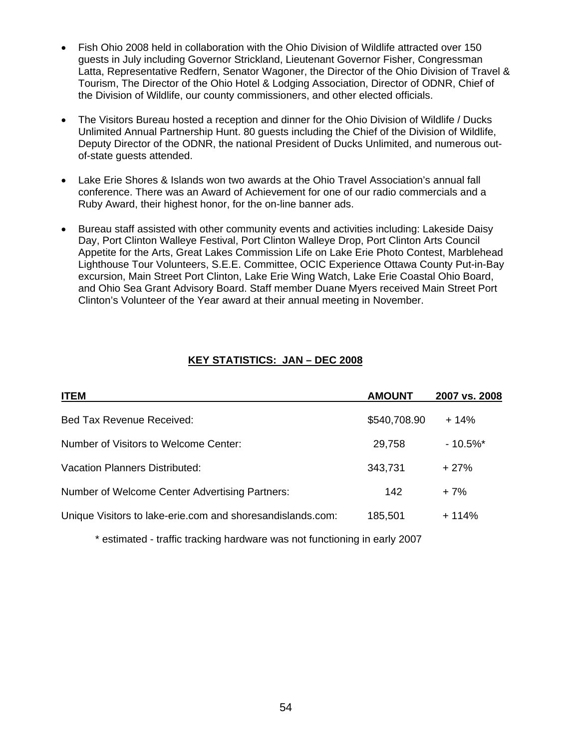- Fish Ohio 2008 held in collaboration with the Ohio Division of Wildlife attracted over 150 guests in July including Governor Strickland, Lieutenant Governor Fisher, Congressman Latta, Representative Redfern, Senator Wagoner, the Director of the Ohio Division of Travel & Tourism, The Director of the Ohio Hotel & Lodging Association, Director of ODNR, Chief of the Division of Wildlife, our county commissioners, and other elected officials.

- The Visitors Bureau hosted a reception and dinner for the Ohio Division of Wildlife / Ducks Unlimited Annual Partnership Hunt. 80 guests including the Chief of the Division of Wildlife, Deputy Director of the ODNR, the national President of Ducks Unlimited, and numerous out-of-state guests attended.

- Lake Erie Shores & Islands won two awards at the Ohio Travel Association's annual fall conference. There was an Award of Achievement for one of our radio commercials and a Ruby Award, their highest honor, for the on-line banner ads.

- Bureau staff assisted with other community events and activities including: Lakeside Daisy Day, Port Clinton Walleye Festival, Port Clinton Walleye Drop, Port Clinton Arts Council Appetite for the Arts, Great Lakes Commission Life on Lake Erie Photo Contest, Marblehead Lighthouse Tour Volunteers, S.E.E. Committee, OCIC Experience Ottawa County Put-in-Bay excursion, Main Street Port Clinton, Lake Erie Wing Watch, Lake Erie Coastal Ohio Board, and Ohio Sea Grant Advisory Board. Staff member Duane Myers received Main Street Port Clinton's Volunteer of the Year award at their annual meeting in November.

## KEY STATISTICS: JAN – DEC 2008

| ITEM | AMOUNT | 2007 vs. 2008 |
|---|---|---|
| Bed Tax Revenue Received: | $540,708.90 | + 14% |
| Number of Visitors to Welcome Center: | 29,758 | - 10.5%* |
| Vacation Planners Distributed: | 343,731 | + 27% |
| Number of Welcome Center Advertising Partners: | 142 | + 7% |
| Unique Visitors to lake-erie.com and shoresandislands.com: | 185,501 | + 114% |

* estimated - traffic tracking hardware was not functioning in early 2007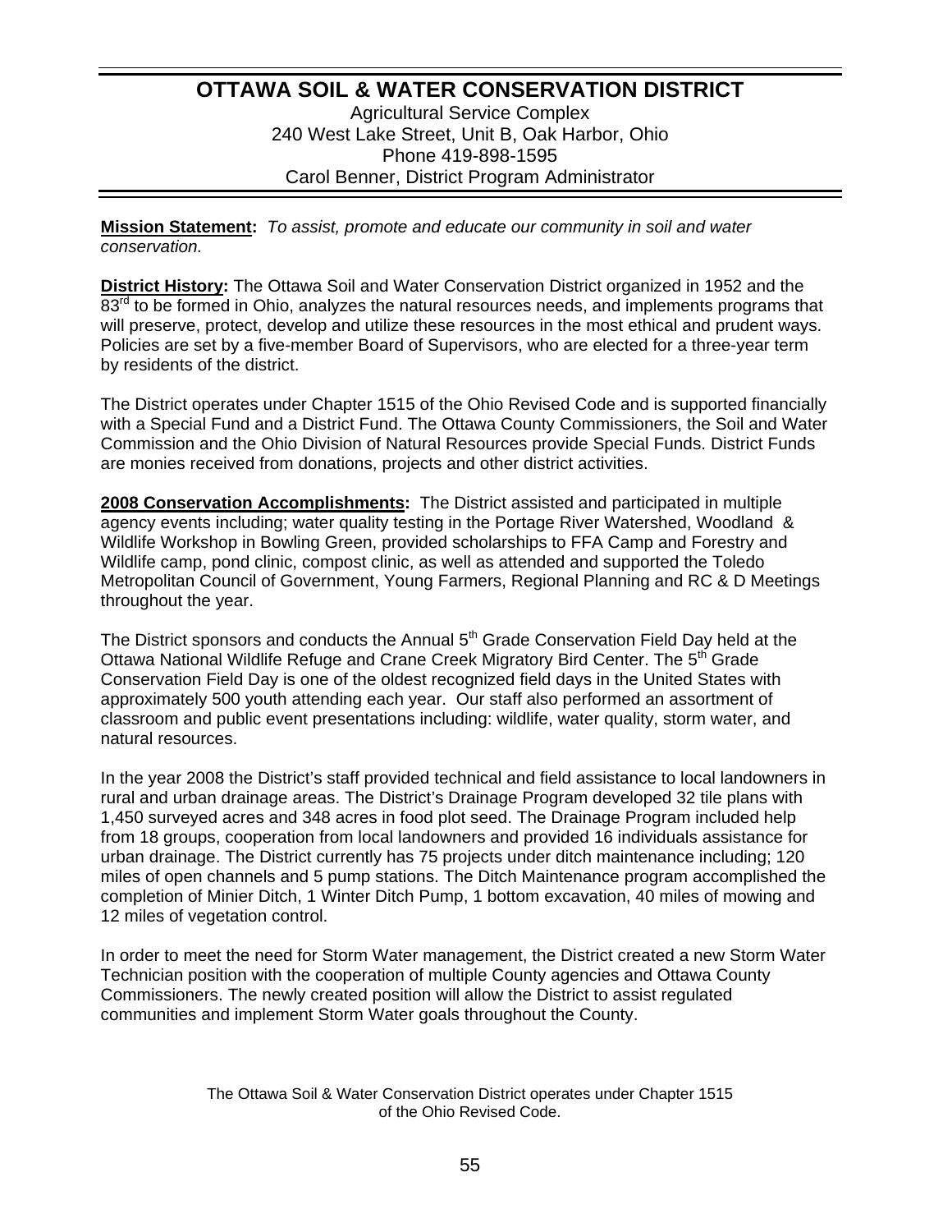# OTTAWA SOIL & WATER CONSERVATION DISTRICT

Agricultural Service Complex
240 West Lake Street, Unit B, Oak Harbor, Ohio
Phone 419-898-1595
Carol Benner, District Program Administrator

**Mission Statement:** *To assist, promote and educate our community in soil and water conservation.*

**District History:** The Ottawa Soil and Water Conservation District organized in 1952 and the 83rd to be formed in Ohio, analyzes the natural resources needs, and implements programs that will preserve, protect, develop and utilize these resources in the most ethical and prudent ways. Policies are set by a five-member Board of Supervisors, who are elected for a three-year term by residents of the district.

The District operates under Chapter 1515 of the Ohio Revised Code and is supported financially with a Special Fund and a District Fund. The Ottawa County Commissioners, the Soil and Water Commission and the Ohio Division of Natural Resources provide Special Funds. District Funds are monies received from donations, projects and other district activities.

**2008 Conservation Accomplishments:** The District assisted and participated in multiple agency events including; water quality testing in the Portage River Watershed, Woodland & Wildlife Workshop in Bowling Green, provided scholarships to FFA Camp and Forestry and Wildlife camp, pond clinic, compost clinic, as well as attended and supported the Toledo Metropolitan Council of Government, Young Farmers, Regional Planning and RC & D Meetings throughout the year.

The District sponsors and conducts the Annual 5th Grade Conservation Field Day held at the Ottawa National Wildlife Refuge and Crane Creek Migratory Bird Center. The 5th Grade Conservation Field Day is one of the oldest recognized field days in the United States with approximately 500 youth attending each year. Our staff also performed an assortment of classroom and public event presentations including: wildlife, water quality, storm water, and natural resources.

In the year 2008 the District's staff provided technical and field assistance to local landowners in rural and urban drainage areas. The District's Drainage Program developed 32 tile plans with 1,450 surveyed acres and 348 acres in food plot seed. The Drainage Program included help from 18 groups, cooperation from local landowners and provided 16 individuals assistance for urban drainage. The District currently has 75 projects under ditch maintenance including; 120 miles of open channels and 5 pump stations. The Ditch Maintenance program accomplished the completion of Minier Ditch, 1 Winter Ditch Pump, 1 bottom excavation, 40 miles of mowing and 12 miles of vegetation control.

In order to meet the need for Storm Water management, the District created a new Storm Water Technician position with the cooperation of multiple County agencies and Ottawa County Commissioners. The newly created position will allow the District to assist regulated communities and implement Storm Water goals throughout the County.

The Ottawa Soil & Water Conservation District operates under Chapter 1515 of the Ohio Revised Code.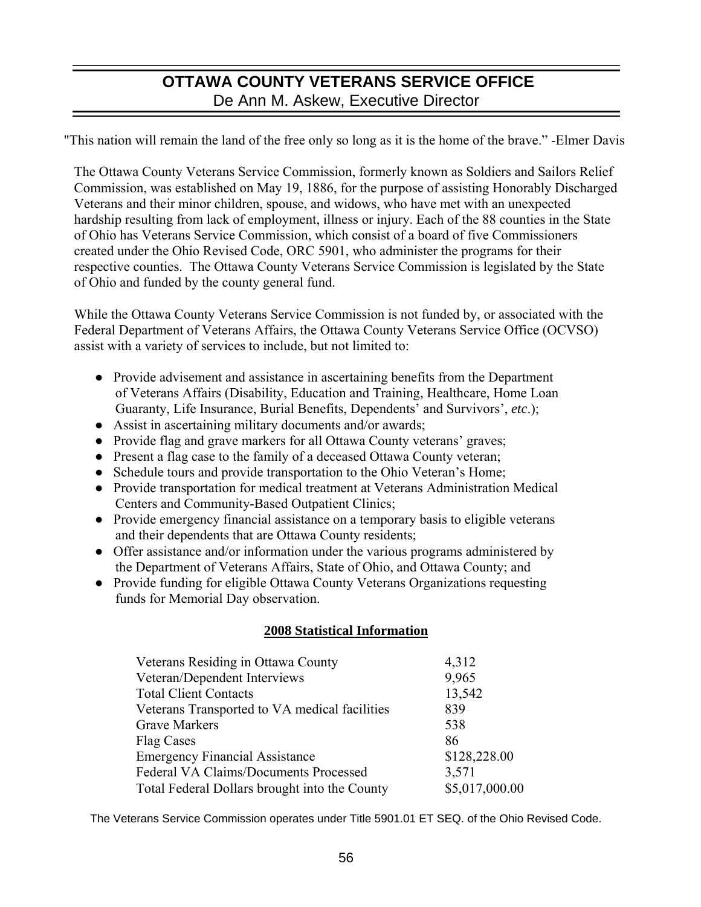# OTTAWA COUNTY VETERANS SERVICE OFFICE

De Ann M. Askew, Executive Director

"This nation will remain the land of the free only so long as it is the home of the brave." -Elmer Davis

The Ottawa County Veterans Service Commission, formerly known as Soldiers and Sailors Relief Commission, was established on May 19, 1886, for the purpose of assisting Honorably Discharged Veterans and their minor children, spouse, and widows, who have met with an unexpected hardship resulting from lack of employment, illness or injury. Each of the 88 counties in the State of Ohio has Veterans Service Commission, which consist of a board of five Commissioners created under the Ohio Revised Code, ORC 5901, who administer the programs for their respective counties. The Ottawa County Veterans Service Commission is legislated by the State of Ohio and funded by the county general fund.

While the Ottawa County Veterans Service Commission is not funded by, or associated with the Federal Department of Veterans Affairs, the Ottawa County Veterans Service Office (OCVSO) assist with a variety of services to include, but not limited to:

- Provide advisement and assistance in ascertaining benefits from the Department of Veterans Affairs (Disability, Education and Training, Healthcare, Home Loan Guaranty, Life Insurance, Burial Benefits, Dependents' and Survivors', *etc*.);
- Assist in ascertaining military documents and/or awards;
- Provide flag and grave markers for all Ottawa County veterans' graves;
- Present a flag case to the family of a deceased Ottawa County veteran;
- Schedule tours and provide transportation to the Ohio Veteran's Home;
- Provide transportation for medical treatment at Veterans Administration Medical Centers and Community-Based Outpatient Clinics;
- Provide emergency financial assistance on a temporary basis to eligible veterans and their dependents that are Ottawa County residents;
- Offer assistance and/or information under the various programs administered by the Department of Veterans Affairs, State of Ohio, and Ottawa County; and
- Provide funding for eligible Ottawa County Veterans Organizations requesting funds for Memorial Day observation.

**2008 Statistical Information**

| | |
|---|---|
| Veterans Residing in Ottawa County | 4,312 |
| Veteran/Dependent Interviews | 9,965 |
| Total Client Contacts | 13,542 |
| Veterans Transported to VA medical facilities | 839 |
| Grave Markers | 538 |
| Flag Cases | 86 |
| Emergency Financial Assistance | \$128,228.00 |
| Federal VA Claims/Documents Processed | 3,571 |
| Total Federal Dollars brought into the County | \$5,017,000.00 |

The Veterans Service Commission operates under Title 5901.01 ET SEQ. of the Ohio Revised Code.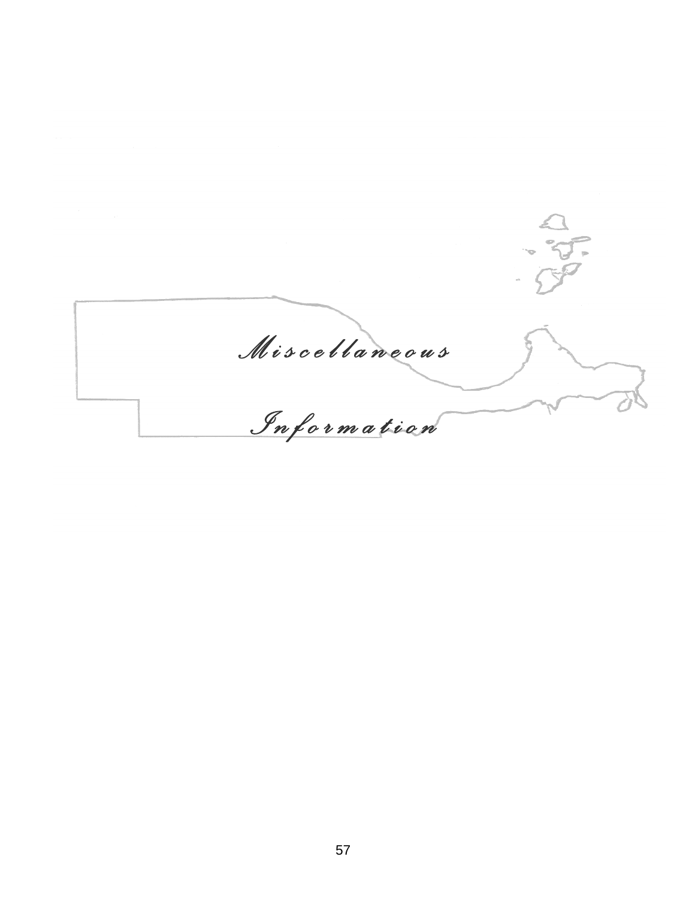# *Miscellaneous Information*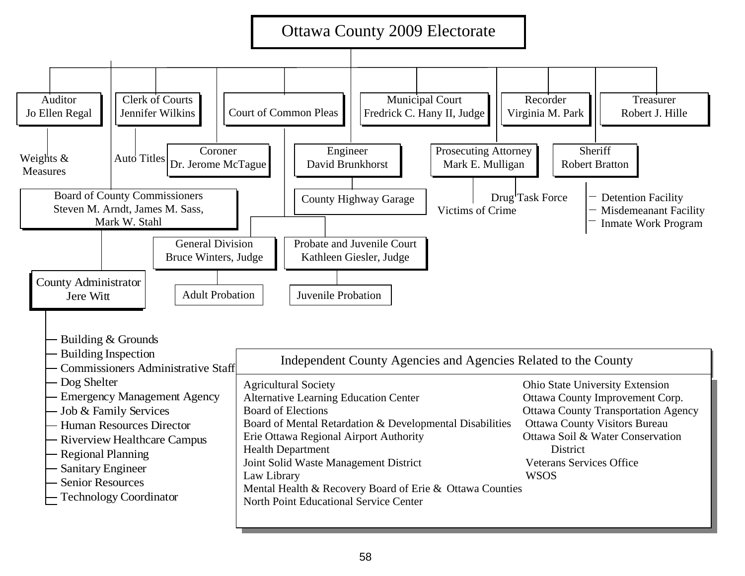# Ottawa County 2009 Electorate

- **Auditor** – Jo Ellen Regal
  - Weights & Measures
- **Clerk of Courts** – Jennifer Wilkins
  - Auto Titles
- **Board of County Commissioners** – Steven M. Arndt, James M. Sass, Mark W. Stahl
  - **County Administrator** – Jere Witt
    - Building & Grounds
    - Building Inspection
    - Commissioners Administrative Staff
    - Dog Shelter
    - Emergency Management Agency
    - Job & Family Services
    - Human Resources Director
    - Riverview Healthcare Campus
    - Regional Planning
    - Sanitary Engineer
    - Senior Resources
    - Technology Coordinator
- **Coroner** – Dr. Jerome McTague
- **Court of Common Pleas**
  - **General Division** – Bruce Winters, Judge
    - Adult Probation
  - **Probate and Juvenile Court** – Kathleen Giesler, Judge
    - Juvenile Probation
- **Engineer** – David Brunkhorst
  - County Highway Garage
- **Municipal Court** – Fredrick C. Hany II, Judge
- **Prosecuting Attorney** – Mark E. Mulligan
  - Victims of Crime
  - Drug Task Force
- **Recorder** – Virginia M. Park
- **Sheriff** – Robert Bratton
  - Detention Facility
  - Misdemeanant Facility
  - Inmate Work Program
- **Treasurer** – Robert J. Hille

## Independent County Agencies and Agencies Related to the County

- Agricultural Society
- Alternative Learning Education Center
- Board of Elections
- Board of Mental Retardation & Developmental Disabilities
- Erie Ottawa Regional Airport Authority
- Health Department
- Joint Solid Waste Management District
- Law Library
- Mental Health & Recovery Board of Erie & Ottawa Counties
- North Point Educational Service Center
- Ohio State University Extension
- Ottawa County Improvement Corp.
- Ottawa County Transportation Agency
- Ottawa County Visitors Bureau
- Ottawa Soil & Water Conservation District
- Veterans Services Office
- WSOS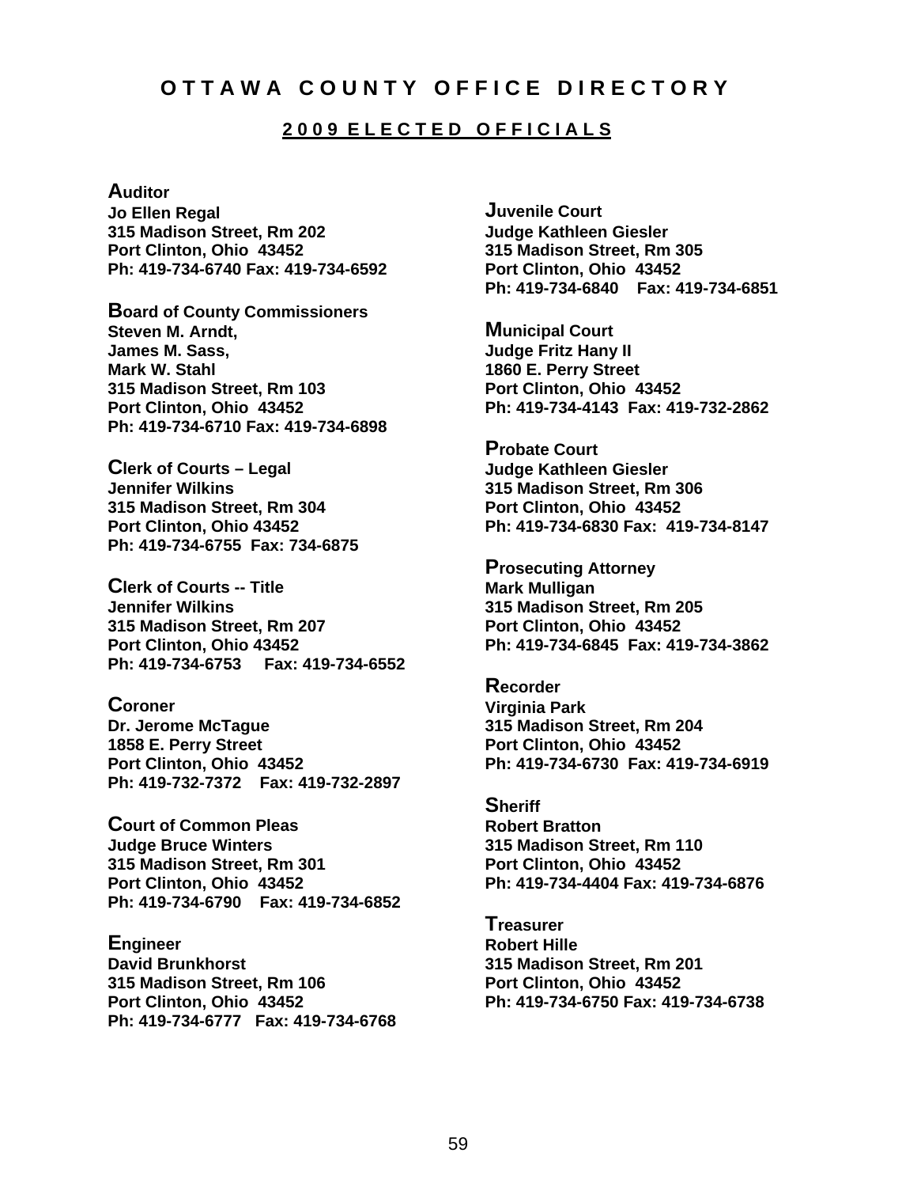# O T T A W A  C O U N T Y  O F F I C E  D I R E C T O R Y

## 2 0 0 9  E L E C T E D  O F F I C I A L S

**Auditor**
**Jo Ellen Regal**
**315 Madison Street, Rm 202**
**Port Clinton, Ohio 43452**
**Ph: 419-734-6740 Fax: 419-734-6592**

**Board of County Commissioners**
**Steven M. Arndt,**
**James M. Sass,**
**Mark W. Stahl**
**315 Madison Street, Rm 103**
**Port Clinton, Ohio 43452**
**Ph: 419-734-6710 Fax: 419-734-6898**

**Clerk of Courts – Legal**
**Jennifer Wilkins**
**315 Madison Street, Rm 304**
**Port Clinton, Ohio 43452**
**Ph: 419-734-6755 Fax: 734-6875**

**Clerk of Courts -- Title**
**Jennifer Wilkins**
**315 Madison Street, Rm 207**
**Port Clinton, Ohio 43452**
**Ph: 419-734-6753 Fax: 419-734-6552**

**Coroner**
**Dr. Jerome McTague**
**1858 E. Perry Street**
**Port Clinton, Ohio 43452**
**Ph: 419-732-7372 Fax: 419-732-2897**

**Court of Common Pleas**
**Judge Bruce Winters**
**315 Madison Street, Rm 301**
**Port Clinton, Ohio 43452**
**Ph: 419-734-6790 Fax: 419-734-6852**

**Engineer**
**David Brunkhorst**
**315 Madison Street, Rm 106**
**Port Clinton, Ohio 43452**
**Ph: 419-734-6777 Fax: 419-734-6768**

**Juvenile Court**
**Judge Kathleen Giesler**
**315 Madison Street, Rm 305**
**Port Clinton, Ohio 43452**
**Ph: 419-734-6840 Fax: 419-734-6851**

**Municipal Court**
**Judge Fritz Hany II**
**1860 E. Perry Street**
**Port Clinton, Ohio 43452**
**Ph: 419-734-4143 Fax: 419-732-2862**

**Probate Court**
**Judge Kathleen Giesler**
**315 Madison Street, Rm 306**
**Port Clinton, Ohio 43452**
**Ph: 419-734-6830 Fax: 419-734-8147**

**Prosecuting Attorney**
**Mark Mulligan**
**315 Madison Street, Rm 205**
**Port Clinton, Ohio 43452**
**Ph: 419-734-6845 Fax: 419-734-3862**

**Recorder**
**Virginia Park**
**315 Madison Street, Rm 204**
**Port Clinton, Ohio 43452**
**Ph: 419-734-6730 Fax: 419-734-6919**

**Sheriff**
**Robert Bratton**
**315 Madison Street, Rm 110**
**Port Clinton, Ohio 43452**
**Ph: 419-734-4404 Fax: 419-734-6876**

**Treasurer**
**Robert Hille**
**315 Madison Street, Rm 201**
**Port Clinton, Ohio 43452**
**Ph: 419-734-6750 Fax: 419-734-6738**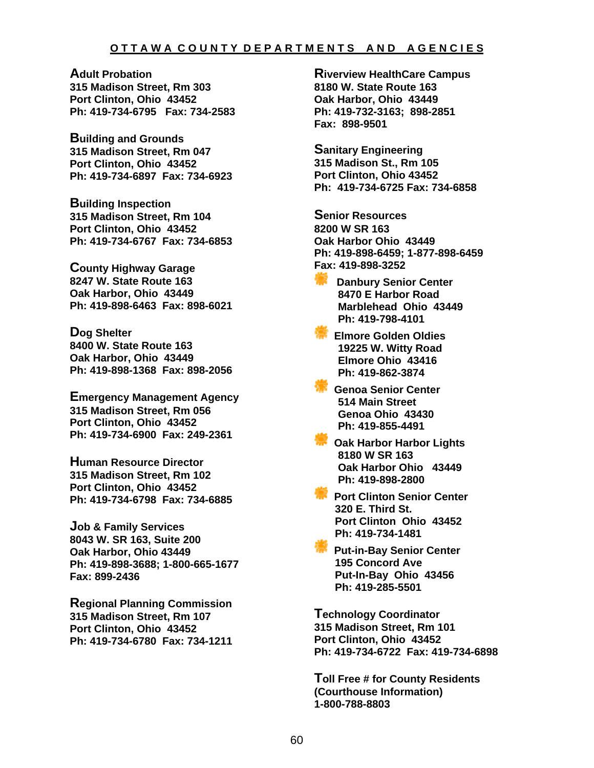## OTTAWA COUNTY DEPARTMENTS AND AGENCIES

**Adult Probation**
**315 Madison Street, Rm 303**
**Port Clinton, Ohio 43452**
**Ph: 419-734-6795 Fax: 734-2583**

**Building and Grounds**
**315 Madison Street, Rm 047**
**Port Clinton, Ohio 43452**
**Ph: 419-734-6897 Fax: 734-6923**

**Building Inspection**
**315 Madison Street, Rm 104**
**Port Clinton, Ohio 43452**
**Ph: 419-734-6767 Fax: 734-6853**

**County Highway Garage**
**8247 W. State Route 163**
**Oak Harbor, Ohio 43449**
**Ph: 419-898-6463 Fax: 898-6021**

**Dog Shelter**
**8400 W. State Route 163**
**Oak Harbor, Ohio 43449**
**Ph: 419-898-1368 Fax: 898-2056**

**Emergency Management Agency**
**315 Madison Street, Rm 056**
**Port Clinton, Ohio 43452**
**Ph: 419-734-6900 Fax: 249-2361**

**Human Resource Director**
**315 Madison Street, Rm 102**
**Port Clinton, Ohio 43452**
**Ph: 419-734-6798 Fax: 734-6885**

**Job & Family Services**
**8043 W. SR 163, Suite 200**
**Oak Harbor, Ohio 43449**
**Ph: 419-898-3688; 1-800-665-1677**
**Fax: 899-2436**

**Regional Planning Commission**
**315 Madison Street, Rm 107**
**Port Clinton, Ohio 43452**
**Ph: 419-734-6780 Fax: 734-1211**

**Riverview HealthCare Campus**
**8180 W. State Route 163**
**Oak Harbor, Ohio 43449**
**Ph: 419-732-3163; 898-2851**
**Fax: 898-9501**

**Sanitary Engineering**
**315 Madison St., Rm 105**
**Port Clinton, Ohio 43452**
**Ph: 419-734-6725 Fax: 734-6858**

**Senior Resources**
**8200 W SR 163**
**Oak Harbor Ohio 43449**
**Ph: 419-898-6459; 1-877-898-6459**
**Fax: 419-898-3252**

- **Danbury Senior Center**
  **8470 E Harbor Road**
  **Marblehead Ohio 43449**
  **Ph: 419-798-4101**
- **Elmore Golden Oldies**
  **19225 W. Witty Road**
  **Elmore Ohio 43416**
  **Ph: 419-862-3874**
- **Genoa Senior Center**
  **514 Main Street**
  **Genoa Ohio 43430**
  **Ph: 419-855-4491**
- **Oak Harbor Harbor Lights**
  **8180 W SR 163**
  **Oak Harbor Ohio 43449**
  **Ph: 419-898-2800**
- **Port Clinton Senior Center**
  **320 E. Third St.**
  **Port Clinton Ohio 43452**
  **Ph: 419-734-1481**
- **Put-in-Bay Senior Center**
  **195 Concord Ave**
  **Put-In-Bay Ohio 43456**
  **Ph: 419-285-5501**

**Technology Coordinator**
**315 Madison Street, Rm 101**
**Port Clinton, Ohio 43452**
**Ph: 419-734-6722 Fax: 419-734-6898**

**Toll Free # for County Residents**
**(Courthouse Information)**
**1-800-788-8803**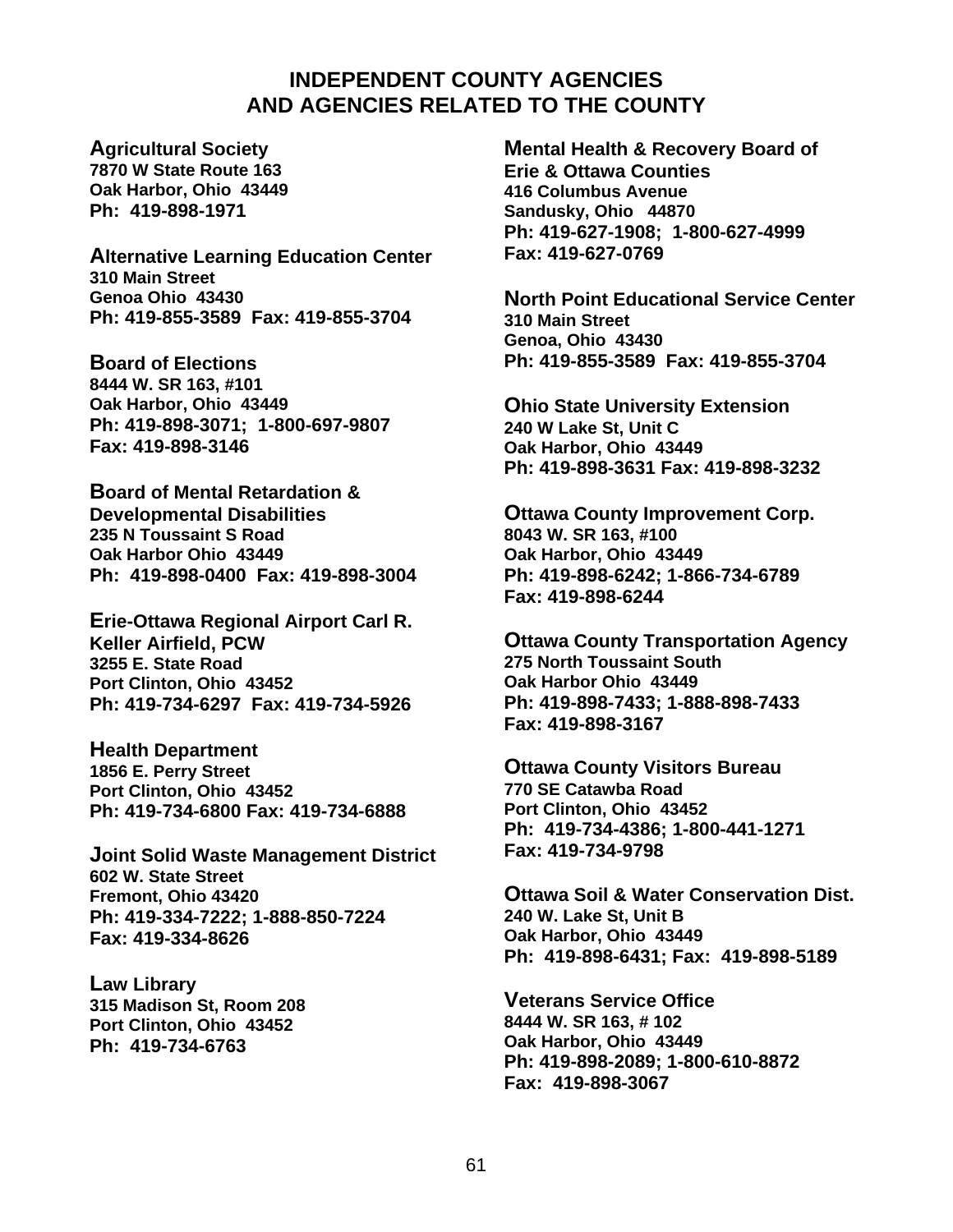# INDEPENDENT COUNTY AGENCIES AND AGENCIES RELATED TO THE COUNTY

**Agricultural Society**
**7870 W State Route 163**
**Oak Harbor, Ohio 43449**
**Ph: 419-898-1971**

**Alternative Learning Education Center**
**310 Main Street**
**Genoa Ohio 43430**
**Ph: 419-855-3589 Fax: 419-855-3704**

**Board of Elections**
**8444 W. SR 163, #101**
**Oak Harbor, Ohio 43449**
**Ph: 419-898-3071; 1-800-697-9807**
**Fax: 419-898-3146**

**Board of Mental Retardation & Developmental Disabilities**
**235 N Toussaint S Road**
**Oak Harbor Ohio 43449**
**Ph: 419-898-0400 Fax: 419-898-3004**

**Erie-Ottawa Regional Airport Carl R. Keller Airfield, PCW**
**3255 E. State Road**
**Port Clinton, Ohio 43452**
**Ph: 419-734-6297 Fax: 419-734-5926**

**Health Department**
**1856 E. Perry Street**
**Port Clinton, Ohio 43452**
**Ph: 419-734-6800 Fax: 419-734-6888**

**Joint Solid Waste Management District**
**602 W. State Street**
**Fremont, Ohio 43420**
**Ph: 419-334-7222; 1-888-850-7224**
**Fax: 419-334-8626**

**Law Library**
**315 Madison St, Room 208**
**Port Clinton, Ohio 43452**
**Ph: 419-734-6763**

**Mental Health & Recovery Board of Erie & Ottawa Counties**
**416 Columbus Avenue**
**Sandusky, Ohio 44870**
**Ph: 419-627-1908; 1-800-627-4999**
**Fax: 419-627-0769**

**North Point Educational Service Center**
**310 Main Street**
**Genoa, Ohio 43430**
**Ph: 419-855-3589 Fax: 419-855-3704**

**Ohio State University Extension**
**240 W Lake St, Unit C**
**Oak Harbor, Ohio 43449**
**Ph: 419-898-3631 Fax: 419-898-3232**

**Ottawa County Improvement Corp.**
**8043 W. SR 163, #100**
**Oak Harbor, Ohio 43449**
**Ph: 419-898-6242; 1-866-734-6789**
**Fax: 419-898-6244**

**Ottawa County Transportation Agency**
**275 North Toussaint South**
**Oak Harbor Ohio 43449**
**Ph: 419-898-7433; 1-888-898-7433**
**Fax: 419-898-3167**

**Ottawa County Visitors Bureau**
**770 SE Catawba Road**
**Port Clinton, Ohio 43452**
**Ph: 419-734-4386; 1-800-441-1271**
**Fax: 419-734-9798**

**Ottawa Soil & Water Conservation Dist.**
**240 W. Lake St, Unit B**
**Oak Harbor, Ohio 43449**
**Ph: 419-898-6431; Fax: 419-898-5189**

**Veterans Service Office**
**8444 W. SR 163, # 102**
**Oak Harbor, Ohio 43449**
**Ph: 419-898-2089; 1-800-610-8872**
**Fax: 419-898-3067**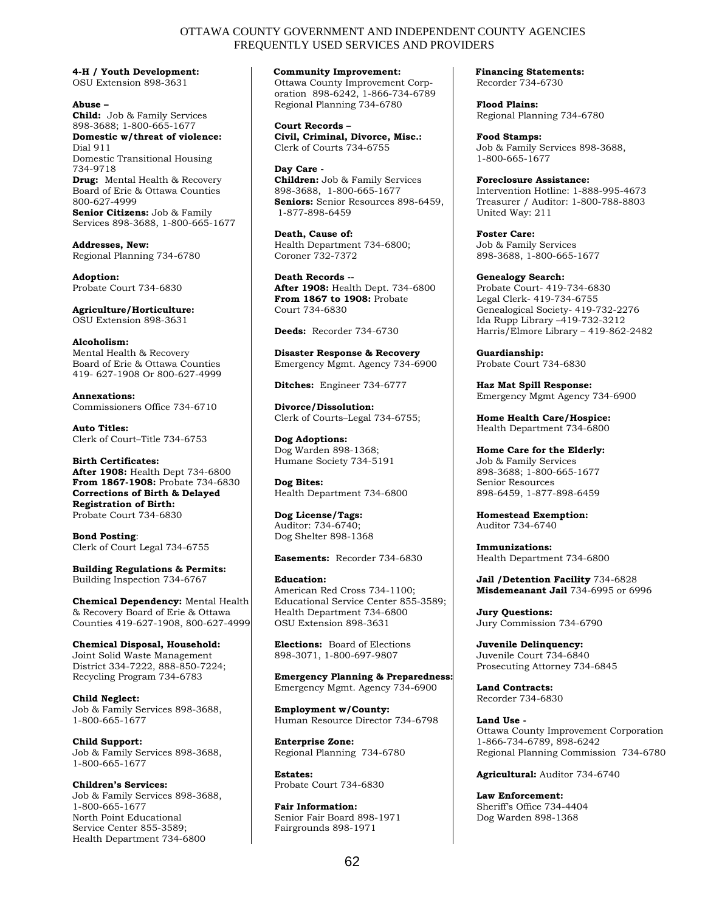OTTAWA COUNTY GOVERNMENT AND INDEPENDENT COUNTY AGENCIES
FREQUENTLY USED SERVICES AND PROVIDERS

**4-H / Youth Development:**
OSU Extension 898-3631

**Abuse –**
**Child:** Job & Family Services 898-3688; 1-800-665-1677
**Domestic w/threat of violence:**
Dial 911
Domestic Transitional Housing 734-9718
**Drug:** Mental Health & Recovery Board of Erie & Ottawa Counties 800-627-4999
**Senior Citizens:** Job & Family Services 898-3688, 1-800-665-1677

**Addresses, New:**
Regional Planning 734-6780

**Adoption:**
Probate Court 734-6830

**Agriculture/Horticulture:**
OSU Extension 898-3631

**Alcoholism:**
Mental Health & Recovery Board of Erie & Ottawa Counties 419- 627-1908 Or 800-627-4999

**Annexations:**
Commissioners Office 734-6710

**Auto Titles:**
Clerk of Court–Title 734-6753

**Birth Certificates:**
**After 1908:** Health Dept 734-6800
**From 1867-1908:** Probate 734-6830
**Corrections of Birth & Delayed Registration of Birth:**
Probate Court 734-6830

**Bond Posting**:
Clerk of Court Legal 734-6755

**Building Regulations & Permits:**
Building Inspection 734-6767

**Chemical Dependency:** Mental Health & Recovery Board of Erie & Ottawa Counties 419-627-1908, 800-627-4999

**Chemical Disposal, Household:**
Joint Solid Waste Management District 334-7222, 888-850-7224;
Recycling Program 734-6783

**Child Neglect:**
Job & Family Services 898-3688, 1-800-665-1677

**Child Support:**
Job & Family Services 898-3688, 1-800-665-1677

**Children's Services:**
Job & Family Services 898-3688, 1-800-665-1677
North Point Educational Service Center 855-3589;
Health Department 734-6800

**Community Improvement:**
Ottawa County Improvement Corporation 898-6242, 1-866-734-6789
Regional Planning 734-6780

**Court Records –**
**Civil, Criminal, Divorce, Misc.:**
Clerk of Courts 734-6755

**Day Care -**
**Children:** Job & Family Services 898-3688, 1-800-665-1677
**Seniors:** Senior Resources 898-6459, 1-877-898-6459

**Death, Cause of:**
Health Department 734-6800;
Coroner 732-7372

**Death Records --**
**After 1908:** Health Dept. 734-6800
**From 1867 to 1908:** Probate Court 734-6830

**Deeds:** Recorder 734-6730

**Disaster Response & Recovery**
Emergency Mgmt. Agency 734-6900

**Ditches:** Engineer 734-6777

**Divorce/Dissolution:**
Clerk of Courts–Legal 734-6755;

**Dog Adoptions:**
Dog Warden 898-1368;
Humane Society 734-5191

**Dog Bites:**
Health Department 734-6800

**Dog License/Tags:**
Auditor: 734-6740;
Dog Shelter 898-1368

**Easements:** Recorder 734-6830

**Education:**
American Red Cross 734-1100;
Educational Service Center 855-3589;
Health Department 734-6800
OSU Extension 898-3631

**Elections:** Board of Elections 898-3071, 1-800-697-9807

**Emergency Planning & Preparedness:**
Emergency Mgmt. Agency 734-6900

**Employment w/County:**
Human Resource Director 734-6798

**Enterprise Zone:**
Regional Planning 734-6780

**Estates:**
Probate Court 734-6830

**Fair Information:**
Senior Fair Board 898-1971
Fairgrounds 898-1971

**Financing Statements:**
Recorder 734-6730

**Flood Plains:**
Regional Planning 734-6780

**Food Stamps:**
Job & Family Services 898-3688, 1-800-665-1677

**Foreclosure Assistance:**
Intervention Hotline: 1-888-995-4673
Treasurer / Auditor: 1-800-788-8803
United Way: 211

**Foster Care:**
Job & Family Services 898-3688, 1-800-665-1677

**Genealogy Search:**
Probate Court- 419-734-6830
Legal Clerk- 419-734-6755
Genealogical Society- 419-732-2276
Ida Rupp Library –419-732-3212
Harris/Elmore Library – 419-862-2482

**Guardianship:**
Probate Court 734-6830

**Haz Mat Spill Response:**
Emergency Mgmt Agency 734-6900

**Home Health Care/Hospice:**
Health Department 734-6800

**Home Care for the Elderly:**
Job & Family Services 898-3688; 1-800-665-1677
Senior Resources 898-6459, 1-877-898-6459

**Homestead Exemption:**
Auditor 734-6740

**Immunizations:**
Health Department 734-6800

**Jail /Detention Facility** 734-6828
**Misdemeanant Jail** 734-6995 or 6996

**Jury Questions:**
Jury Commission 734-6790

**Juvenile Delinquency:**
Juvenile Court 734-6840
Prosecuting Attorney 734-6845

**Land Contracts:**
Recorder 734-6830

**Land Use -**
Ottawa County Improvement Corporation 1-866-734-6789, 898-6242
Regional Planning Commission 734-6780

**Agricultural:** Auditor 734-6740

**Law Enforcement:**
Sheriff's Office 734-4404
Dog Warden 898-1368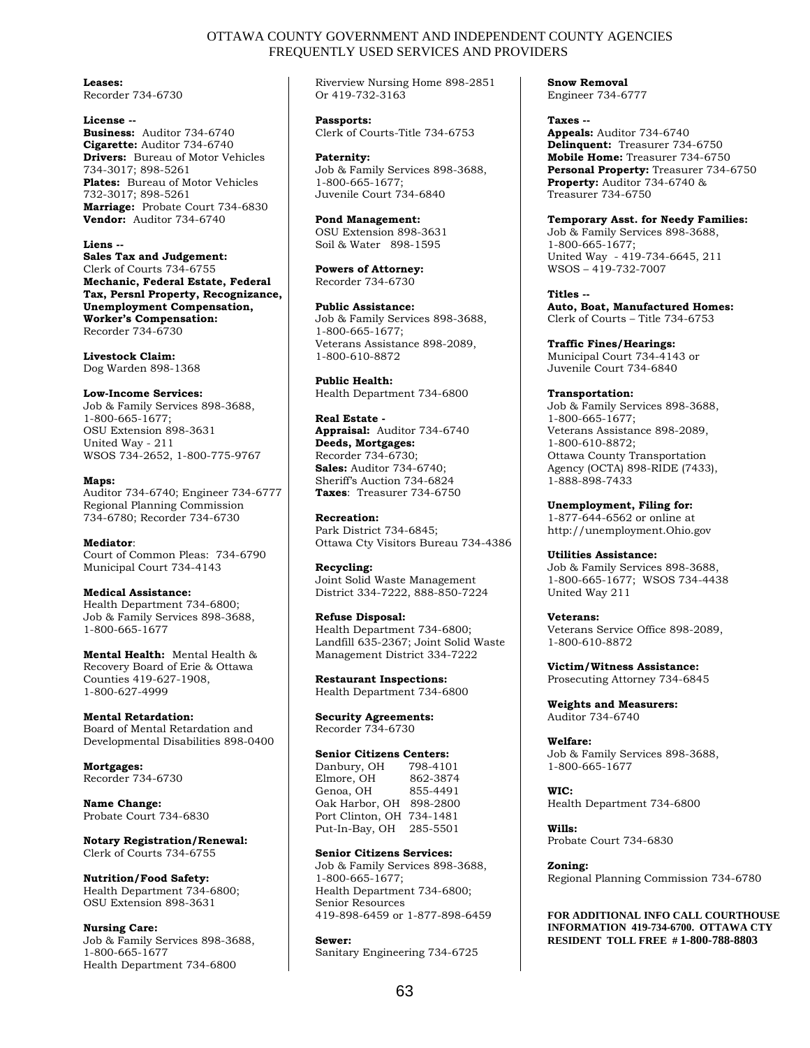# OTTAWA COUNTY GOVERNMENT AND INDEPENDENT COUNTY AGENCIES FREQUENTLY USED SERVICES AND PROVIDERS

**Leases:**
Recorder 734-6730

**License --**
**Business:** Auditor 734-6740
**Cigarette:** Auditor 734-6740
**Drivers:** Bureau of Motor Vehicles 734-3017; 898-5261
**Plates:** Bureau of Motor Vehicles 732-3017; 898-5261
**Marriage:** Probate Court 734-6830
**Vendor:** Auditor 734-6740

**Liens --**
**Sales Tax and Judgement:**
Clerk of Courts 734-6755
**Mechanic, Federal Estate, Federal Tax, Persnl Property, Recognizance, Unemployment Compensation, Worker's Compensation:**
Recorder 734-6730

**Livestock Claim:**
Dog Warden 898-1368

**Low-Income Services:**
Job & Family Services 898-3688, 1-800-665-1677;
OSU Extension 898-3631
United Way - 211
WSOS 734-2652, 1-800-775-9767

**Maps:**
Auditor 734-6740; Engineer 734-6777
Regional Planning Commission 734-6780; Recorder 734-6730

**Mediator**:
Court of Common Pleas: 734-6790
Municipal Court 734-4143

**Medical Assistance:**
Health Department 734-6800;
Job & Family Services 898-3688, 1-800-665-1677

**Mental Health:** Mental Health & Recovery Board of Erie & Ottawa Counties 419-627-1908, 1-800-627-4999

**Mental Retardation:**
Board of Mental Retardation and Developmental Disabilities 898-0400

**Mortgages:**
Recorder 734-6730

**Name Change:**
Probate Court 734-6830

**Notary Registration/Renewal:**
Clerk of Courts 734-6755

**Nutrition/Food Safety:**
Health Department 734-6800;
OSU Extension 898-3631

**Nursing Care:**
Job & Family Services 898-3688, 1-800-665-1677
Health Department 734-6800
Riverview Nursing Home 898-2851
Or 419-732-3163

**Passports:**
Clerk of Courts-Title 734-6753

**Paternity:**
Job & Family Services 898-3688, 1-800-665-1677;
Juvenile Court 734-6840

**Pond Management:**
OSU Extension 898-3631
Soil & Water 898-1595

**Powers of Attorney:**
Recorder 734-6730

**Public Assistance:**
Job & Family Services 898-3688, 1-800-665-1677;
Veterans Assistance 898-2089, 1-800-610-8872

**Public Health:**
Health Department 734-6800

**Real Estate -**
**Appraisal:** Auditor 734-6740
**Deeds, Mortgages:**
Recorder 734-6730;
**Sales:** Auditor 734-6740;
Sheriff's Auction 734-6824
**Taxes**: Treasurer 734-6750

**Recreation:**
Park District 734-6845;
Ottawa Cty Visitors Bureau 734-4386

**Recycling:**
Joint Solid Waste Management District 334-7222, 888-850-7224

**Refuse Disposal:**
Health Department 734-6800;
Landfill 635-2367; Joint Solid Waste Management District 334-7222

**Restaurant Inspections:**
Health Department 734-6800

**Security Agreements:**
Recorder 734-6730

**Senior Citizens Centers:**

| | |
|---|---|
| Danbury, OH | 798-4101 |
| Elmore, OH | 862-3874 |
| Genoa, OH | 855-4491 |
| Oak Harbor, OH | 898-2800 |
| Port Clinton, OH | 734-1481 |
| Put-In-Bay, OH | 285-5501 |

**Senior Citizens Services:**
Job & Family Services 898-3688, 1-800-665-1677;
Health Department 734-6800;
Senior Resources
419-898-6459 or 1-877-898-6459

**Sewer:**
Sanitary Engineering 734-6725

**Snow Removal**
Engineer 734-6777

**Taxes --**
**Appeals:** Auditor 734-6740
**Delinquent:** Treasurer 734-6750
**Mobile Home:** Treasurer 734-6750
**Personal Property:** Treasurer 734-6750
**Property:** Auditor 734-6740 & Treasurer 734-6750

**Temporary Asst. for Needy Families:**
Job & Family Services 898-3688, 1-800-665-1677;
United Way - 419-734-6645, 211
WSOS – 419-732-7007

**Titles --**
**Auto, Boat, Manufactured Homes:**
Clerk of Courts – Title 734-6753

**Traffic Fines/Hearings:**
Municipal Court 734-4143 or Juvenile Court 734-6840

**Transportation:**
Job & Family Services 898-3688, 1-800-665-1677;
Veterans Assistance 898-2089, 1-800-610-8872;
Ottawa County Transportation Agency (OCTA) 898-RIDE (7433), 1-888-898-7433

**Unemployment, Filing for:**
1-877-644-6562 or online at http://unemployment.Ohio.gov

**Utilities Assistance:**
Job & Family Services 898-3688, 1-800-665-1677; WSOS 734-4438
United Way 211

**Veterans:**
Veterans Service Office 898-2089, 1-800-610-8872

**Victim/Witness Assistance:**
Prosecuting Attorney 734-6845

**Weights and Measurers:**
Auditor 734-6740

**Welfare:**
Job & Family Services 898-3688, 1-800-665-1677

**WIC:**
Health Department 734-6800

**Wills:**
Probate Court 734-6830

**Zoning:**
Regional Planning Commission 734-6780

**FOR ADDITIONAL INFO CALL COURTHOUSE INFORMATION 419-734-6700. OTTAWA CTY RESIDENT TOLL FREE # 1-800-788-8803**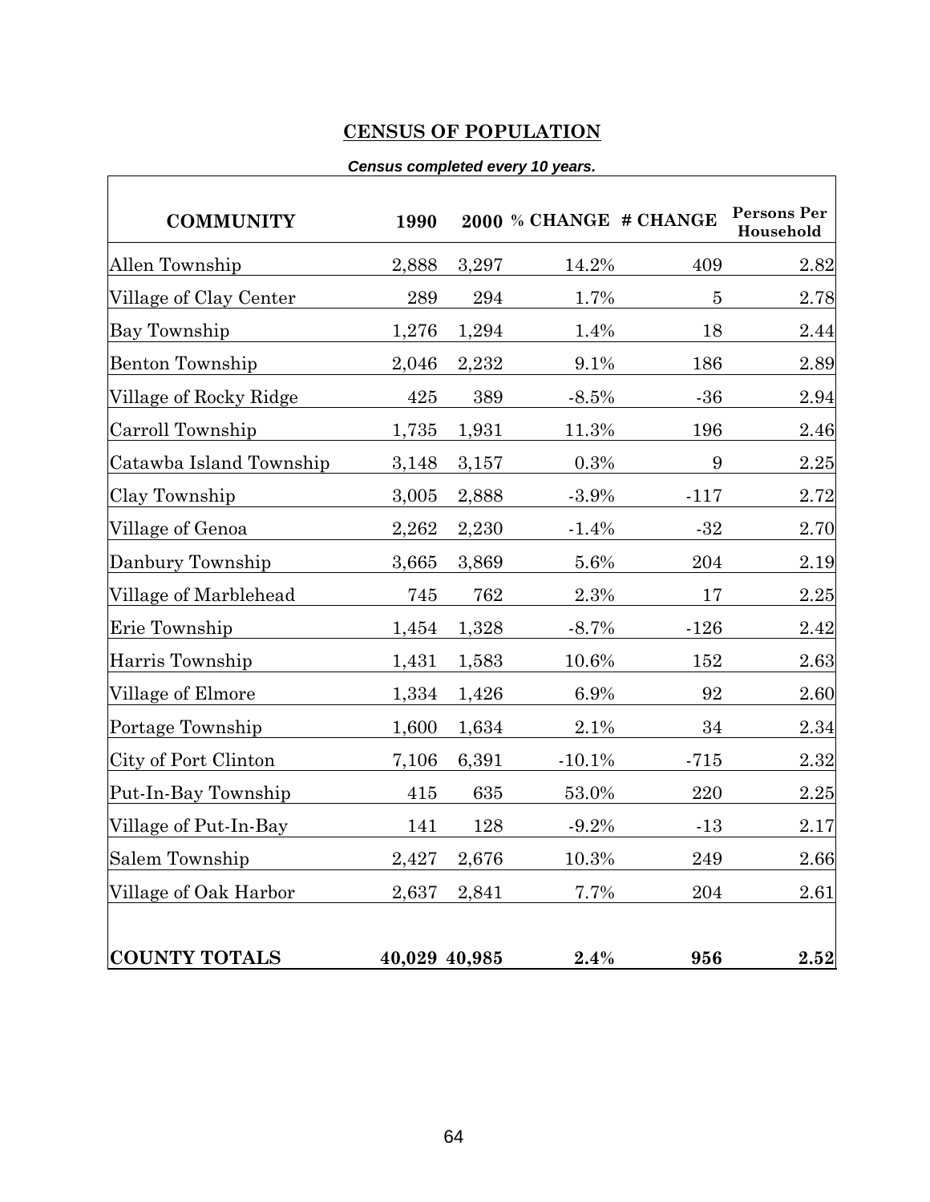## CENSUS OF POPULATION

***Census completed every 10 years.***

| COMMUNITY | 1990 | 2000 | % CHANGE | # CHANGE | Persons Per Household |
|---|---|---|---|---|---|
| Allen Township | 2,888 | 3,297 | 14.2% | 409 | 2.82 |
| Village of Clay Center | 289 | 294 | 1.7% | 5 | 2.78 |
| Bay Township | 1,276 | 1,294 | 1.4% | 18 | 2.44 |
| Benton Township | 2,046 | 2,232 | 9.1% | 186 | 2.89 |
| Village of Rocky Ridge | 425 | 389 | -8.5% | -36 | 2.94 |
| Carroll Township | 1,735 | 1,931 | 11.3% | 196 | 2.46 |
| Catawba Island Township | 3,148 | 3,157 | 0.3% | 9 | 2.25 |
| Clay Township | 3,005 | 2,888 | -3.9% | -117 | 2.72 |
| Village of Genoa | 2,262 | 2,230 | -1.4% | -32 | 2.70 |
| Danbury Township | 3,665 | 3,869 | 5.6% | 204 | 2.19 |
| Village of Marblehead | 745 | 762 | 2.3% | 17 | 2.25 |
| Erie Township | 1,454 | 1,328 | -8.7% | -126 | 2.42 |
| Harris Township | 1,431 | 1,583 | 10.6% | 152 | 2.63 |
| Village of Elmore | 1,334 | 1,426 | 6.9% | 92 | 2.60 |
| Portage Township | 1,600 | 1,634 | 2.1% | 34 | 2.34 |
| City of Port Clinton | 7,106 | 6,391 | -10.1% | -715 | 2.32 |
| Put-In-Bay Township | 415 | 635 | 53.0% | 220 | 2.25 |
| Village of Put-In-Bay | 141 | 128 | -9.2% | -13 | 2.17 |
| Salem Township | 2,427 | 2,676 | 10.3% | 249 | 2.66 |
| Village of Oak Harbor | 2,637 | 2,841 | 7.7% | 204 | 2.61 |
| **COUNTY TOTALS** | **40,029** | **40,985** | **2.4%** | **956** | **2.52** |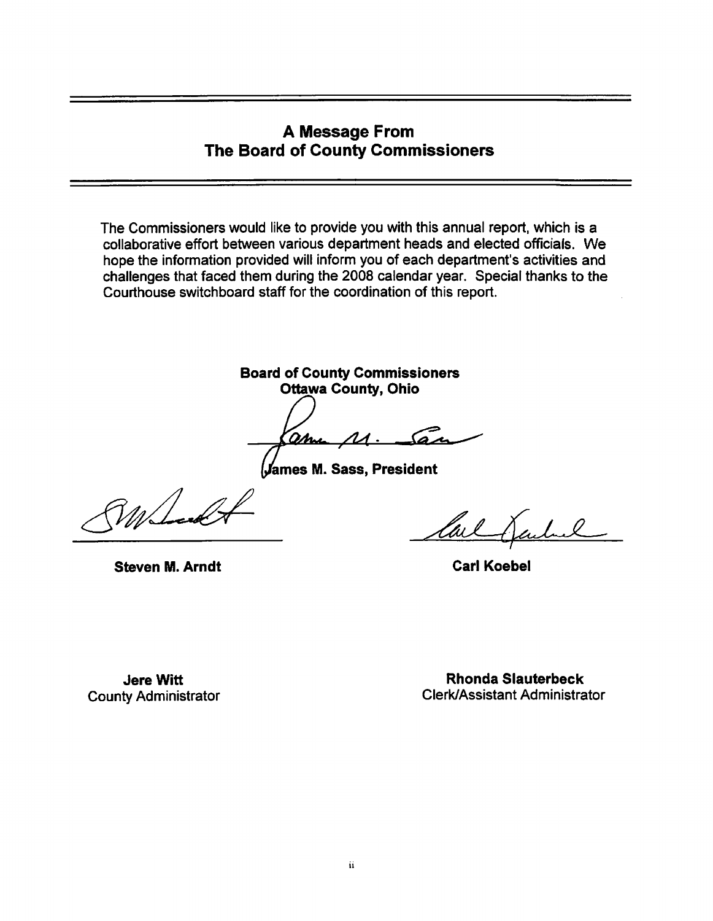# A Message From The Board of County Commissioners

The Commissioners would like to provide you with this annual report, which is a collaborative effort between various department heads and elected officials. We hope the information provided will inform you of each department's activities and challenges that faced them during the 2008 calendar year. Special thanks to the Courthouse switchboard staff for the coordination of this report.

**Board of County Commissioners**
**Ottawa County, Ohio**

**James M. Sass, President**

**Steven M. Arndt**

**Carl Koebel**

**Jere Witt**
County Administrator

**Rhonda Slauterbeck**
Clerk/Assistant Administrator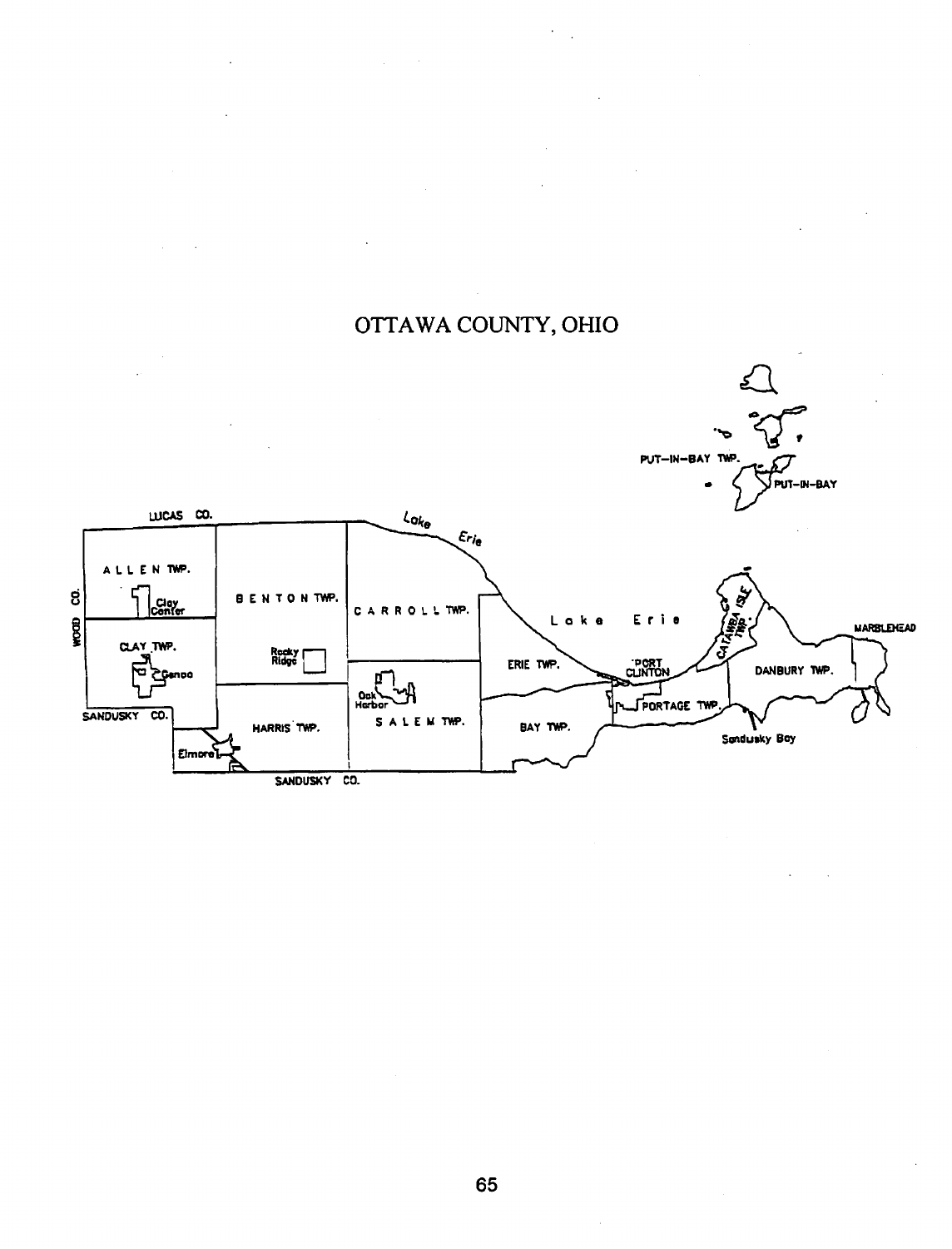# OTTAWA COUNTY, OHIO

PUT-IN-BAY TWP.

PUT-IN-BAY

LUCAS CO.

Lake Erie

ALLEN TWP.

Clay Center

WOOD CO.

CLAY TWP.

Genoa

SANDUSKY CO.

BENTON TWP.

Rocky Ridge

HARRIS TWP.

Elmore

SANDUSKY CO.

CARROLL TWP.

Oak Harbor

SALEM TWP.

ERIE TWP.

BAY TWP.

Lake Erie

PORT CLINTON

PORTAGE TWP.

CATAWBA ISLE TWP.

DANBURY TWP.

MARBLEHEAD

Sandusky Bay